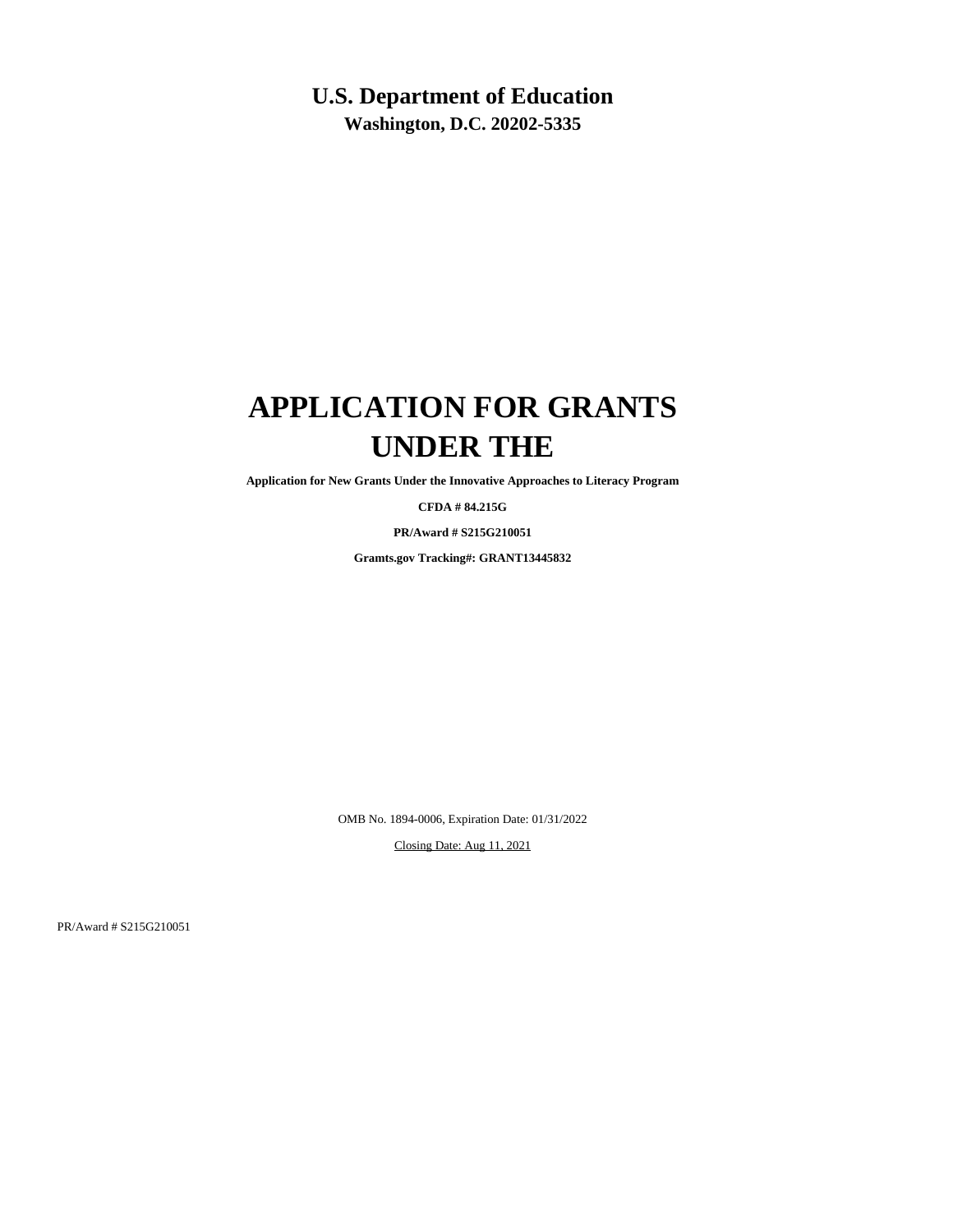# U.S. Department of Education

**Washington, D.C. 20202-5335**

# APPLICATION FOR GRANTS UNDER THE

**Application for New Grants Under the Innovative Approaches to Literacy Program**

**CFDA # 84.215G**

**PR/Award # S215G210051**

**Gramts.gov Tracking#: GRANT13445832**

OMB No. 1894-0006, Expiration Date: 01/31/2022

Closing Date: Aug 11, 2021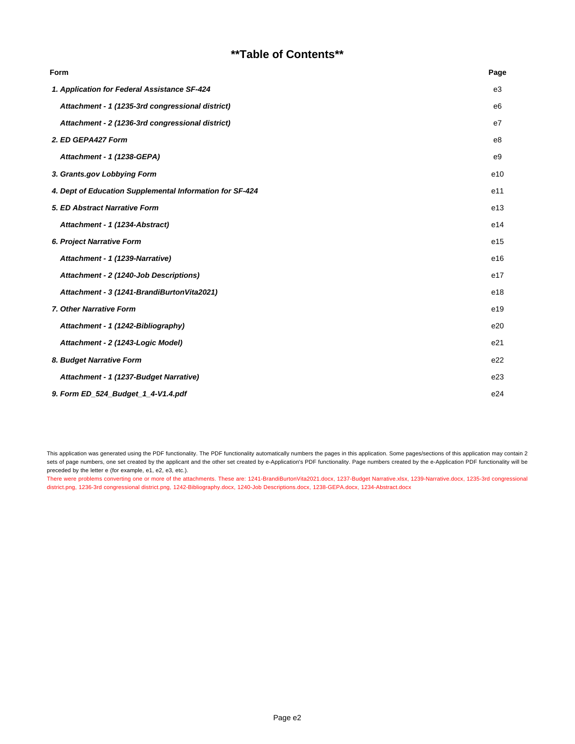# **Table of Contents**

| Form | Page |
|---|---|
| ***1. Application for Federal Assistance SF-424*** | e3 |
| ***Attachment - 1 (1235-3rd congressional district)*** | e6 |
| ***Attachment - 2 (1236-3rd congressional district)*** | e7 |
| ***2. ED GEPA427 Form*** | e8 |
| ***Attachment - 1 (1238-GEPA)*** | e9 |
| ***3. Grants.gov Lobbying Form*** | e10 |
| ***4. Dept of Education Supplemental Information for SF-424*** | e11 |
| ***5. ED Abstract Narrative Form*** | e13 |
| ***Attachment - 1 (1234-Abstract)*** | e14 |
| ***6. Project Narrative Form*** | e15 |
| ***Attachment - 1 (1239-Narrative)*** | e16 |
| ***Attachment - 2 (1240-Job Descriptions)*** | e17 |
| ***Attachment - 3 (1241-BrandiBurtonVita2021)*** | e18 |
| ***7. Other Narrative Form*** | e19 |
| ***Attachment - 1 (1242-Bibliography)*** | e20 |
| ***Attachment - 2 (1243-Logic Model)*** | e21 |
| ***8. Budget Narrative Form*** | e22 |
| ***Attachment - 1 (1237-Budget Narrative)*** | e23 |
| ***9. Form ED_524_Budget_1_4-V1.4.pdf*** | e24 |

This application was generated using the PDF functionality. The PDF functionality automatically numbers the pages in this application. Some pages/sections of this application may contain 2 sets of page numbers, one set created by the applicant and the other set created by e-Application's PDF functionality. Page numbers created by the e-Application PDF functionality will be preceded by the letter e (for example, e1, e2, e3, etc.).

There were problems converting one or more of the attachments. These are: 1241-BrandiBurtonVita2021.docx, 1237-Budget Narrative.xlsx, 1239-Narrative.docx, 1235-3rd congressional district.png, 1236-3rd congressional district.png, 1242-Bibliography.docx, 1240-Job Descriptions.docx, 1238-GEPA.docx, 1234-Abstract.docx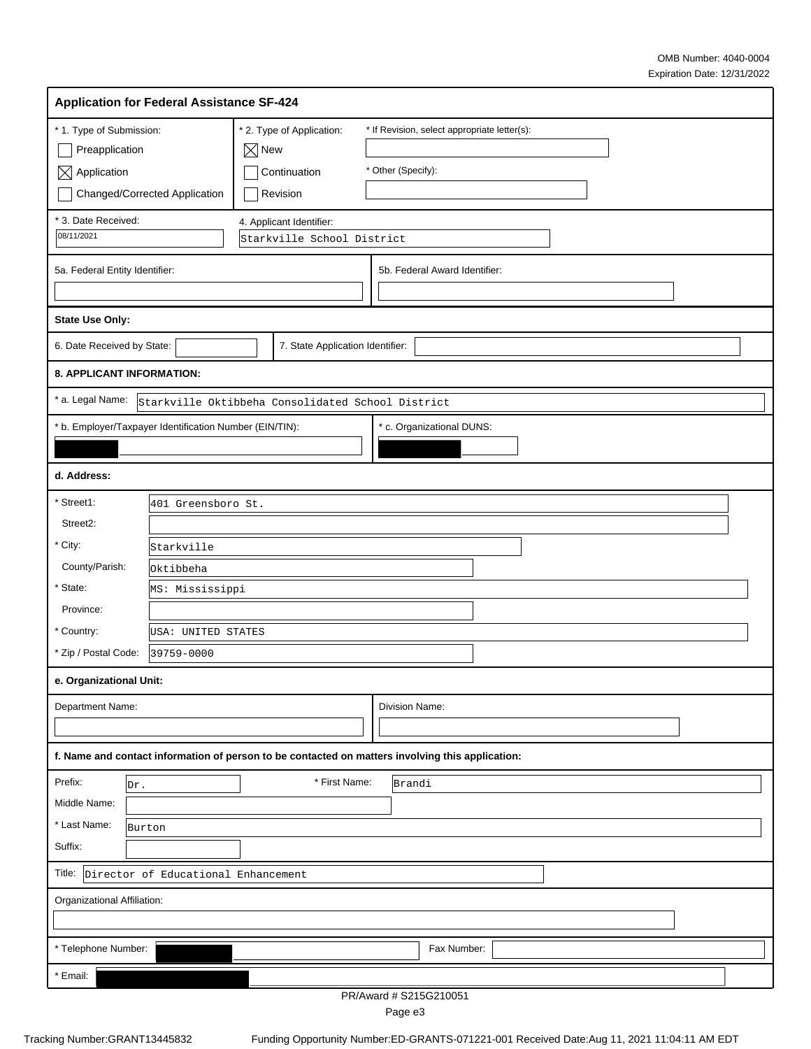OMB Number: 4040-0004
Expiration Date: 12/31/2022

## Application for Federal Assistance SF-424

| * 1. Type of Submission: | * 2. Type of Application: | * If Revision, select appropriate letter(s): |
|---|---|---|
| ☐ Preapplication | ☒ New | |
| ☒ Application | ☐ Continuation | * Other (Specify): |
| ☐ Changed/Corrected Application | ☐ Revision | |

| * 3. Date Received: | 4. Applicant Identifier: |
|---|---|
| 08/11/2021 | Starkville School District |

| 5a. Federal Entity Identifier: | 5b. Federal Award Identifier: |
|---|---|
| | |

**State Use Only:**

| 6. Date Received by State: | 7. State Application Identifier: |
|---|---|
| | |

**8. APPLICANT INFORMATION:**

* a. Legal Name: Starkville Oktibbeha Consolidated School District

| * b. Employer/Taxpayer Identification Number (EIN/TIN): | * c. Organizational DUNS: |
|---|---|
| [REDACTED] | [REDACTED] |

**d. Address:**

| Field | Value |
|---|---|
| * Street1: | 401 Greensboro St. |
| Street2: | |
| * City: | Starkville |
| County/Parish: | Oktibbeha |
| * State: | MS: Mississippi |
| Province: | |
| * Country: | USA: UNITED STATES |
| * Zip / Postal Code: | 39759-0000 |

**e. Organizational Unit:**

| Department Name: | Division Name: |
|---|---|
| | |

**f. Name and contact information of person to be contacted on matters involving this application:**

| Field | Value |
|---|---|
| Prefix: | Dr. |
| * First Name: | Brandi |
| Middle Name: | |
| * Last Name: | Burton |
| Suffix: | |
| Title: | Director of Educational Enhancement |
| Organizational Affiliation: | |
| * Telephone Number: | [REDACTED] |
| Fax Number: | |
| * Email: | [REDACTED] |

PR/Award # S215G210051

Tracking Number:GRANT13445832 Funding Opportunity Number:ED-GRANTS-071221-001 Received Date:Aug 11, 2021 11:04:11 AM EDT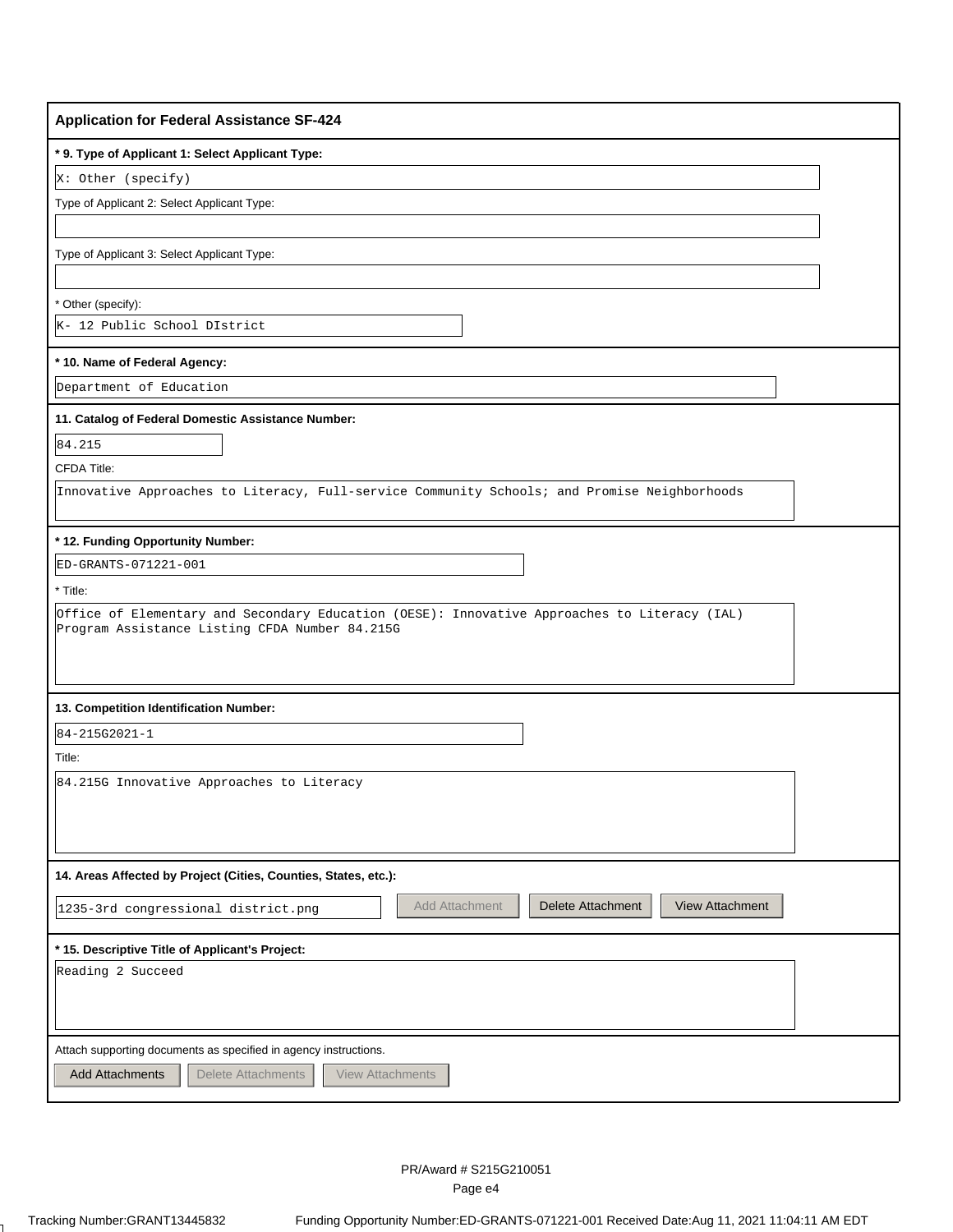## Application for Federal Assistance SF-424

**\* 9. Type of Applicant 1: Select Applicant Type:**

X: Other (specify)

Type of Applicant 2: Select Applicant Type:

Type of Applicant 3: Select Applicant Type:

\* Other (specify):

K- 12 Public School DIstrict

**\* 10. Name of Federal Agency:**

Department of Education

**11. Catalog of Federal Domestic Assistance Number:**

84.215

CFDA Title:

Innovative Approaches to Literacy, Full-service Community Schools; and Promise Neighborhoods

**\* 12. Funding Opportunity Number:**

ED-GRANTS-071221-001

\* Title:

Office of Elementary and Secondary Education (OESE): Innovative Approaches to Literacy (IAL) Program Assistance Listing CFDA Number 84.215G

**13. Competition Identification Number:**

84-215G2021-1

Title:

84.215G Innovative Approaches to Literacy

**14. Areas Affected by Project (Cities, Counties, States, etc.):**

1235-3rd congressional district.png

Add Attachment | Delete Attachment | View Attachment

**\* 15. Descriptive Title of Applicant's Project:**

Reading 2 Succeed

Attach supporting documents as specified in agency instructions.

Add Attachments | Delete Attachments | View Attachments

PR/Award # S215G210051

Tracking Number:GRANT13445832 Funding Opportunity Number:ED-GRANTS-071221-001 Received Date:Aug 11, 2021 11:04:11 AM EDT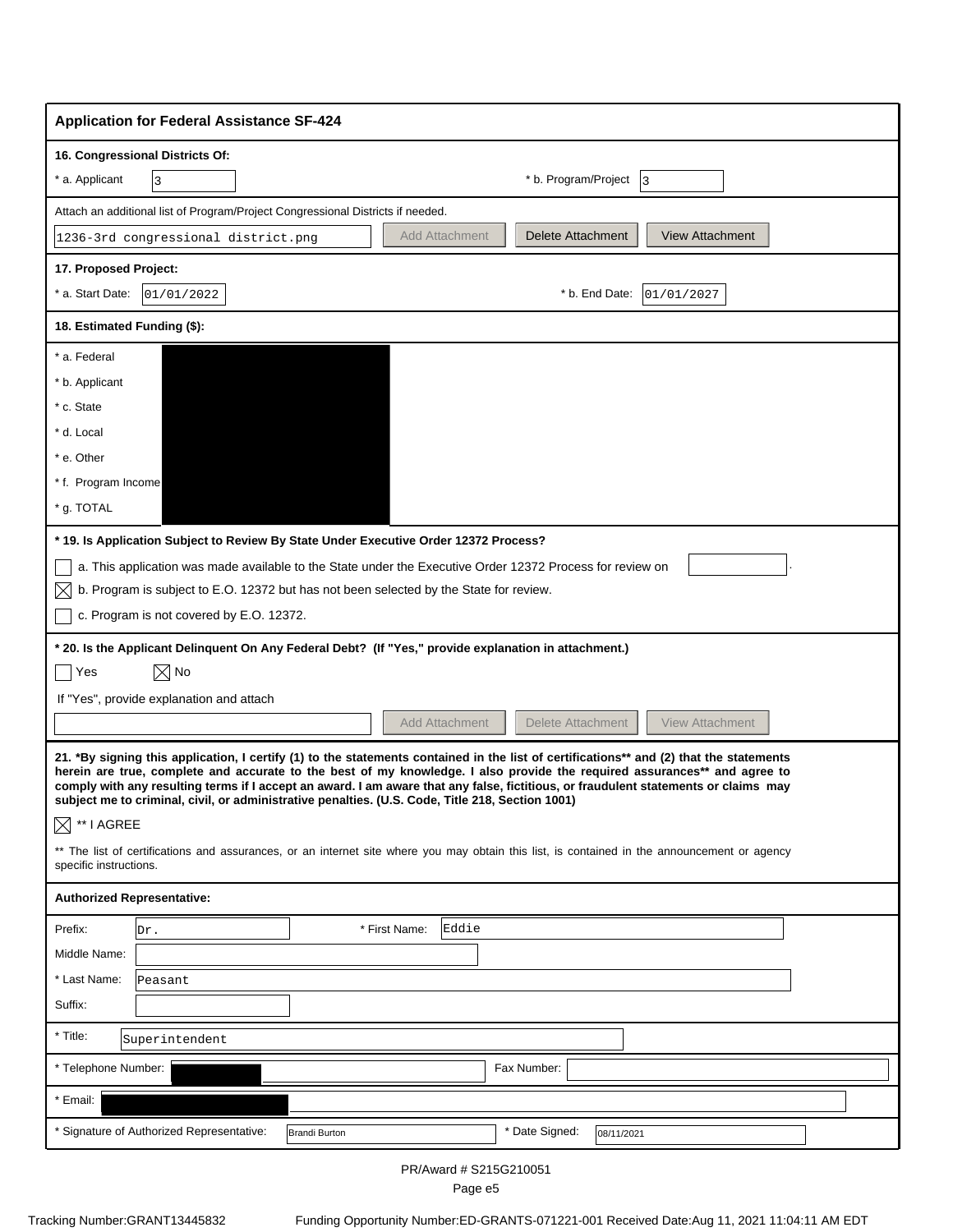## Application for Federal Assistance SF-424

**16. Congressional Districts Of:**

| * a. Applicant | 3 | * b. Program/Project | 3 |
|---|---|---|---|

Attach an additional list of Program/Project Congressional Districts if needed.

1236-3rd congressional district.png

Add Attachment | Delete Attachment | View Attachment

**17. Proposed Project:**

| * a. Start Date: | 01/01/2022 | * b. End Date: | 01/01/2027 |
|---|---|---|---|

**18. Estimated Funding ($):**

| | |
|---|---|
| * a. Federal | |
| * b. Applicant | |
| * c. State | |
| * d. Local | |
| * e. Other | |
| * f. Program Income | |
| * g. TOTAL | |

**\* 19. Is Application Subject to Review By State Under Executive Order 12372 Process?**

- [ ] a. This application was made available to the State under the Executive Order 12372 Process for review on
- [x] b. Program is subject to E.O. 12372 but has not been selected by the State for review.
- [ ] c. Program is not covered by E.O. 12372.

**\* 20. Is the Applicant Delinquent On Any Federal Debt? (If "Yes," provide explanation in attachment.)**

- [ ] Yes
- [x] No

If "Yes", provide explanation and attach

Add Attachment | Delete Attachment | View Attachment

**21. \*By signing this application, I certify (1) to the statements contained in the list of certifications\*\* and (2) that the statements herein are true, complete and accurate to the best of my knowledge. I also provide the required assurances\*\* and agree to comply with any resulting terms if I accept an award. I am aware that any false, fictitious, or fraudulent statements or claims may subject me to criminal, civil, or administrative penalties. (U.S. Code, Title 218, Section 1001)**

- [x] \*\* I AGREE

\*\* The list of certifications and assurances, or an internet site where you may obtain this list, is contained in the announcement or agency specific instructions.

**Authorized Representative:**

| | |
|---|---|
| Prefix: | Dr. |
| * First Name: | Eddie |
| Middle Name: | |
| * Last Name: | Peasant |
| Suffix: | |
| * Title: | Superintendent |
| * Telephone Number: | |
| Fax Number: | |
| * Email: | |
| * Signature of Authorized Representative: | Brandi Burton |
| * Date Signed: | 08/11/2021 |

PR/Award # S215G210051

Tracking Number:GRANT13445832 Funding Opportunity Number:ED-GRANTS-071221-001 Received Date:Aug 11, 2021 11:04:11 AM EDT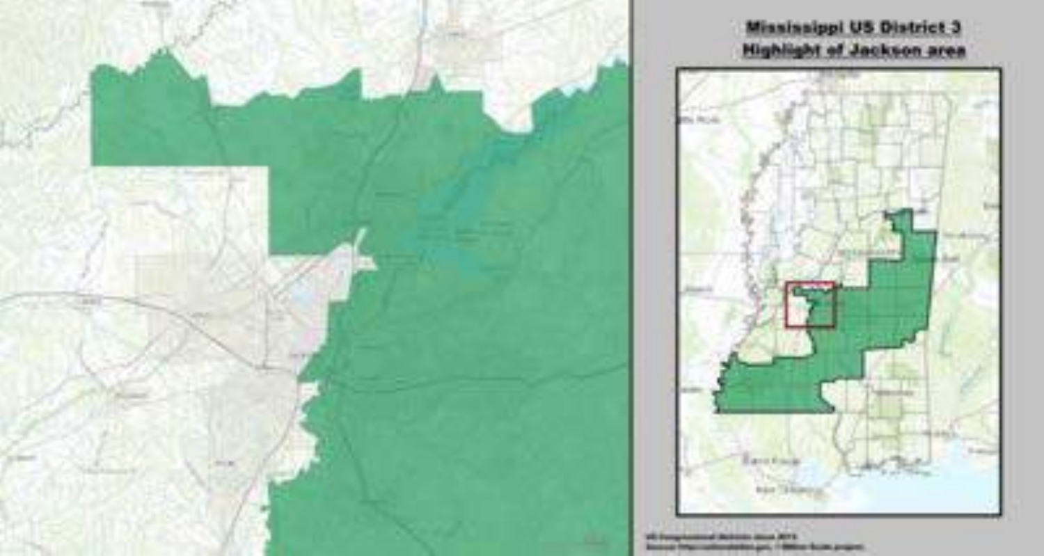**Mississippi US District 3**

**Highlight of Jackson area**

US Congressional districts since 2013

Source: http://nationalatlas.gov, 1 Million Scale project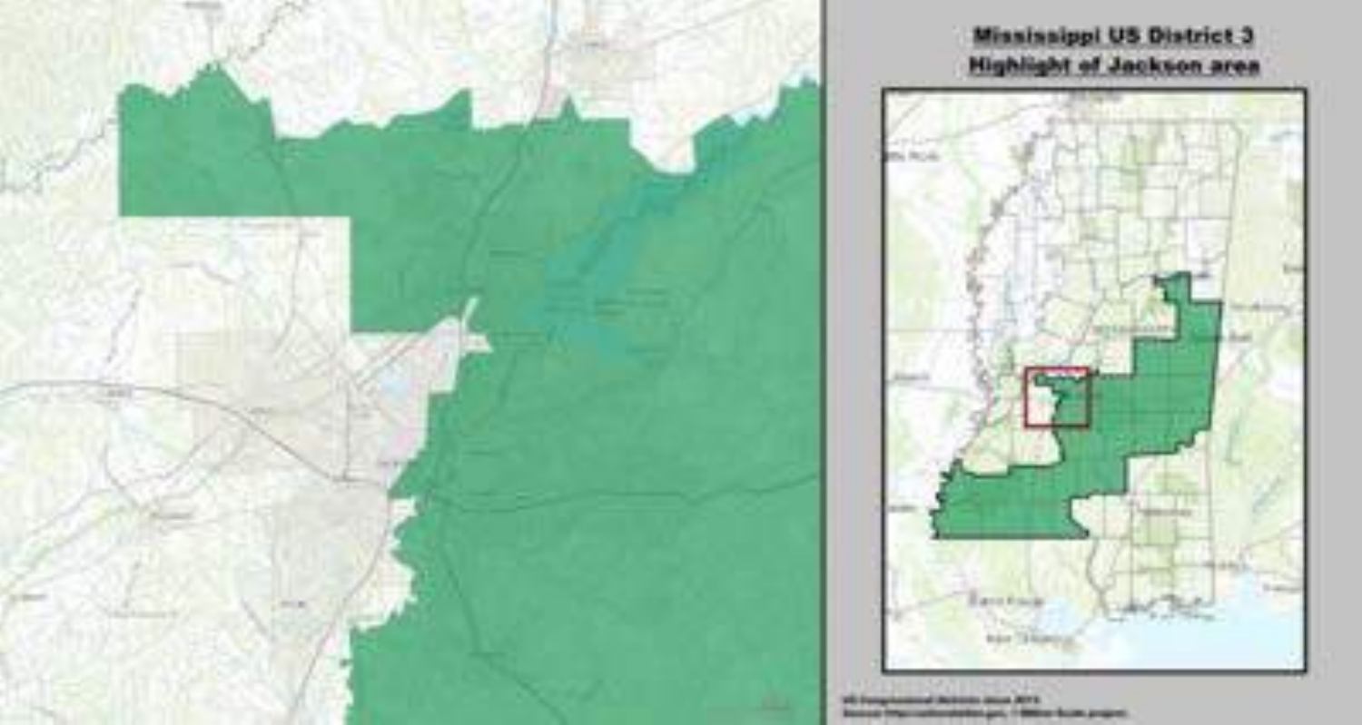**Mississippi US District 3**
**Highlight of Jackson area**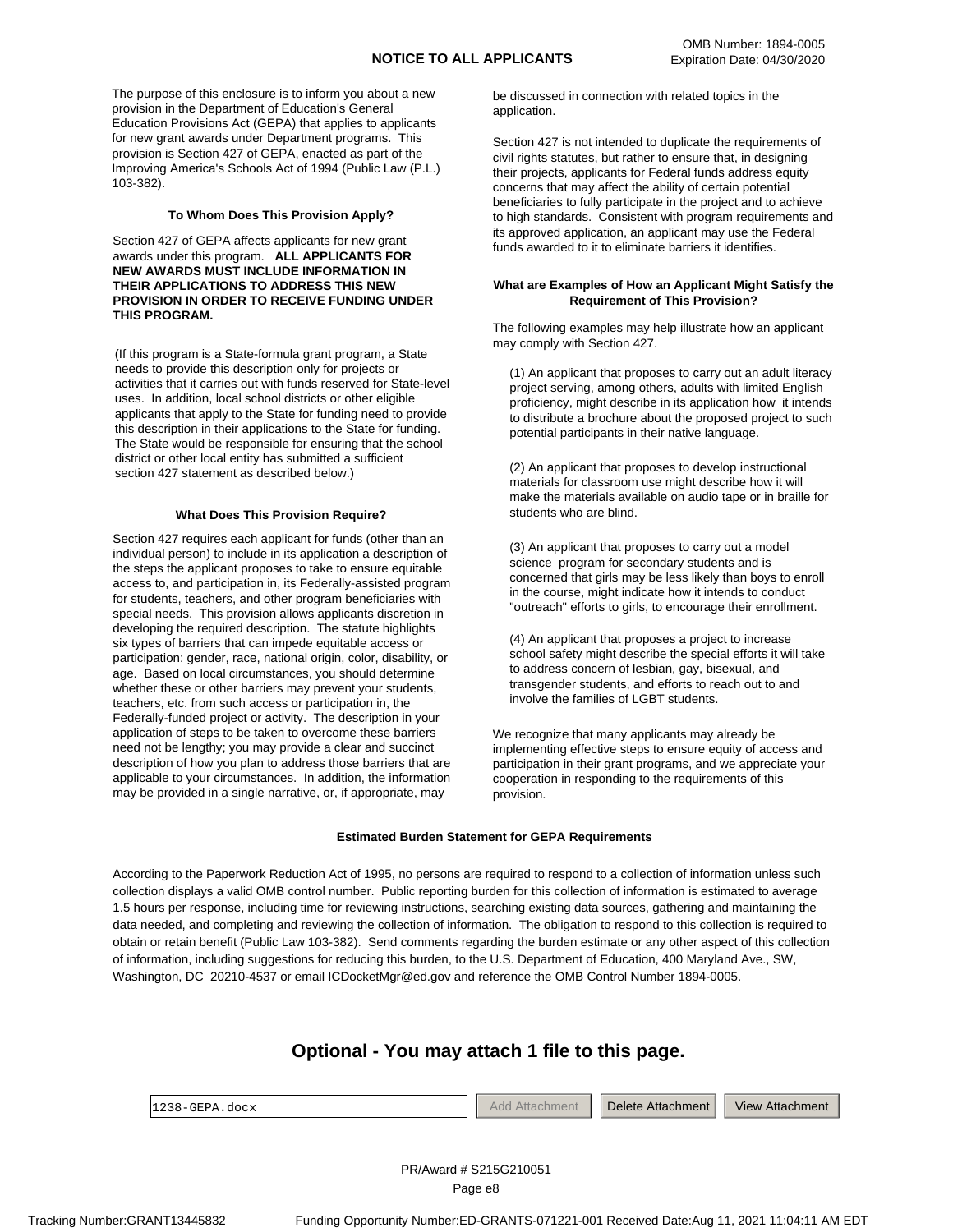OMB Number: 1894-0005
Expiration Date: 04/30/2020

# NOTICE TO ALL APPLICANTS

The purpose of this enclosure is to inform you about a new provision in the Department of Education's General Education Provisions Act (GEPA) that applies to applicants for new grant awards under Department programs. This provision is Section 427 of GEPA, enacted as part of the Improving America's Schools Act of 1994 (Public Law (P.L.) 103-382).

### To Whom Does This Provision Apply?

Section 427 of GEPA affects applicants for new grant awards under this program. **ALL APPLICANTS FOR NEW AWARDS MUST INCLUDE INFORMATION IN THEIR APPLICATIONS TO ADDRESS THIS NEW PROVISION IN ORDER TO RECEIVE FUNDING UNDER THIS PROGRAM.**

(If this program is a State-formula grant program, a State needs to provide this description only for projects or activities that it carries out with funds reserved for State-level uses. In addition, local school districts or other eligible applicants that apply to the State for funding need to provide this description in their applications to the State for funding. The State would be responsible for ensuring that the school district or other local entity has submitted a sufficient section 427 statement as described below.)

### What Does This Provision Require?

Section 427 requires each applicant for funds (other than an individual person) to include in its application a description of the steps the applicant proposes to take to ensure equitable access to, and participation in, its Federally-assisted program for students, teachers, and other program beneficiaries with special needs. This provision allows applicants discretion in developing the required description. The statute highlights six types of barriers that can impede equitable access or participation: gender, race, national origin, color, disability, or age. Based on local circumstances, you should determine whether these or other barriers may prevent your students, teachers, etc. from such access or participation in, the Federally-funded project or activity. The description in your application of steps to be taken to overcome these barriers need not be lengthy; you may provide a clear and succinct description of how you plan to address those barriers that are applicable to your circumstances. In addition, the information may be provided in a single narrative, or, if appropriate, may be discussed in connection with related topics in the application.

Section 427 is not intended to duplicate the requirements of civil rights statutes, but rather to ensure that, in designing their projects, applicants for Federal funds address equity concerns that may affect the ability of certain potential beneficiaries to fully participate in the project and to achieve to high standards. Consistent with program requirements and its approved application, an applicant may use the Federal funds awarded to it to eliminate barriers it identifies.

### What are Examples of How an Applicant Might Satisfy the Requirement of This Provision?

The following examples may help illustrate how an applicant may comply with Section 427.

(1) An applicant that proposes to carry out an adult literacy project serving, among others, adults with limited English proficiency, might describe in its application how it intends to distribute a brochure about the proposed project to such potential participants in their native language.

(2) An applicant that proposes to develop instructional materials for classroom use might describe how it will make the materials available on audio tape or in braille for students who are blind.

(3) An applicant that proposes to carry out a model science program for secondary students and is concerned that girls may be less likely than boys to enroll in the course, might indicate how it intends to conduct "outreach" efforts to girls, to encourage their enrollment.

(4) An applicant that proposes a project to increase school safety might describe the special efforts it will take to address concern of lesbian, gay, bisexual, and transgender students, and efforts to reach out to and involve the families of LGBT students.

We recognize that many applicants may already be implementing effective steps to ensure equity of access and participation in their grant programs, and we appreciate your cooperation in responding to the requirements of this provision.

### Estimated Burden Statement for GEPA Requirements

According to the Paperwork Reduction Act of 1995, no persons are required to respond to a collection of information unless such collection displays a valid OMB control number. Public reporting burden for this collection of information is estimated to average 1.5 hours per response, including time for reviewing instructions, searching existing data sources, gathering and maintaining the data needed, and completing and reviewing the collection of information. The obligation to respond to this collection is required to obtain or retain benefit (Public Law 103-382). Send comments regarding the burden estimate or any other aspect of this collection of information, including suggestions for reducing this burden, to the U.S. Department of Education, 400 Maryland Ave., SW, Washington, DC 20210-4537 or email ICDocketMgr@ed.gov and reference the OMB Control Number 1894-0005.

## Optional - You may attach 1 file to this page.

1238-GEPA.docx | Add Attachment | Delete Attachment | View Attachment

PR/Award # S215G210051

Tracking Number:GRANT13445832 Funding Opportunity Number:ED-GRANTS-071221-001 Received Date:Aug 11, 2021 11:04:11 AM EDT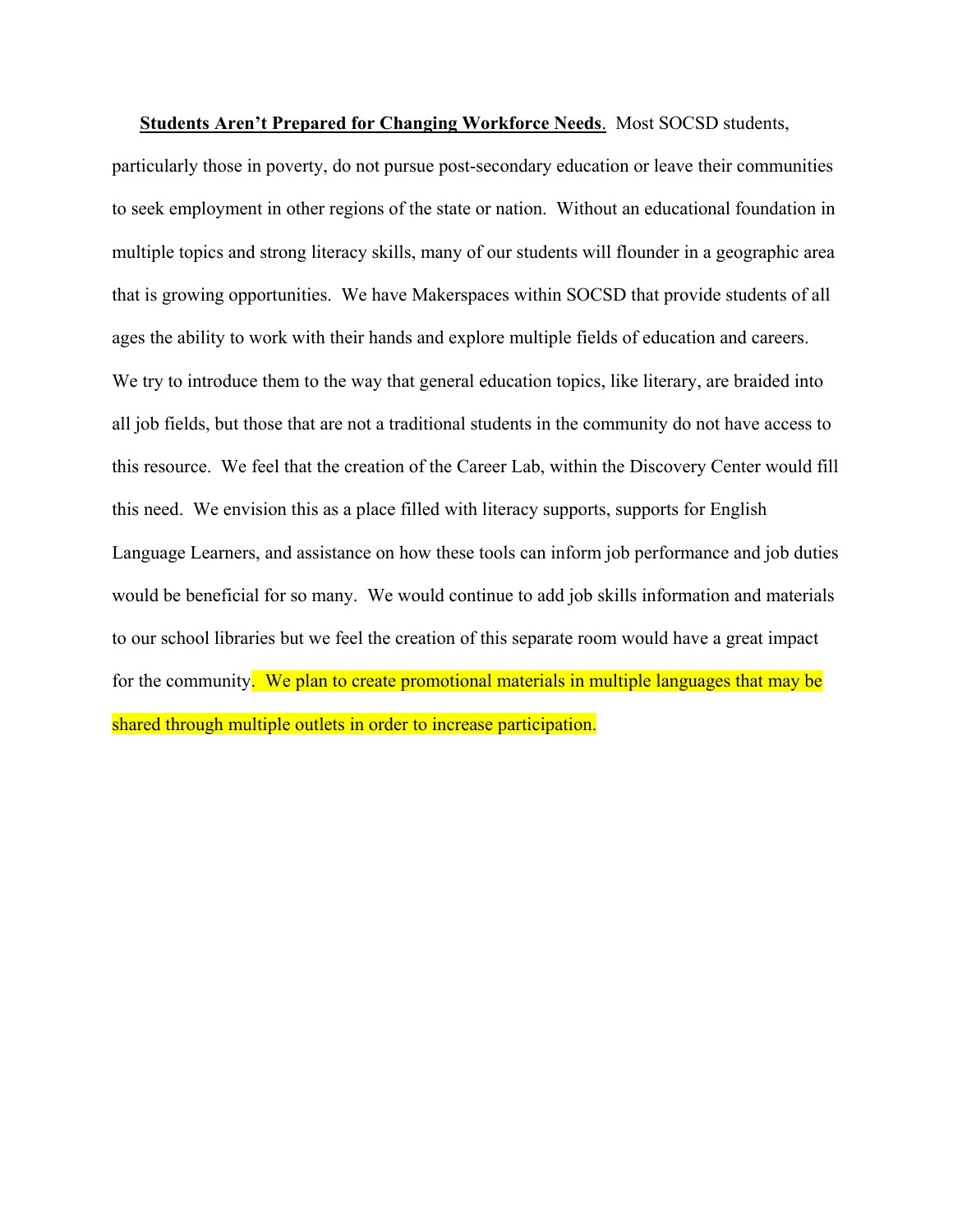**Students Aren't Prepared for Changing Workforce Needs**. Most SOCSD students, particularly those in poverty, do not pursue post-secondary education or leave their communities to seek employment in other regions of the state or nation. Without an educational foundation in multiple topics and strong literacy skills, many of our students will flounder in a geographic area that is growing opportunities. We have Makerspaces within SOCSD that provide students of all ages the ability to work with their hands and explore multiple fields of education and careers. We try to introduce them to the way that general education topics, like literary, are braided into all job fields, but those that are not a traditional students in the community do not have access to this resource. We feel that the creation of the Career Lab, within the Discovery Center would fill this need. We envision this as a place filled with literacy supports, supports for English Language Learners, and assistance on how these tools can inform job performance and job duties would be beneficial for so many. We would continue to add job skills information and materials to our school libraries but we feel the creation of this separate room would have a great impact for the community. We plan to create promotional materials in multiple languages that may be shared through multiple outlets in order to increase participation.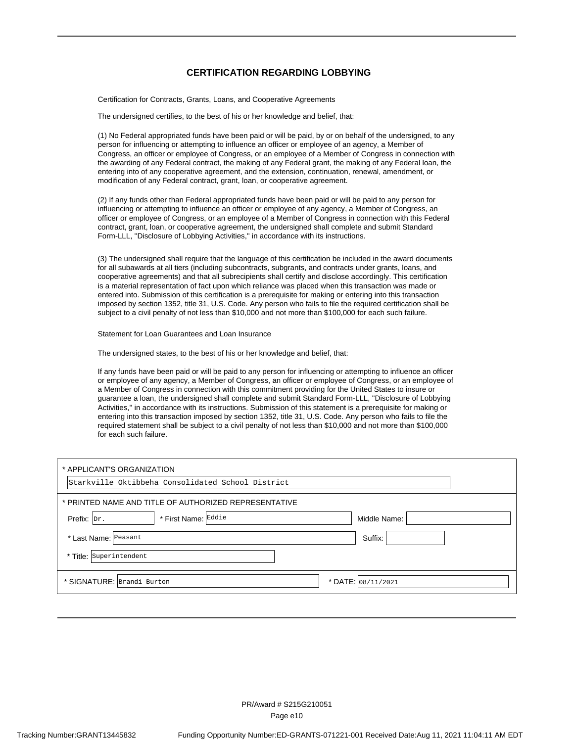# CERTIFICATION REGARDING LOBBYING

Certification for Contracts, Grants, Loans, and Cooperative Agreements

The undersigned certifies, to the best of his or her knowledge and belief, that:

(1) No Federal appropriated funds have been paid or will be paid, by or on behalf of the undersigned, to any person for influencing or attempting to influence an officer or employee of an agency, a Member of Congress, an officer or employee of Congress, or an employee of a Member of Congress in connection with the awarding of any Federal contract, the making of any Federal grant, the making of any Federal loan, the entering into of any cooperative agreement, and the extension, continuation, renewal, amendment, or modification of any Federal contract, grant, loan, or cooperative agreement.

(2) If any funds other than Federal appropriated funds have been paid or will be paid to any person for influencing or attempting to influence an officer or employee of any agency, a Member of Congress, an officer or employee of Congress, or an employee of a Member of Congress in connection with this Federal contract, grant, loan, or cooperative agreement, the undersigned shall complete and submit Standard Form-LLL, ''Disclosure of Lobbying Activities,'' in accordance with its instructions.

(3) The undersigned shall require that the language of this certification be included in the award documents for all subawards at all tiers (including subcontracts, subgrants, and contracts under grants, loans, and cooperative agreements) and that all subrecipients shall certify and disclose accordingly. This certification is a material representation of fact upon which reliance was placed when this transaction was made or entered into. Submission of this certification is a prerequisite for making or entering into this transaction imposed by section 1352, title 31, U.S. Code. Any person who fails to file the required certification shall be subject to a civil penalty of not less than $10,000 and not more than $100,000 for each such failure.

Statement for Loan Guarantees and Loan Insurance

The undersigned states, to the best of his or her knowledge and belief, that:

If any funds have been paid or will be paid to any person for influencing or attempting to influence an officer or employee of any agency, a Member of Congress, an officer or employee of Congress, or an employee of a Member of Congress in connection with this commitment providing for the United States to insure or guarantee a loan, the undersigned shall complete and submit Standard Form-LLL, ''Disclosure of Lobbying Activities,'' in accordance with its instructions. Submission of this statement is a prerequisite for making or entering into this transaction imposed by section 1352, title 31, U.S. Code. Any person who fails to file the required statement shall be subject to a civil penalty of not less than $10,000 and not more than $100,000 for each such failure.

\* APPLICANT'S ORGANIZATION: Starkville Oktibbeha Consolidated School District

\* PRINTED NAME AND TITLE OF AUTHORIZED REPRESENTATIVE

| | | | |
|---|---|---|---|
| Prefix: Dr. | \* First Name: Eddie | Middle Name: | |
| \* Last Name: Peasant | | Suffix: | |
| \* Title: Superintendent | | | |
| \* SIGNATURE: Brandi Burton | | \* DATE: 08/11/2021 | |

PR/Award # S215G210051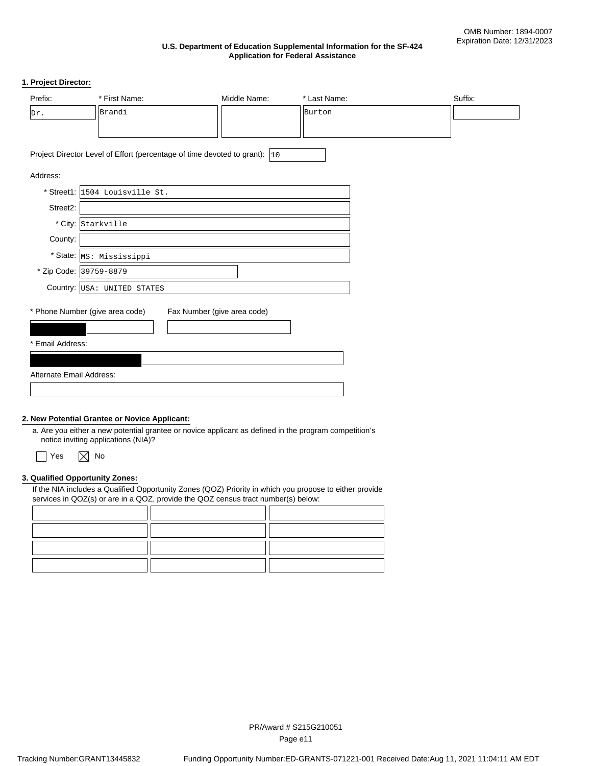OMB Number: 1894-0007
Expiration Date: 12/31/2023

**U.S. Department of Education Supplemental Information for the SF-424 Application for Federal Assistance**

### 1. Project Director:

| Prefix: | * First Name: | Middle Name: | * Last Name: | Suffix: |
|---|---|---|---|---|
| Dr. | Brandi | | Burton | |

Project Director Level of Effort (percentage of time devoted to grant): 10

Address:

* Street1: 1504 Louisville St.
Street2:
* City: Starkville
County:
* State: MS: Mississippi
* Zip Code: 39759-8879
Country: USA: UNITED STATES

* Phone Number (give area code): [redacted]
Fax Number (give area code):

* Email Address: [redacted]

Alternate Email Address:

### 2. New Potential Grantee or Novice Applicant:

a. Are you either a new potential grantee or novice applicant as defined in the program competition's notice inviting applications (NIA)?

☐ Yes ☒ No

### 3. Qualified Opportunity Zones:

If the NIA includes a Qualified Opportunity Zones (QOZ) Priority in which you propose to either provide services in QOZ(s) or are in a QOZ, provide the QOZ census tract number(s) below:

| | | |
|---|---|---|
| | | |
| | | |
| | | |
| | | |

PR/Award # S215G210051

Tracking Number:GRANT13445832 Funding Opportunity Number:ED-GRANTS-071221-001 Received Date:Aug 11, 2021 11:04:11 AM EDT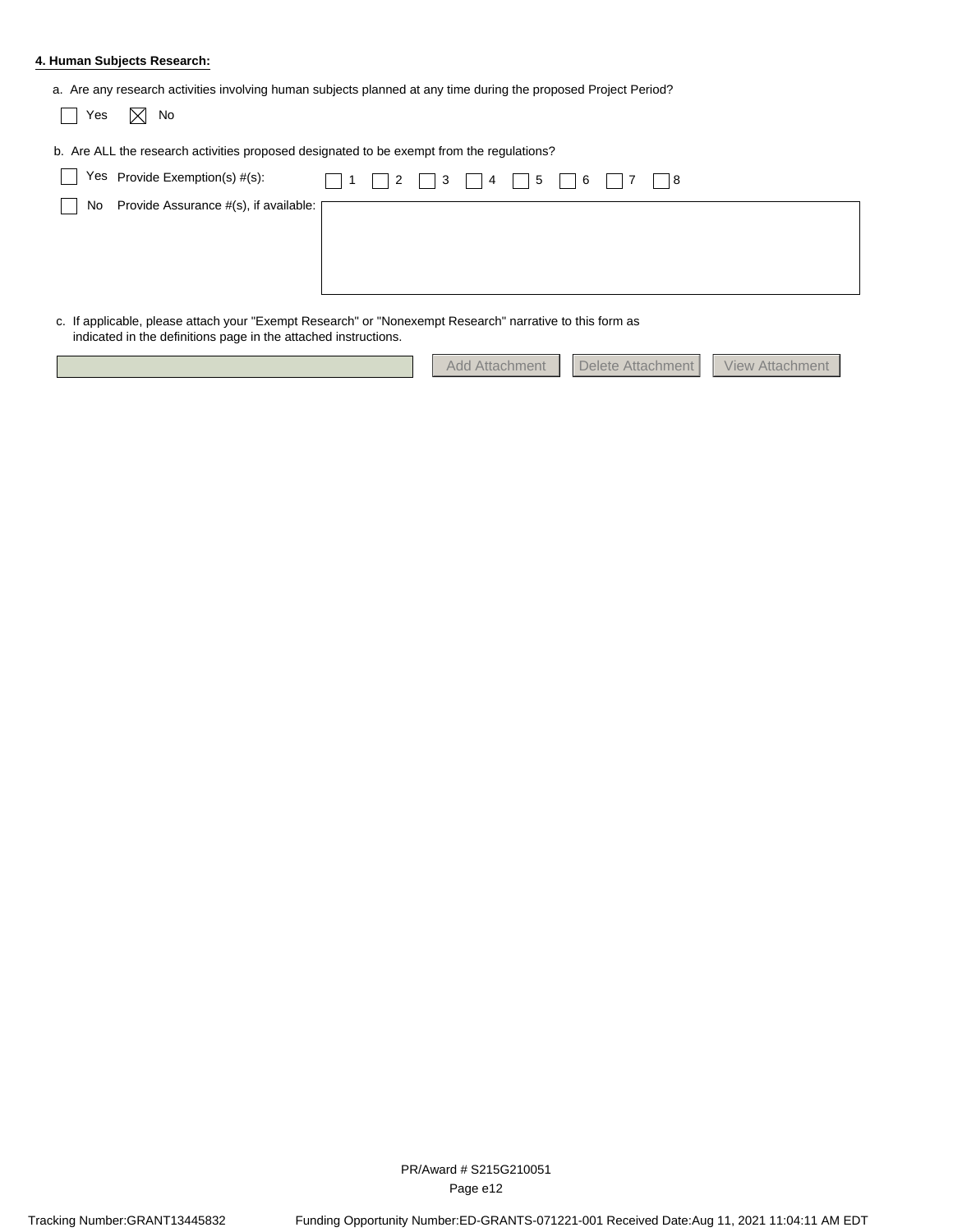**4. Human Subjects Research:**

a. Are any research activities involving human subjects planned at any time during the proposed Project Period?

☐ Yes ☒ No

b. Are ALL the research activities proposed designated to be exempt from the regulations?

☐ Yes Provide Exemption(s) #(s): ☐ 1 ☐ 2 ☐ 3 ☐ 4 ☐ 5 ☐ 6 ☐ 7 ☐ 8

☐ No Provide Assurance #(s), if available:

c. If applicable, please attach your "Exempt Research" or "Nonexempt Research" narrative to this form as indicated in the definitions page in the attached instructions.

Add Attachment | Delete Attachment | View Attachment

PR/Award # S215G210051

Tracking Number:GRANT13445832 Funding Opportunity Number:ED-GRANTS-071221-001 Received Date:Aug 11, 2021 11:04:11 AM EDT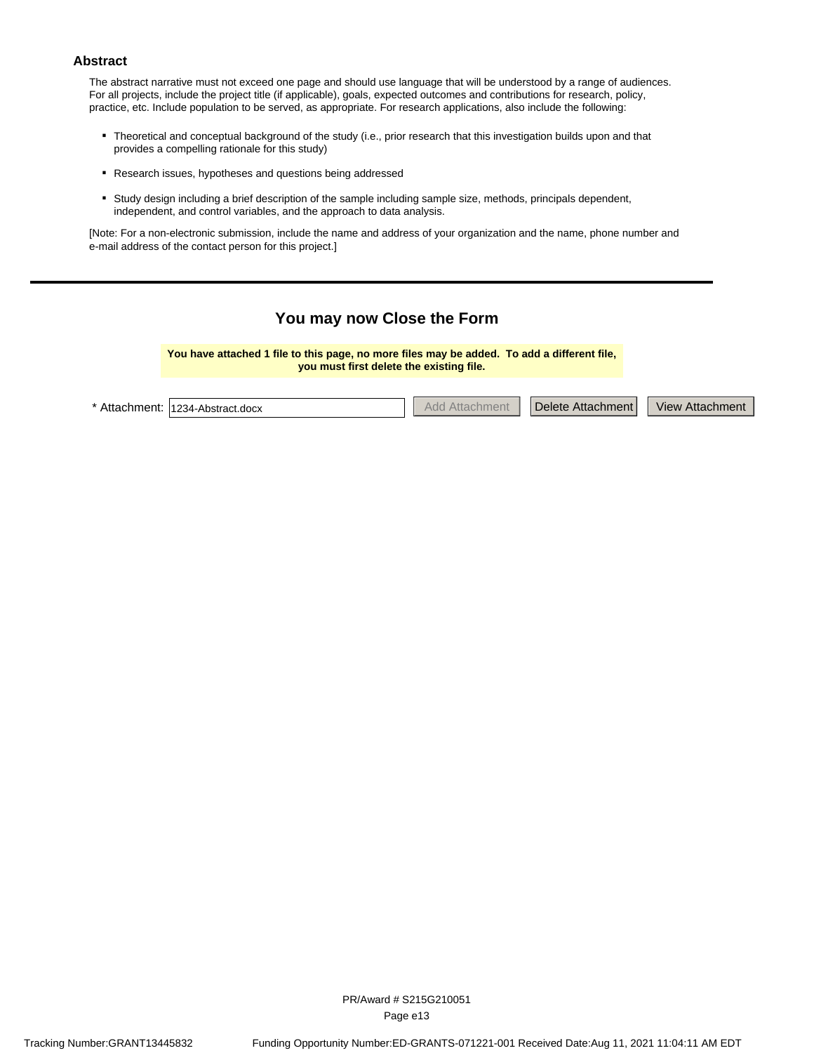## Abstract

The abstract narrative must not exceed one page and should use language that will be understood by a range of audiences. For all projects, include the project title (if applicable), goals, expected outcomes and contributions for research, policy, practice, etc. Include population to be served, as appropriate. For research applications, also include the following:

- Theoretical and conceptual background of the study (i.e., prior research that this investigation builds upon and that provides a compelling rationale for this study)
- Research issues, hypotheses and questions being addressed
- Study design including a brief description of the sample including sample size, methods, principals dependent, independent, and control variables, and the approach to data analysis.

[Note: For a non-electronic submission, include the name and address of your organization and the name, phone number and e-mail address of the contact person for this project.]

---

### You may now Close the Form

**You have attached 1 file to this page, no more files may be added. To add a different file, you must first delete the existing file.**

* Attachment: 1234-Abstract.docx | Add Attachment | Delete Attachment | View Attachment

PR/Award # S215G210051

Tracking Number:GRANT13445832 Funding Opportunity Number:ED-GRANTS-071221-001 Received Date:Aug 11, 2021 11:04:11 AM EDT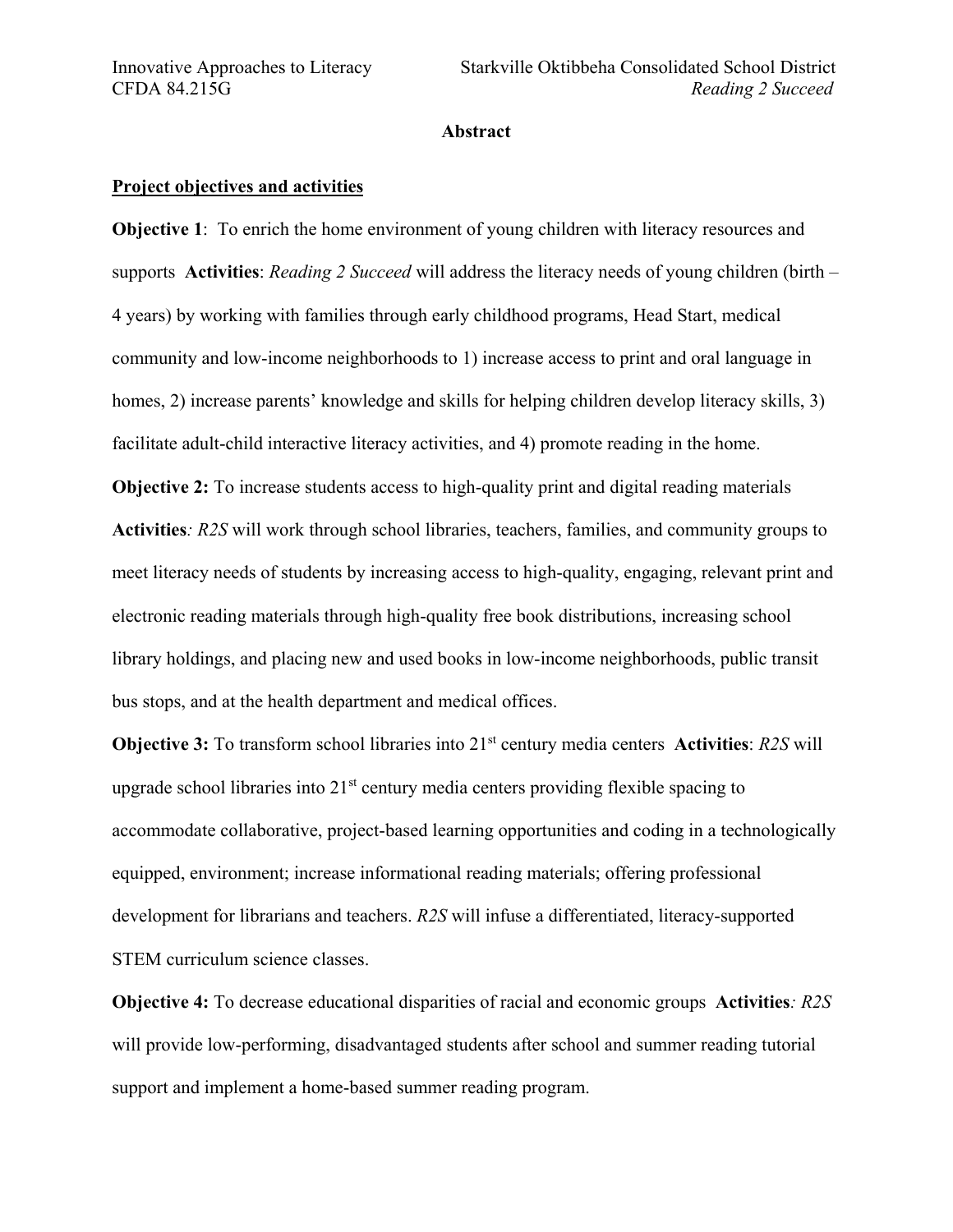## Abstract

**Project objectives and activities**

**Objective 1**: To enrich the home environment of young children with literacy resources and supports **Activities**: *Reading 2 Succeed* will address the literacy needs of young children (birth – 4 years) by working with families through early childhood programs, Head Start, medical community and low-income neighborhoods to 1) increase access to print and oral language in homes, 2) increase parents' knowledge and skills for helping children develop literacy skills, 3) facilitate adult-child interactive literacy activities, and 4) promote reading in the home.

**Objective 2:** To increase students access to high-quality print and digital reading materials **Activities***: R2S* will work through school libraries, teachers, families, and community groups to meet literacy needs of students by increasing access to high-quality, engaging, relevant print and electronic reading materials through high-quality free book distributions, increasing school library holdings, and placing new and used books in low-income neighborhoods, public transit bus stops, and at the health department and medical offices.

**Objective 3:** To transform school libraries into 21st century media centers **Activities**: *R2S* will upgrade school libraries into 21st century media centers providing flexible spacing to accommodate collaborative, project-based learning opportunities and coding in a technologically equipped, environment; increase informational reading materials; offering professional development for librarians and teachers. *R2S* will infuse a differentiated, literacy-supported STEM curriculum science classes.

**Objective 4:** To decrease educational disparities of racial and economic groups **Activities***: R2S* will provide low-performing, disadvantaged students after school and summer reading tutorial support and implement a home-based summer reading program.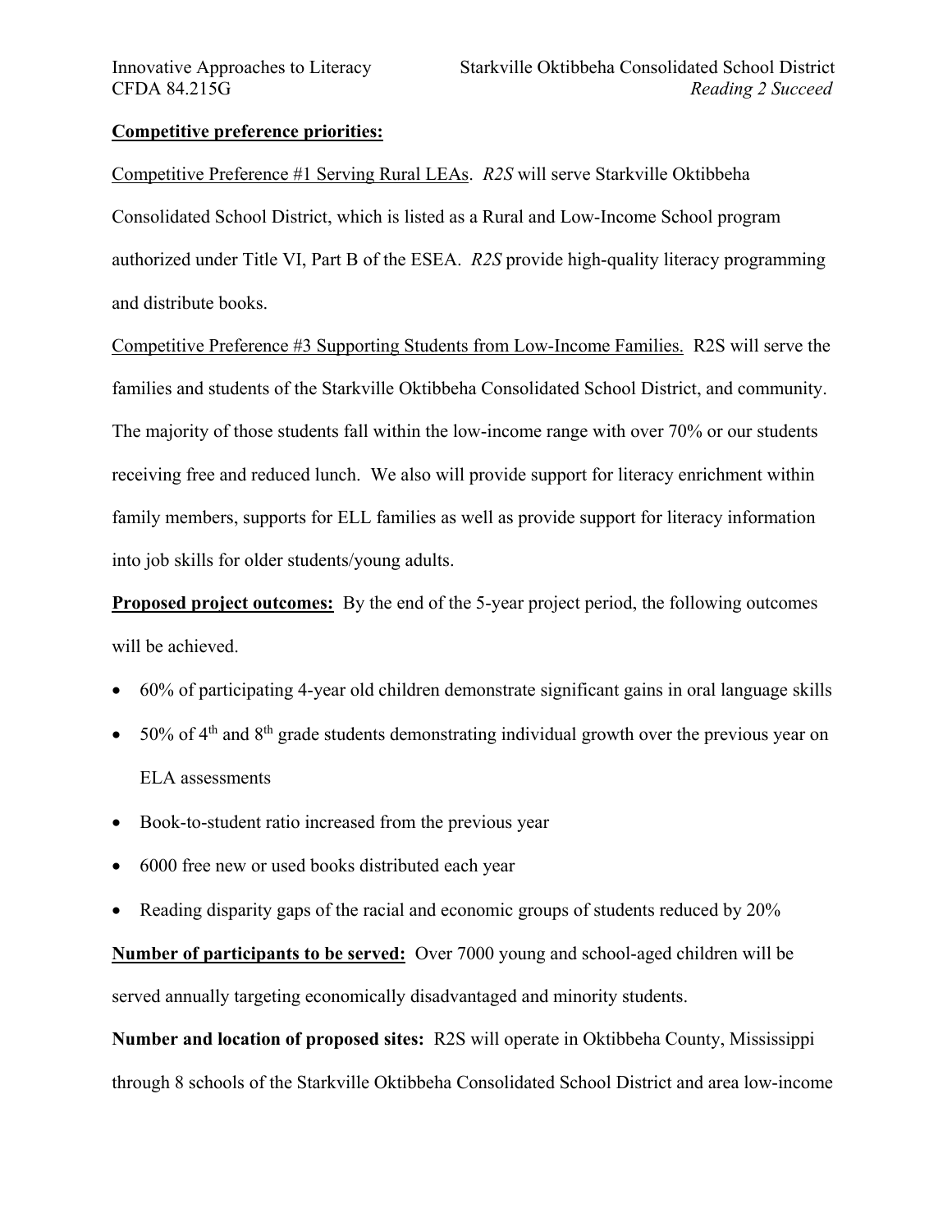**Competitive preference priorities:**

Competitive Preference #1 Serving Rural LEAs. *R2S* will serve Starkville Oktibbeha Consolidated School District, which is listed as a Rural and Low-Income School program authorized under Title VI, Part B of the ESEA. *R2S* provide high-quality literacy programming and distribute books.

Competitive Preference #3 Supporting Students from Low-Income Families. R2S will serve the families and students of the Starkville Oktibbeha Consolidated School District, and community. The majority of those students fall within the low-income range with over 70% or our students receiving free and reduced lunch. We also will provide support for literacy enrichment within family members, supports for ELL families as well as provide support for literacy information into job skills for older students/young adults.

**Proposed project outcomes:** By the end of the 5-year project period, the following outcomes will be achieved.

- 60% of participating 4-year old children demonstrate significant gains in oral language skills
- 50% of 4th and 8th grade students demonstrating individual growth over the previous year on ELA assessments
- Book-to-student ratio increased from the previous year
- 6000 free new or used books distributed each year
- Reading disparity gaps of the racial and economic groups of students reduced by 20%

**Number of participants to be served:** Over 7000 young and school-aged children will be served annually targeting economically disadvantaged and minority students.

**Number and location of proposed sites:** R2S will operate in Oktibbeha County, Mississippi through 8 schools of the Starkville Oktibbeha Consolidated School District and area low-income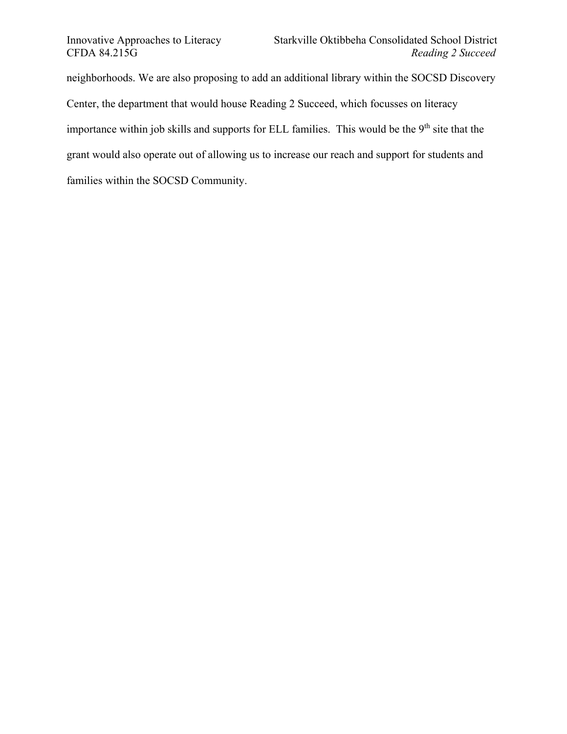neighborhoods. We are also proposing to add an additional library within the SOCSD Discovery Center, the department that would house Reading 2 Succeed, which focusses on literacy importance within job skills and supports for ELL families. This would be the 9th site that the grant would also operate out of allowing us to increase our reach and support for students and families within the SOCSD Community.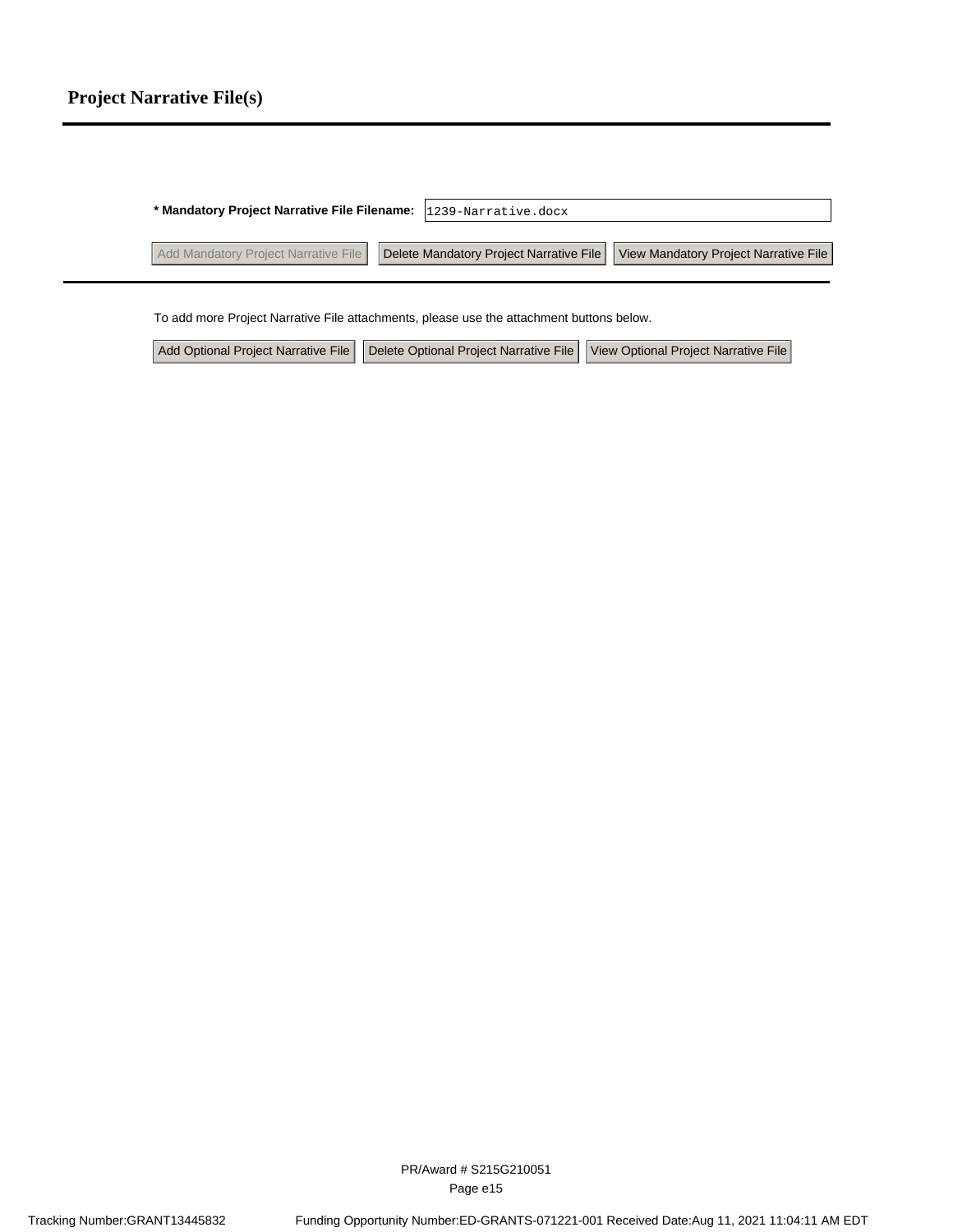# Project Narrative File(s)

**\* Mandatory Project Narrative File Filename:** 1239-Narrative.docx

Add Mandatory Project Narrative File | Delete Mandatory Project Narrative File | View Mandatory Project Narrative File

To add more Project Narrative File attachments, please use the attachment buttons below.

Add Optional Project Narrative File | Delete Optional Project Narrative File | View Optional Project Narrative File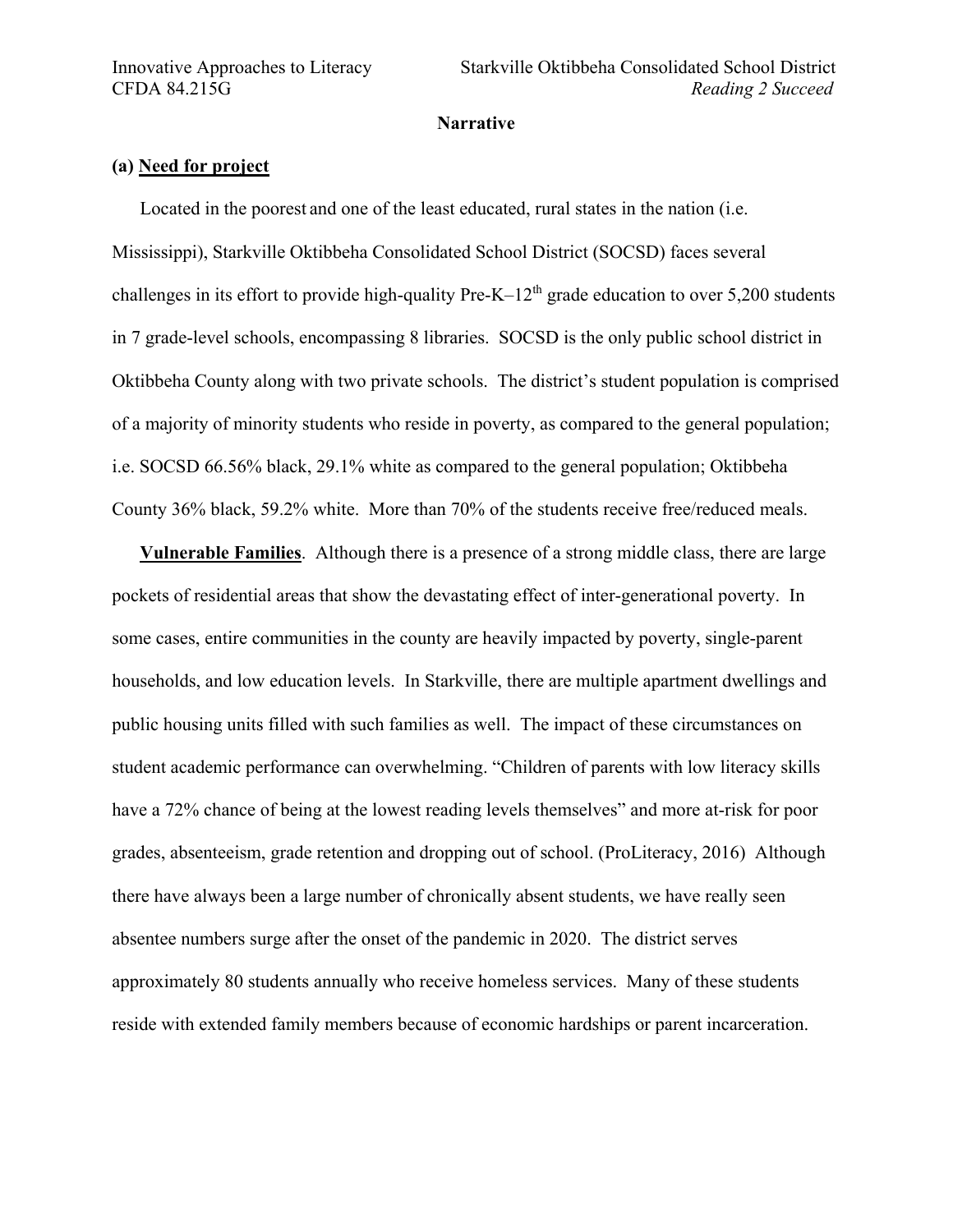**Narrative**

**(a) Need for project**

Located in the poorest and one of the least educated, rural states in the nation (i.e. Mississippi), Starkville Oktibbeha Consolidated School District (SOCSD) faces several challenges in its effort to provide high-quality Pre-K–12$^{th}$ grade education to over 5,200 students in 7 grade-level schools, encompassing 8 libraries. SOCSD is the only public school district in Oktibbeha County along with two private schools. The district's student population is comprised of a majority of minority students who reside in poverty, as compared to the general population; i.e. SOCSD 66.56% black, 29.1% white as compared to the general population; Oktibbeha County 36% black, 59.2% white. More than 70% of the students receive free/reduced meals.

**Vulnerable Families**. Although there is a presence of a strong middle class, there are large pockets of residential areas that show the devastating effect of inter-generational poverty. In some cases, entire communities in the county are heavily impacted by poverty, single-parent households, and low education levels. In Starkville, there are multiple apartment dwellings and public housing units filled with such families as well. The impact of these circumstances on student academic performance can overwhelming. "Children of parents with low literacy skills have a 72% chance of being at the lowest reading levels themselves" and more at-risk for poor grades, absenteeism, grade retention and dropping out of school. (ProLiteracy, 2016) Although there have always been a large number of chronically absent students, we have really seen absentee numbers surge after the onset of the pandemic in 2020. The district serves approximately 80 students annually who receive homeless services. Many of these students reside with extended family members because of economic hardships or parent incarceration.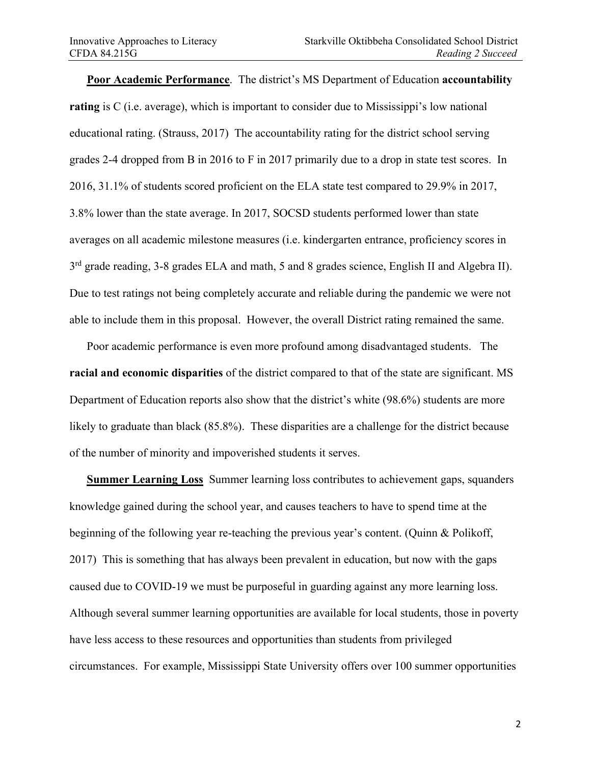**Poor Academic Performance**. The district's MS Department of Education **accountability rating** is C (i.e. average), which is important to consider due to Mississippi's low national educational rating. (Strauss, 2017) The accountability rating for the district school serving grades 2-4 dropped from B in 2016 to F in 2017 primarily due to a drop in state test scores. In 2016, 31.1% of students scored proficient on the ELA state test compared to 29.9% in 2017, 3.8% lower than the state average. In 2017, SOCSD students performed lower than state averages on all academic milestone measures (i.e. kindergarten entrance, proficiency scores in 3rd grade reading, 3-8 grades ELA and math, 5 and 8 grades science, English II and Algebra II). Due to test ratings not being completely accurate and reliable during the pandemic we were not able to include them in this proposal. However, the overall District rating remained the same.

Poor academic performance is even more profound among disadvantaged students. The **racial and economic disparities** of the district compared to that of the state are significant. MS Department of Education reports also show that the district's white (98.6%) students are more likely to graduate than black (85.8%). These disparities are a challenge for the district because of the number of minority and impoverished students it serves.

**Summer Learning Loss** Summer learning loss contributes to achievement gaps, squanders knowledge gained during the school year, and causes teachers to have to spend time at the beginning of the following year re-teaching the previous year's content. (Quinn & Polikoff, 2017) This is something that has always been prevalent in education, but now with the gaps caused due to COVID-19 we must be purposeful in guarding against any more learning loss. Although several summer learning opportunities are available for local students, those in poverty have less access to these resources and opportunities than students from privileged circumstances. For example, Mississippi State University offers over 100 summer opportunities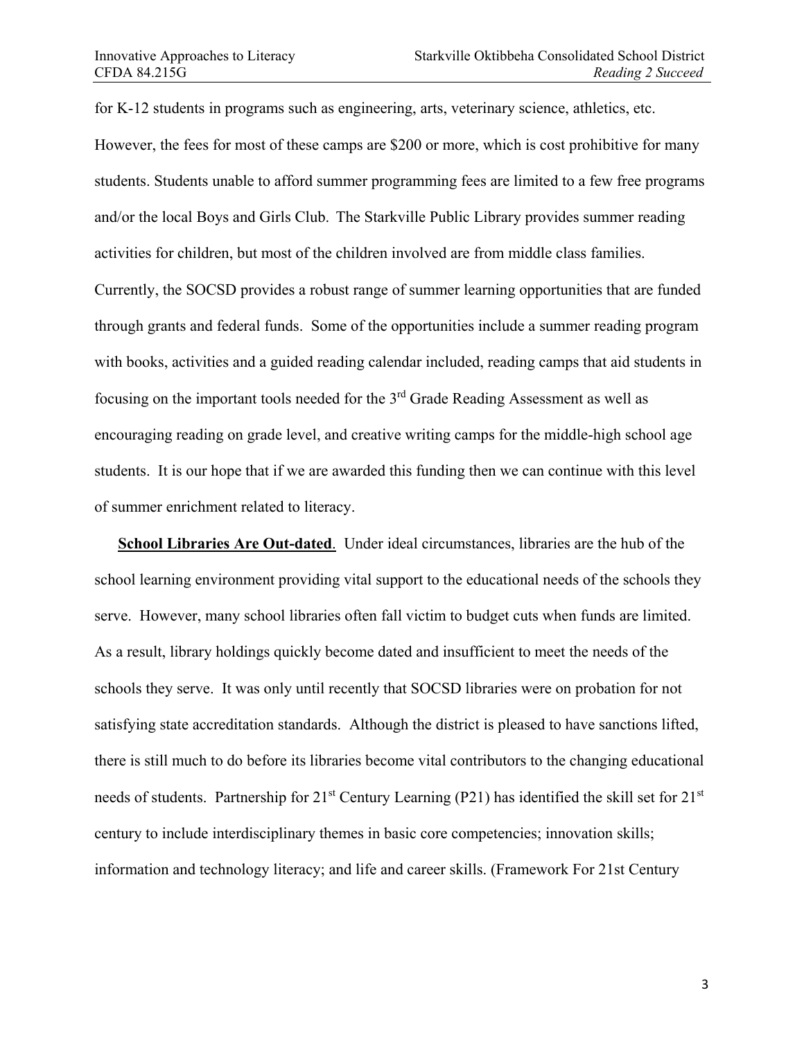for K-12 students in programs such as engineering, arts, veterinary science, athletics, etc. However, the fees for most of these camps are $200 or more, which is cost prohibitive for many students. Students unable to afford summer programming fees are limited to a few free programs and/or the local Boys and Girls Club. The Starkville Public Library provides summer reading activities for children, but most of the children involved are from middle class families. Currently, the SOCSD provides a robust range of summer learning opportunities that are funded through grants and federal funds. Some of the opportunities include a summer reading program with books, activities and a guided reading calendar included, reading camps that aid students in focusing on the important tools needed for the 3rd Grade Reading Assessment as well as encouraging reading on grade level, and creative writing camps for the middle-high school age students. It is our hope that if we are awarded this funding then we can continue with this level of summer enrichment related to literacy.

**School Libraries Are Out-dated**. Under ideal circumstances, libraries are the hub of the school learning environment providing vital support to the educational needs of the schools they serve. However, many school libraries often fall victim to budget cuts when funds are limited. As a result, library holdings quickly become dated and insufficient to meet the needs of the schools they serve. It was only until recently that SOCSD libraries were on probation for not satisfying state accreditation standards. Although the district is pleased to have sanctions lifted, there is still much to do before its libraries become vital contributors to the changing educational needs of students. Partnership for 21st Century Learning (P21) has identified the skill set for 21st century to include interdisciplinary themes in basic core competencies; innovation skills; information and technology literacy; and life and career skills. (Framework For 21st Century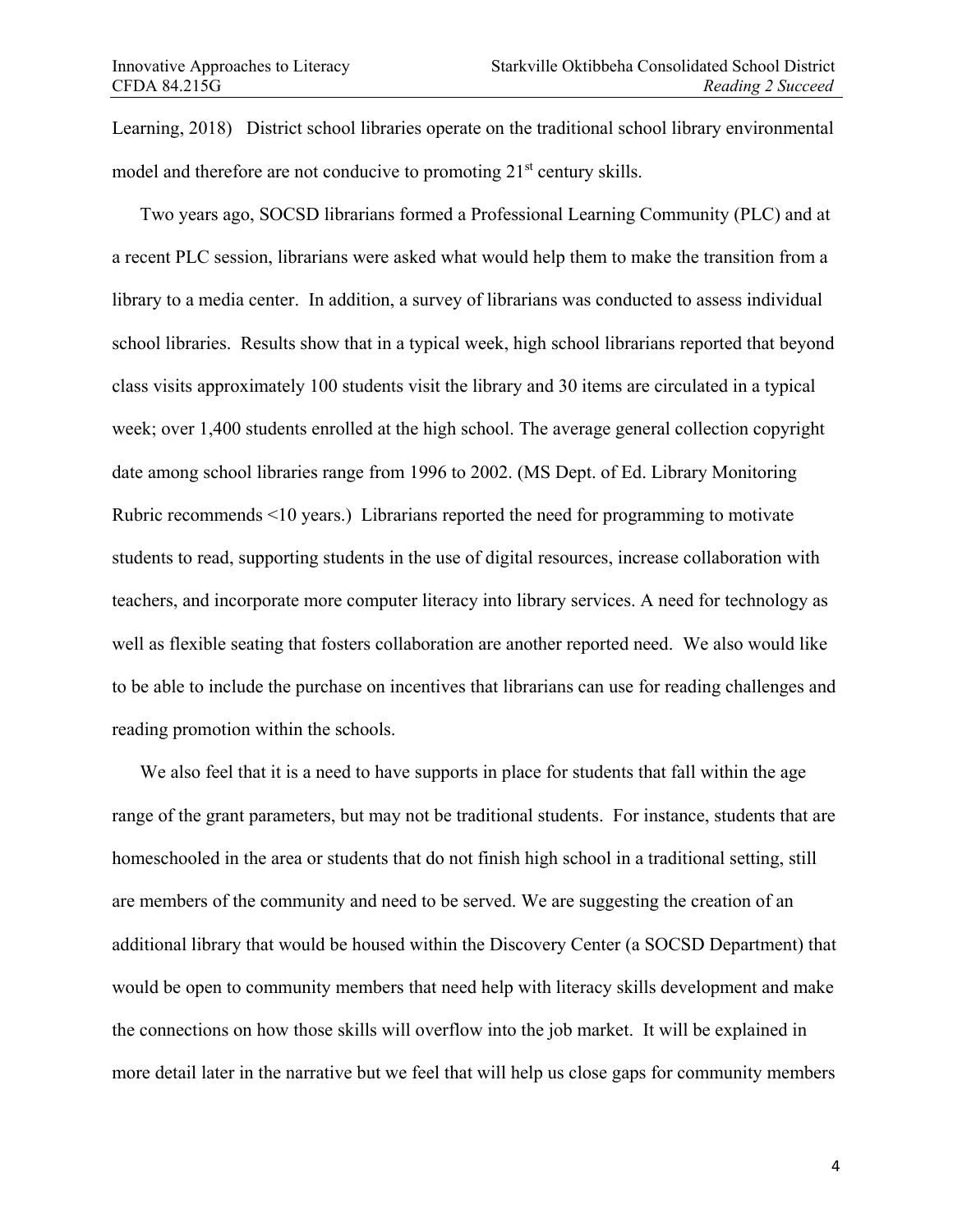Learning, 2018) District school libraries operate on the traditional school library environmental model and therefore are not conducive to promoting 21st century skills.

Two years ago, SOCSD librarians formed a Professional Learning Community (PLC) and at a recent PLC session, librarians were asked what would help them to make the transition from a library to a media center. In addition, a survey of librarians was conducted to assess individual school libraries. Results show that in a typical week, high school librarians reported that beyond class visits approximately 100 students visit the library and 30 items are circulated in a typical week; over 1,400 students enrolled at the high school. The average general collection copyright date among school libraries range from 1996 to 2002. (MS Dept. of Ed. Library Monitoring Rubric recommends <10 years.) Librarians reported the need for programming to motivate students to read, supporting students in the use of digital resources, increase collaboration with teachers, and incorporate more computer literacy into library services. A need for technology as well as flexible seating that fosters collaboration are another reported need. We also would like to be able to include the purchase on incentives that librarians can use for reading challenges and reading promotion within the schools.

We also feel that it is a need to have supports in place for students that fall within the age range of the grant parameters, but may not be traditional students. For instance, students that are homeschooled in the area or students that do not finish high school in a traditional setting, still are members of the community and need to be served. We are suggesting the creation of an additional library that would be housed within the Discovery Center (a SOCSD Department) that would be open to community members that need help with literacy skills development and make the connections on how those skills will overflow into the job market. It will be explained in more detail later in the narrative but we feel that will help us close gaps for community members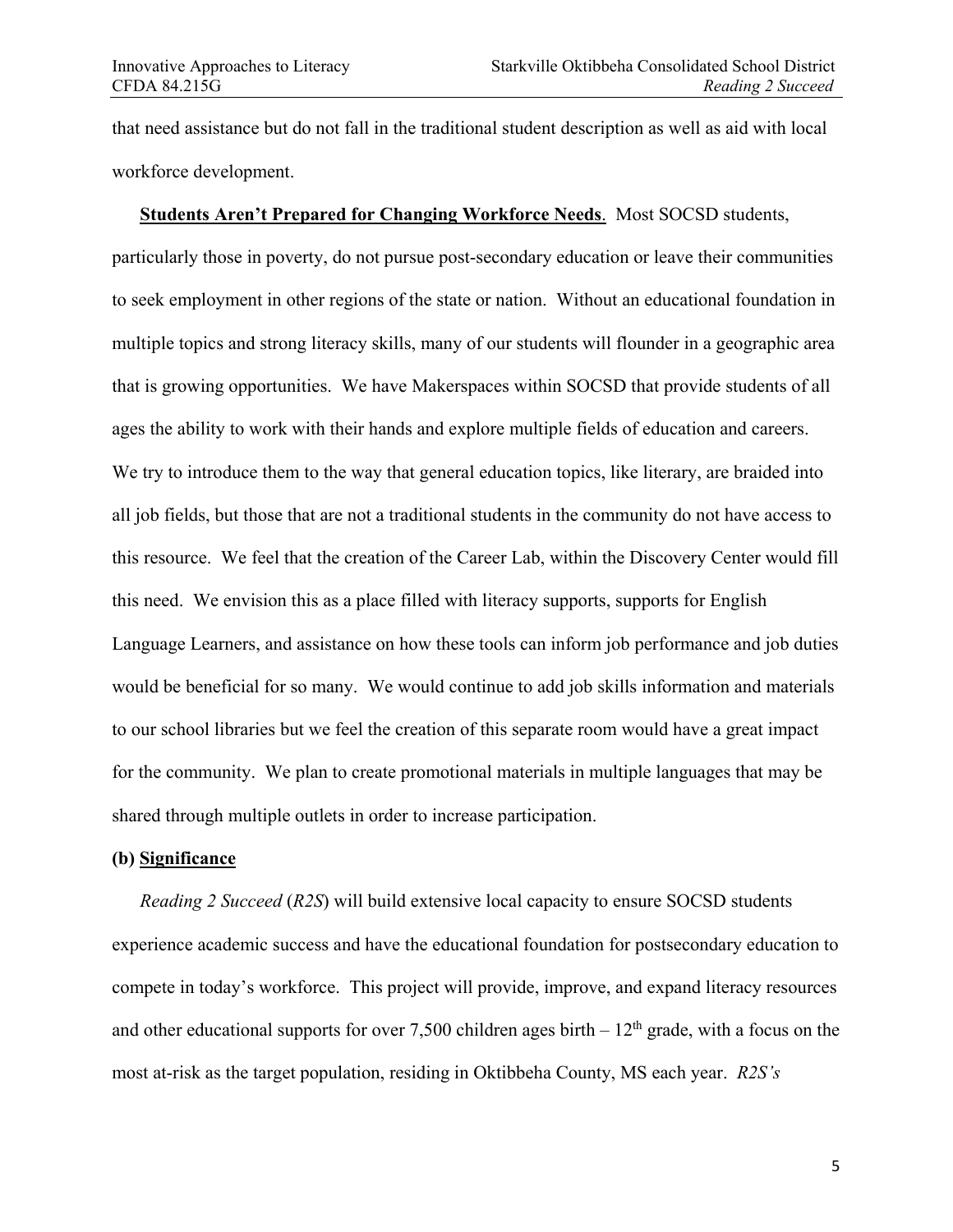that need assistance but do not fall in the traditional student description as well as aid with local workforce development.

**Students Aren't Prepared for Changing Workforce Needs**. Most SOCSD students, particularly those in poverty, do not pursue post-secondary education or leave their communities to seek employment in other regions of the state or nation. Without an educational foundation in multiple topics and strong literacy skills, many of our students will flounder in a geographic area that is growing opportunities. We have Makerspaces within SOCSD that provide students of all ages the ability to work with their hands and explore multiple fields of education and careers. We try to introduce them to the way that general education topics, like literary, are braided into all job fields, but those that are not a traditional students in the community do not have access to this resource. We feel that the creation of the Career Lab, within the Discovery Center would fill this need. We envision this as a place filled with literacy supports, supports for English Language Learners, and assistance on how these tools can inform job performance and job duties would be beneficial for so many. We would continue to add job skills information and materials to our school libraries but we feel the creation of this separate room would have a great impact for the community. We plan to create promotional materials in multiple languages that may be shared through multiple outlets in order to increase participation.

**(b) Significance**

*Reading 2 Succeed* (*R2S*) will build extensive local capacity to ensure SOCSD students experience academic success and have the educational foundation for postsecondary education to compete in today's workforce. This project will provide, improve, and expand literacy resources and other educational supports for over 7,500 children ages birth – 12th grade, with a focus on the most at-risk as the target population, residing in Oktibbeha County, MS each year. *R2S's*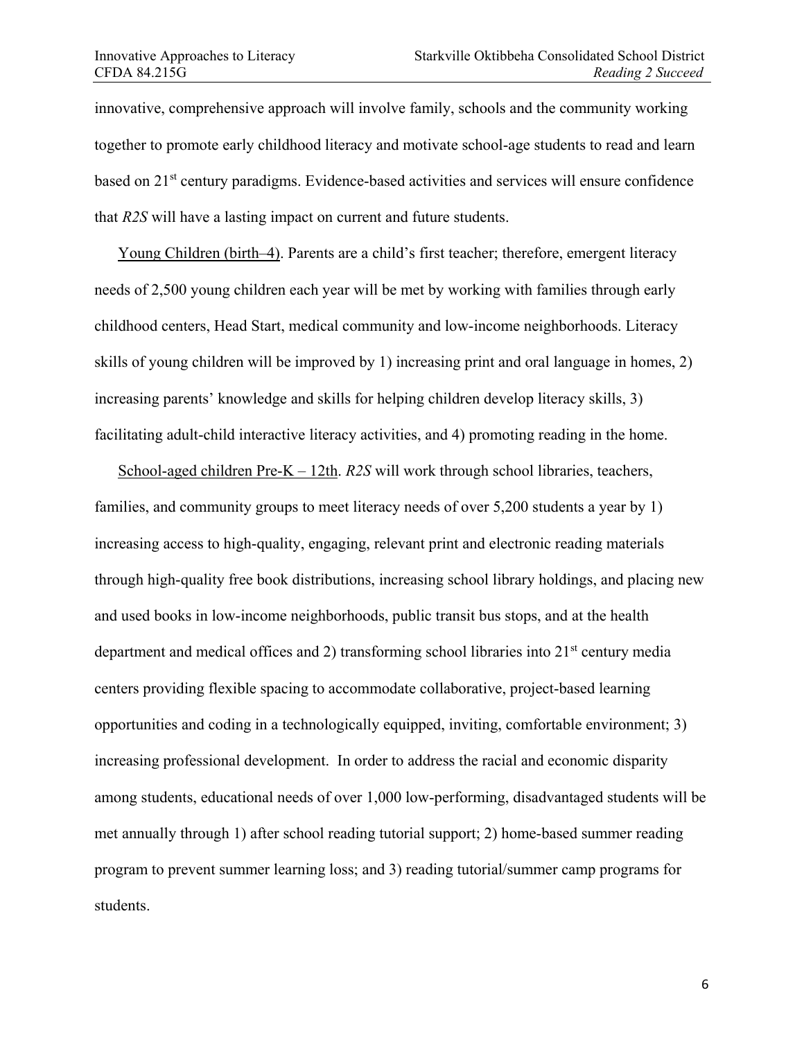innovative, comprehensive approach will involve family, schools and the community working together to promote early childhood literacy and motivate school-age students to read and learn based on 21st century paradigms. Evidence-based activities and services will ensure confidence that *R2S* will have a lasting impact on current and future students.

Young Children (birth–4). Parents are a child's first teacher; therefore, emergent literacy needs of 2,500 young children each year will be met by working with families through early childhood centers, Head Start, medical community and low-income neighborhoods. Literacy skills of young children will be improved by 1) increasing print and oral language in homes, 2) increasing parents' knowledge and skills for helping children develop literacy skills, 3) facilitating adult-child interactive literacy activities, and 4) promoting reading in the home.

School-aged children Pre-K – 12th. *R2S* will work through school libraries, teachers, families, and community groups to meet literacy needs of over 5,200 students a year by 1) increasing access to high-quality, engaging, relevant print and electronic reading materials through high-quality free book distributions, increasing school library holdings, and placing new and used books in low-income neighborhoods, public transit bus stops, and at the health department and medical offices and 2) transforming school libraries into 21st century media centers providing flexible spacing to accommodate collaborative, project-based learning opportunities and coding in a technologically equipped, inviting, comfortable environment; 3) increasing professional development. In order to address the racial and economic disparity among students, educational needs of over 1,000 low-performing, disadvantaged students will be met annually through 1) after school reading tutorial support; 2) home-based summer reading program to prevent summer learning loss; and 3) reading tutorial/summer camp programs for students.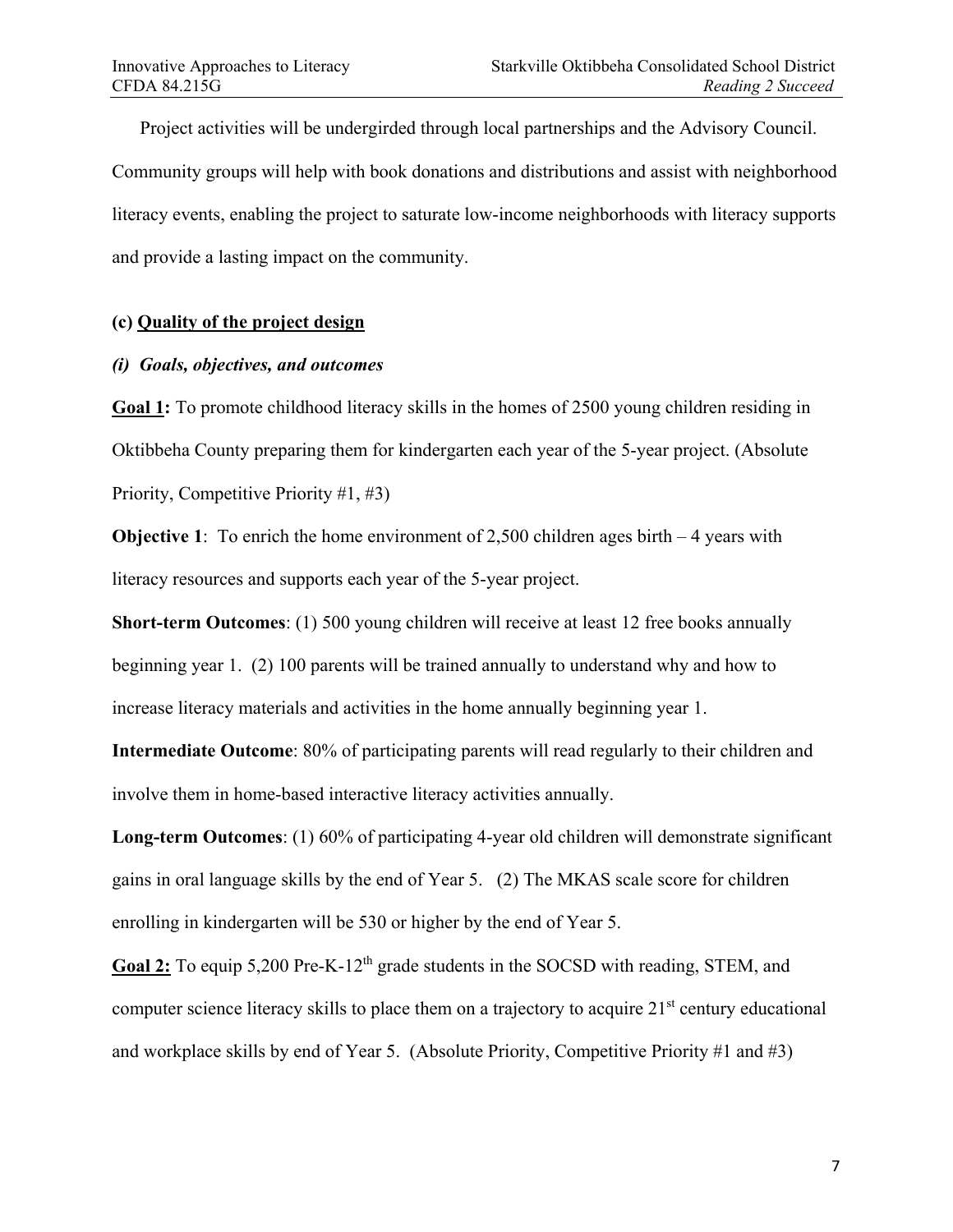Project activities will be undergirded through local partnerships and the Advisory Council. Community groups will help with book donations and distributions and assist with neighborhood literacy events, enabling the project to saturate low-income neighborhoods with literacy supports and provide a lasting impact on the community.

### (c) Quality of the project design

#### *(i) Goals, objectives, and outcomes*

**Goal 1:** To promote childhood literacy skills in the homes of 2500 young children residing in Oktibbeha County preparing them for kindergarten each year of the 5-year project. (Absolute Priority, Competitive Priority #1, #3)

**Objective 1**: To enrich the home environment of 2,500 children ages birth – 4 years with literacy resources and supports each year of the 5-year project.

**Short-term Outcomes**: (1) 500 young children will receive at least 12 free books annually beginning year 1. (2) 100 parents will be trained annually to understand why and how to increase literacy materials and activities in the home annually beginning year 1.

**Intermediate Outcome**: 80% of participating parents will read regularly to their children and involve them in home-based interactive literacy activities annually.

**Long-term Outcomes**: (1) 60% of participating 4-year old children will demonstrate significant gains in oral language skills by the end of Year 5. (2) The MKAS scale score for children enrolling in kindergarten will be 530 or higher by the end of Year 5.

**Goal 2:** To equip 5,200 Pre-K-12th grade students in the SOCSD with reading, STEM, and computer science literacy skills to place them on a trajectory to acquire 21st century educational and workplace skills by end of Year 5. (Absolute Priority, Competitive Priority #1 and #3)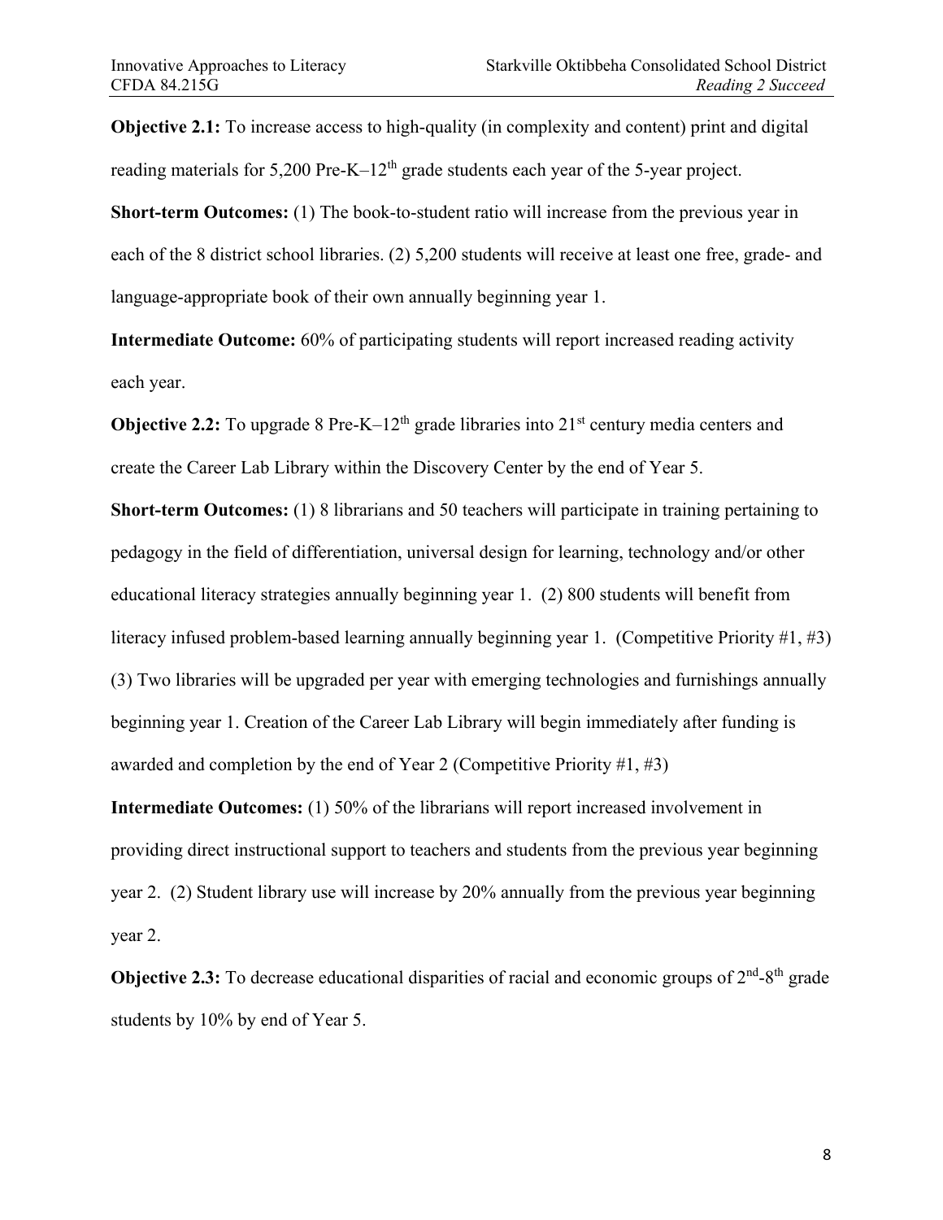**Objective 2.1:** To increase access to high-quality (in complexity and content) print and digital reading materials for 5,200 Pre-K–12th grade students each year of the 5-year project.

**Short-term Outcomes:** (1) The book-to-student ratio will increase from the previous year in each of the 8 district school libraries. (2) 5,200 students will receive at least one free, grade- and language-appropriate book of their own annually beginning year 1.

**Intermediate Outcome:** 60% of participating students will report increased reading activity each year.

**Objective 2.2:** To upgrade 8 Pre-K–12th grade libraries into 21st century media centers and create the Career Lab Library within the Discovery Center by the end of Year 5.

**Short-term Outcomes:** (1) 8 librarians and 50 teachers will participate in training pertaining to pedagogy in the field of differentiation, universal design for learning, technology and/or other educational literacy strategies annually beginning year 1. (2) 800 students will benefit from literacy infused problem-based learning annually beginning year 1. (Competitive Priority #1, #3) (3) Two libraries will be upgraded per year with emerging technologies and furnishings annually beginning year 1. Creation of the Career Lab Library will begin immediately after funding is awarded and completion by the end of Year 2 (Competitive Priority #1, #3)

**Intermediate Outcomes:** (1) 50% of the librarians will report increased involvement in providing direct instructional support to teachers and students from the previous year beginning year 2. (2) Student library use will increase by 20% annually from the previous year beginning year 2.

**Objective 2.3:** To decrease educational disparities of racial and economic groups of 2nd-8th grade students by 10% by end of Year 5.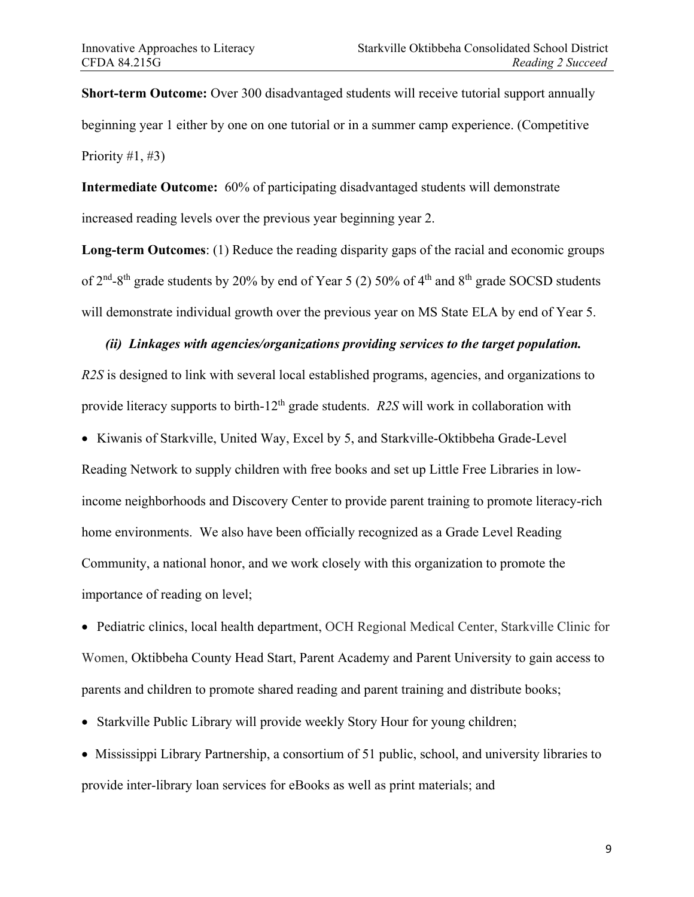**Short-term Outcome:** Over 300 disadvantaged students will receive tutorial support annually beginning year 1 either by one on one tutorial or in a summer camp experience. (Competitive Priority #1, #3)

**Intermediate Outcome:** 60% of participating disadvantaged students will demonstrate increased reading levels over the previous year beginning year 2.

**Long-term Outcomes**: (1) Reduce the reading disparity gaps of the racial and economic groups of 2nd-8th grade students by 20% by end of Year 5 (2) 50% of 4th and 8th grade SOCSD students will demonstrate individual growth over the previous year on MS State ELA by end of Year 5.

***(ii) Linkages with agencies/organizations providing services to the target population.***

*R2S* is designed to link with several local established programs, agencies, and organizations to provide literacy supports to birth-12th grade students. *R2S* will work in collaboration with

- Kiwanis of Starkville, United Way, Excel by 5, and Starkville-Oktibbeha Grade-Level Reading Network to supply children with free books and set up Little Free Libraries in low-income neighborhoods and Discovery Center to provide parent training to promote literacy-rich home environments. We also have been officially recognized as a Grade Level Reading Community, a national honor, and we work closely with this organization to promote the importance of reading on level;
- Pediatric clinics, local health department, OCH Regional Medical Center, Starkville Clinic for Women, Oktibbeha County Head Start, Parent Academy and Parent University to gain access to parents and children to promote shared reading and parent training and distribute books;
- Starkville Public Library will provide weekly Story Hour for young children;
- Mississippi Library Partnership, a consortium of 51 public, school, and university libraries to provide inter-library loan services for eBooks as well as print materials; and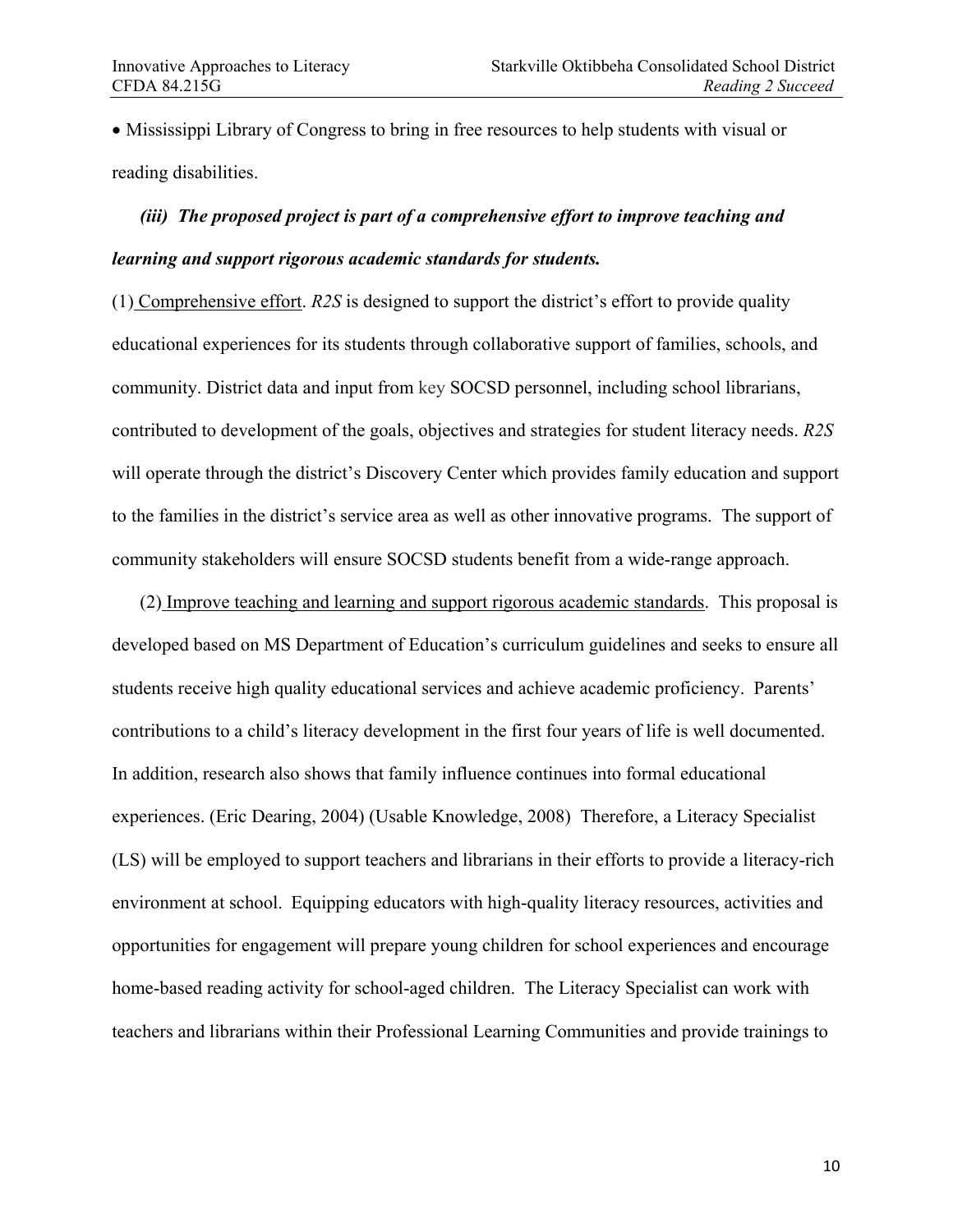- Mississippi Library of Congress to bring in free resources to help students with visual or reading disabilities.

***(iii) The proposed project is part of a comprehensive effort to improve teaching and learning and support rigorous academic standards for students.***

(1) Comprehensive effort. *R2S* is designed to support the district's effort to provide quality educational experiences for its students through collaborative support of families, schools, and community. District data and input from key SOCSD personnel, including school librarians, contributed to development of the goals, objectives and strategies for student literacy needs. *R2S* will operate through the district's Discovery Center which provides family education and support to the families in the district's service area as well as other innovative programs. The support of community stakeholders will ensure SOCSD students benefit from a wide-range approach.

(2) Improve teaching and learning and support rigorous academic standards. This proposal is developed based on MS Department of Education's curriculum guidelines and seeks to ensure all students receive high quality educational services and achieve academic proficiency. Parents' contributions to a child's literacy development in the first four years of life is well documented. In addition, research also shows that family influence continues into formal educational experiences. (Eric Dearing, 2004) (Usable Knowledge, 2008) Therefore, a Literacy Specialist (LS) will be employed to support teachers and librarians in their efforts to provide a literacy-rich environment at school. Equipping educators with high-quality literacy resources, activities and opportunities for engagement will prepare young children for school experiences and encourage home-based reading activity for school-aged children. The Literacy Specialist can work with teachers and librarians within their Professional Learning Communities and provide trainings to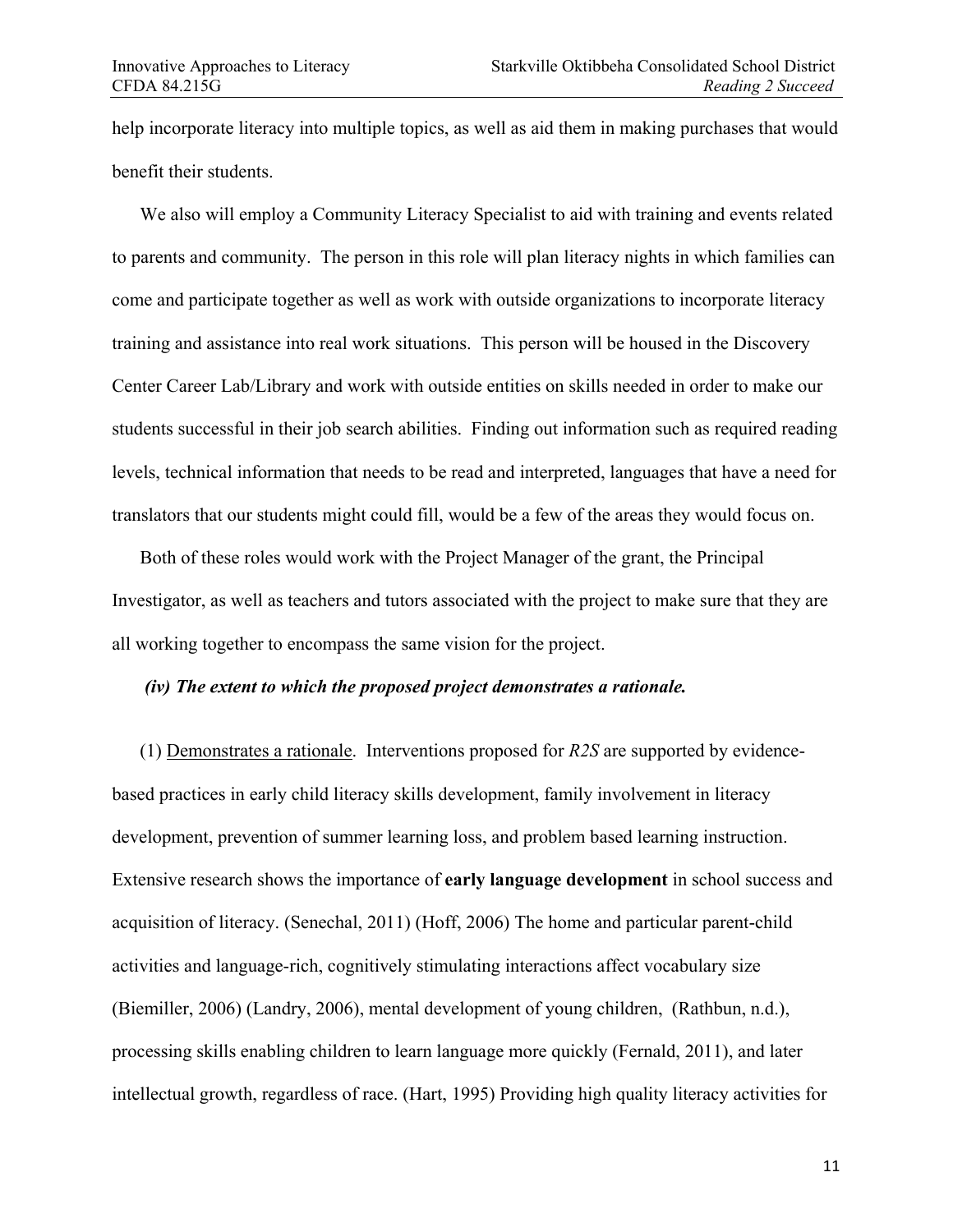help incorporate literacy into multiple topics, as well as aid them in making purchases that would benefit their students.

We also will employ a Community Literacy Specialist to aid with training and events related to parents and community. The person in this role will plan literacy nights in which families can come and participate together as well as work with outside organizations to incorporate literacy training and assistance into real work situations. This person will be housed in the Discovery Center Career Lab/Library and work with outside entities on skills needed in order to make our students successful in their job search abilities. Finding out information such as required reading levels, technical information that needs to be read and interpreted, languages that have a need for translators that our students might could fill, would be a few of the areas they would focus on.

Both of these roles would work with the Project Manager of the grant, the Principal Investigator, as well as teachers and tutors associated with the project to make sure that they are all working together to encompass the same vision for the project.

***(iv) The extent to which the proposed project demonstrates a rationale.***

(1) Demonstrates a rationale. Interventions proposed for *R2S* are supported by evidence-based practices in early child literacy skills development, family involvement in literacy development, prevention of summer learning loss, and problem based learning instruction. Extensive research shows the importance of **early language development** in school success and acquisition of literacy. (Senechal, 2011) (Hoff, 2006) The home and particular parent-child activities and language-rich, cognitively stimulating interactions affect vocabulary size (Biemiller, 2006) (Landry, 2006), mental development of young children, (Rathbun, n.d.), processing skills enabling children to learn language more quickly (Fernald, 2011), and later intellectual growth, regardless of race. (Hart, 1995) Providing high quality literacy activities for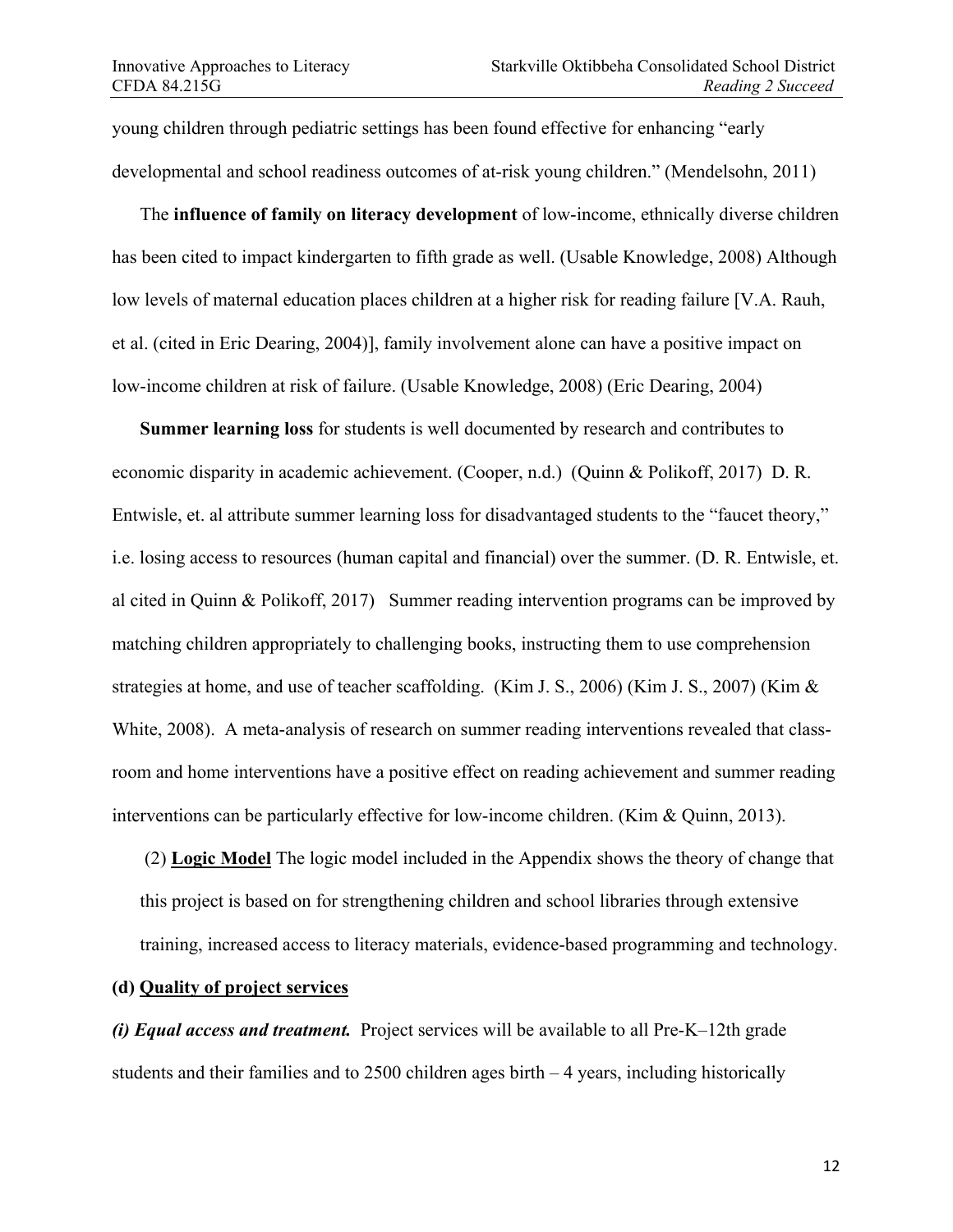young children through pediatric settings has been found effective for enhancing "early developmental and school readiness outcomes of at-risk young children." (Mendelsohn, 2011)

The **influence of family on literacy development** of low-income, ethnically diverse children has been cited to impact kindergarten to fifth grade as well. (Usable Knowledge, 2008) Although low levels of maternal education places children at a higher risk for reading failure [V.A. Rauh, et al. (cited in Eric Dearing, 2004)], family involvement alone can have a positive impact on low-income children at risk of failure. (Usable Knowledge, 2008) (Eric Dearing, 2004)

**Summer learning loss** for students is well documented by research and contributes to economic disparity in academic achievement. (Cooper, n.d.) (Quinn & Polikoff, 2017) D. R. Entwisle, et. al attribute summer learning loss for disadvantaged students to the "faucet theory," i.e. losing access to resources (human capital and financial) over the summer. (D. R. Entwisle, et. al cited in Quinn & Polikoff, 2017) Summer reading intervention programs can be improved by matching children appropriately to challenging books, instructing them to use comprehension strategies at home, and use of teacher scaffolding. (Kim J. S., 2006) (Kim J. S., 2007) (Kim & White, 2008). A meta-analysis of research on summer reading interventions revealed that class-room and home interventions have a positive effect on reading achievement and summer reading interventions can be particularly effective for low-income children. (Kim & Quinn, 2013).

(2) **Logic Model** The logic model included in the Appendix shows the theory of change that this project is based on for strengthening children and school libraries through extensive training, increased access to literacy materials, evidence-based programming and technology.

**(d) Quality of project services**

***(i) Equal access and treatment.*** Project services will be available to all Pre-K–12th grade students and their families and to 2500 children ages birth – 4 years, including historically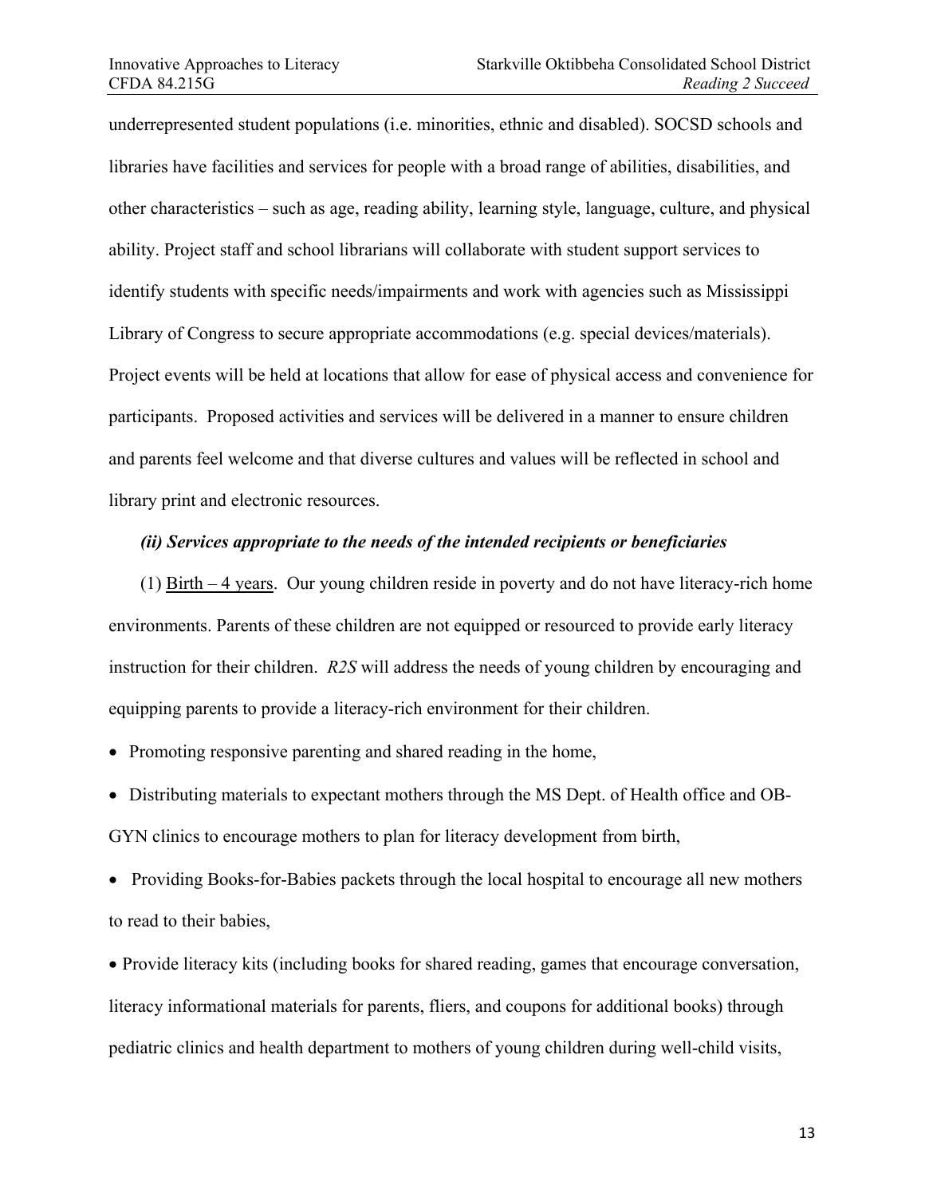underrepresented student populations (i.e. minorities, ethnic and disabled). SOCSD schools and libraries have facilities and services for people with a broad range of abilities, disabilities, and other characteristics – such as age, reading ability, learning style, language, culture, and physical ability. Project staff and school librarians will collaborate with student support services to identify students with specific needs/impairments and work with agencies such as Mississippi Library of Congress to secure appropriate accommodations (e.g. special devices/materials). Project events will be held at locations that allow for ease of physical access and convenience for participants. Proposed activities and services will be delivered in a manner to ensure children and parents feel welcome and that diverse cultures and values will be reflected in school and library print and electronic resources.

***(ii) Services appropriate to the needs of the intended recipients or beneficiaries***

(1) <u>Birth – 4 years</u>. Our young children reside in poverty and do not have literacy-rich home environments. Parents of these children are not equipped or resourced to provide early literacy instruction for their children. *R2S* will address the needs of young children by encouraging and equipping parents to provide a literacy-rich environment for their children.

- Promoting responsive parenting and shared reading in the home,
- Distributing materials to expectant mothers through the MS Dept. of Health office and OB-GYN clinics to encourage mothers to plan for literacy development from birth,
- Providing Books-for-Babies packets through the local hospital to encourage all new mothers to read to their babies,
- Provide literacy kits (including books for shared reading, games that encourage conversation, literacy informational materials for parents, fliers, and coupons for additional books) through pediatric clinics and health department to mothers of young children during well-child visits,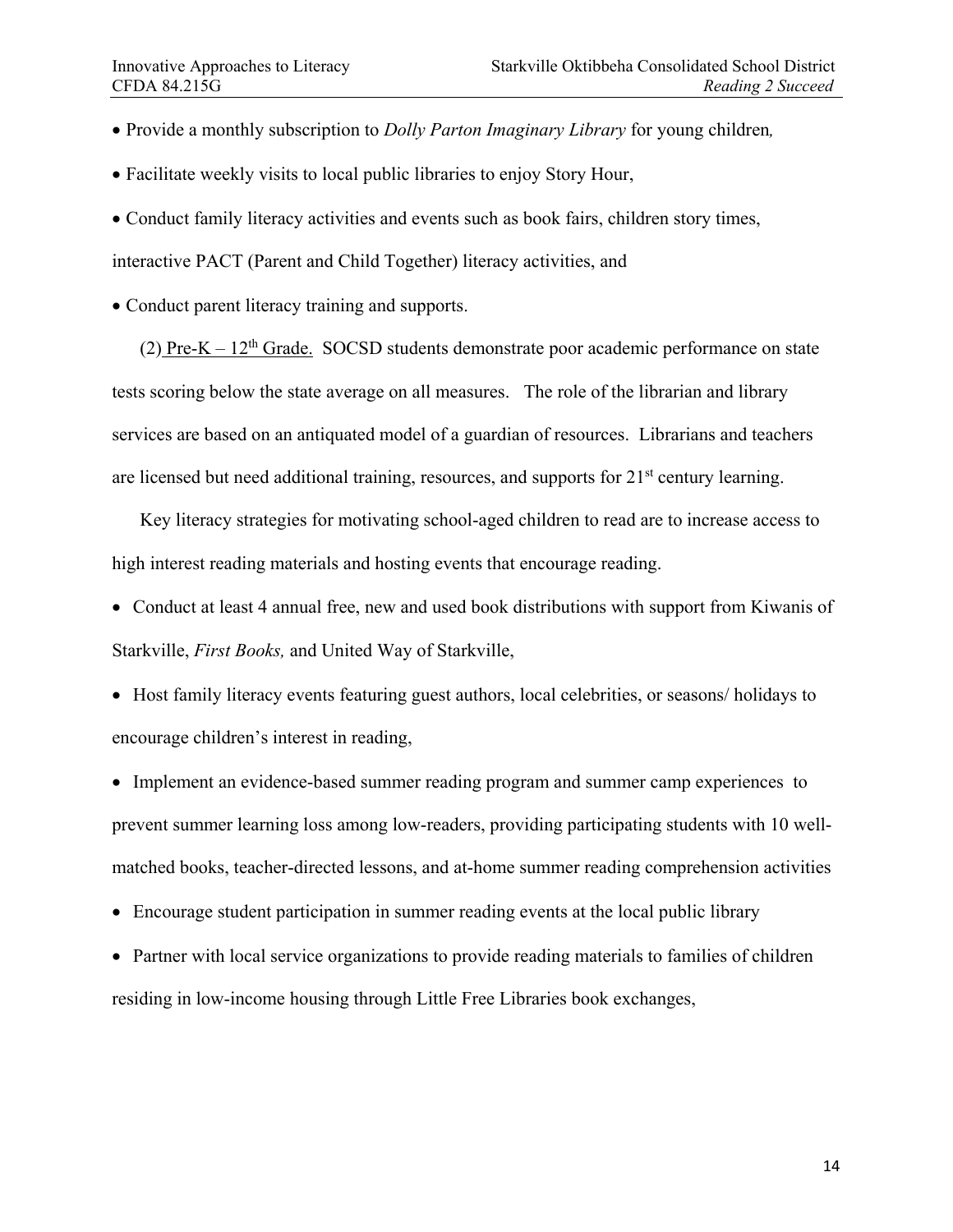- Provide a monthly subscription to *Dolly Parton Imaginary Library* for young children*,*
- Facilitate weekly visits to local public libraries to enjoy Story Hour,
- Conduct family literacy activities and events such as book fairs, children story times, interactive PACT (Parent and Child Together) literacy activities, and
- Conduct parent literacy training and supports.

(2) Pre-K – 12th Grade. SOCSD students demonstrate poor academic performance on state tests scoring below the state average on all measures. The role of the librarian and library services are based on an antiquated model of a guardian of resources. Librarians and teachers are licensed but need additional training, resources, and supports for 21st century learning.

Key literacy strategies for motivating school-aged children to read are to increase access to high interest reading materials and hosting events that encourage reading.

- Conduct at least 4 annual free, new and used book distributions with support from Kiwanis of Starkville, *First Books,* and United Way of Starkville,
- Host family literacy events featuring guest authors, local celebrities, or seasons/ holidays to encourage children's interest in reading,
- Implement an evidence-based summer reading program and summer camp experiences to prevent summer learning loss among low-readers, providing participating students with 10 well-matched books, teacher-directed lessons, and at-home summer reading comprehension activities
- Encourage student participation in summer reading events at the local public library
- Partner with local service organizations to provide reading materials to families of children residing in low-income housing through Little Free Libraries book exchanges,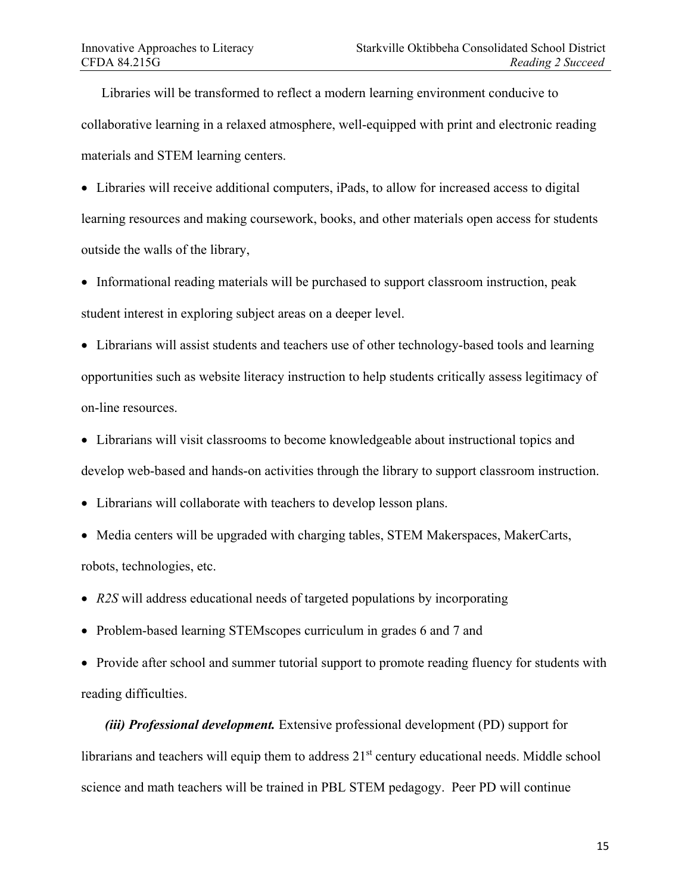Libraries will be transformed to reflect a modern learning environment conducive to collaborative learning in a relaxed atmosphere, well-equipped with print and electronic reading materials and STEM learning centers.

- Libraries will receive additional computers, iPads, to allow for increased access to digital learning resources and making coursework, books, and other materials open access for students outside the walls of the library,
- Informational reading materials will be purchased to support classroom instruction, peak student interest in exploring subject areas on a deeper level.
- Librarians will assist students and teachers use of other technology-based tools and learning opportunities such as website literacy instruction to help students critically assess legitimacy of on-line resources.
- Librarians will visit classrooms to become knowledgeable about instructional topics and develop web-based and hands-on activities through the library to support classroom instruction.
- Librarians will collaborate with teachers to develop lesson plans.
- Media centers will be upgraded with charging tables, STEM Makerspaces, MakerCarts, robots, technologies, etc.
- *R2S* will address educational needs of targeted populations by incorporating
- Problem-based learning STEMscopes curriculum in grades 6 and 7 and
- Provide after school and summer tutorial support to promote reading fluency for students with reading difficulties.

***(iii) Professional development.*** Extensive professional development (PD) support for librarians and teachers will equip them to address 21st century educational needs. Middle school science and math teachers will be trained in PBL STEM pedagogy. Peer PD will continue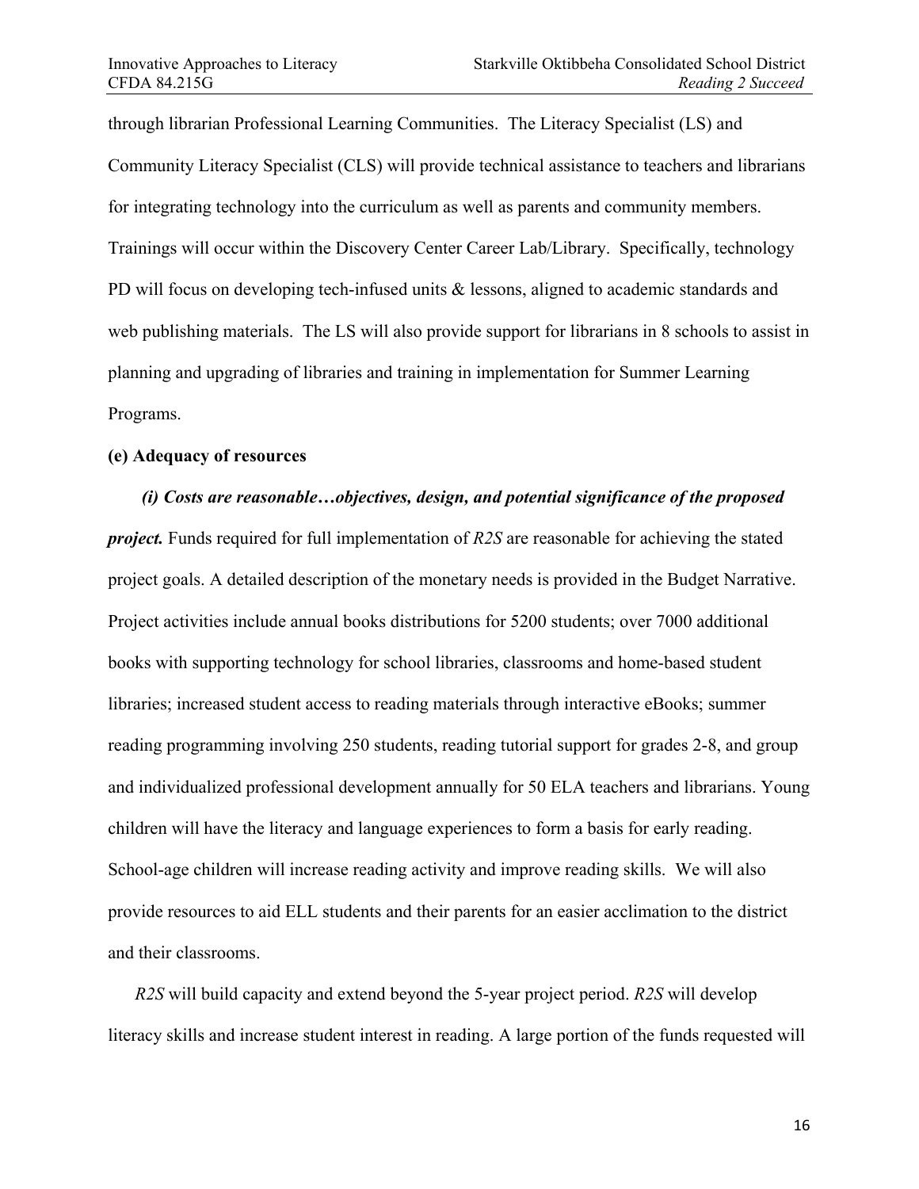through librarian Professional Learning Communities. The Literacy Specialist (LS) and Community Literacy Specialist (CLS) will provide technical assistance to teachers and librarians for integrating technology into the curriculum as well as parents and community members. Trainings will occur within the Discovery Center Career Lab/Library. Specifically, technology PD will focus on developing tech-infused units & lessons, aligned to academic standards and web publishing materials. The LS will also provide support for librarians in 8 schools to assist in planning and upgrading of libraries and training in implementation for Summer Learning Programs.

**(e) Adequacy of resources**

***(i) Costs are reasonable…objectives, design, and potential significance of the proposed project.*** Funds required for full implementation of *R2S* are reasonable for achieving the stated project goals. A detailed description of the monetary needs is provided in the Budget Narrative. Project activities include annual books distributions for 5200 students; over 7000 additional books with supporting technology for school libraries, classrooms and home-based student libraries; increased student access to reading materials through interactive eBooks; summer reading programming involving 250 students, reading tutorial support for grades 2-8, and group and individualized professional development annually for 50 ELA teachers and librarians. Young children will have the literacy and language experiences to form a basis for early reading. School-age children will increase reading activity and improve reading skills. We will also provide resources to aid ELL students and their parents for an easier acclimation to the district and their classrooms.

*R2S* will build capacity and extend beyond the 5-year project period. *R2S* will develop literacy skills and increase student interest in reading. A large portion of the funds requested will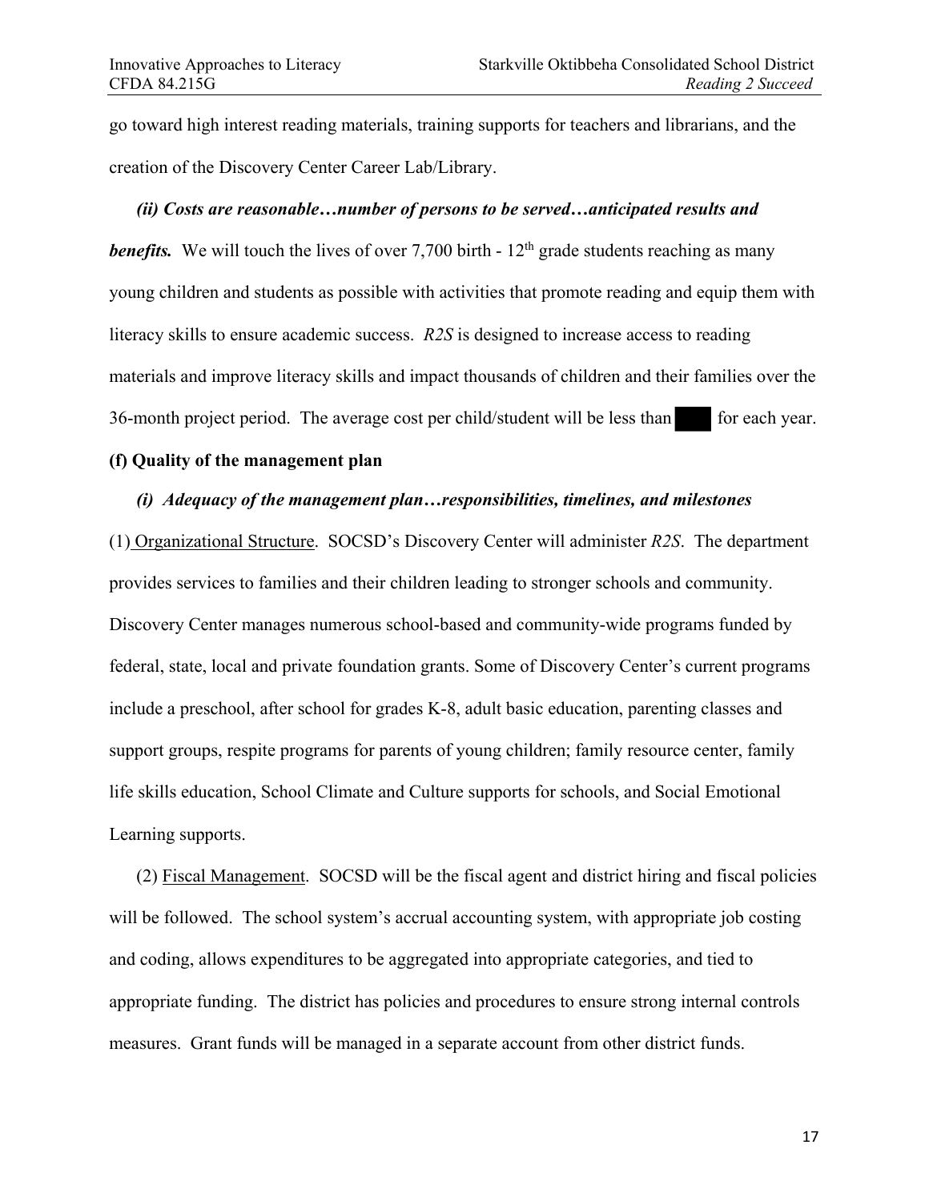go toward high interest reading materials, training supports for teachers and librarians, and the creation of the Discovery Center Career Lab/Library.

***(ii) Costs are reasonable…number of persons to be served…anticipated results and benefits.*** We will touch the lives of over 7,700 birth - 12th grade students reaching as many young children and students as possible with activities that promote reading and equip them with literacy skills to ensure academic success. *R2S* is designed to increase access to reading materials and improve literacy skills and impact thousands of children and their families over the 36-month project period. The average cost per child/student will be less than ██ for each year.

**(f) Quality of the management plan**

***(i) Adequacy of the management plan…responsibilities, timelines, and milestones***

(1) Organizational Structure. SOCSD's Discovery Center will administer *R2S*. The department provides services to families and their children leading to stronger schools and community. Discovery Center manages numerous school-based and community-wide programs funded by federal, state, local and private foundation grants. Some of Discovery Center's current programs include a preschool, after school for grades K-8, adult basic education, parenting classes and support groups, respite programs for parents of young children; family resource center, family life skills education, School Climate and Culture supports for schools, and Social Emotional Learning supports.

(2) Fiscal Management. SOCSD will be the fiscal agent and district hiring and fiscal policies will be followed. The school system's accrual accounting system, with appropriate job costing and coding, allows expenditures to be aggregated into appropriate categories, and tied to appropriate funding. The district has policies and procedures to ensure strong internal controls measures. Grant funds will be managed in a separate account from other district funds.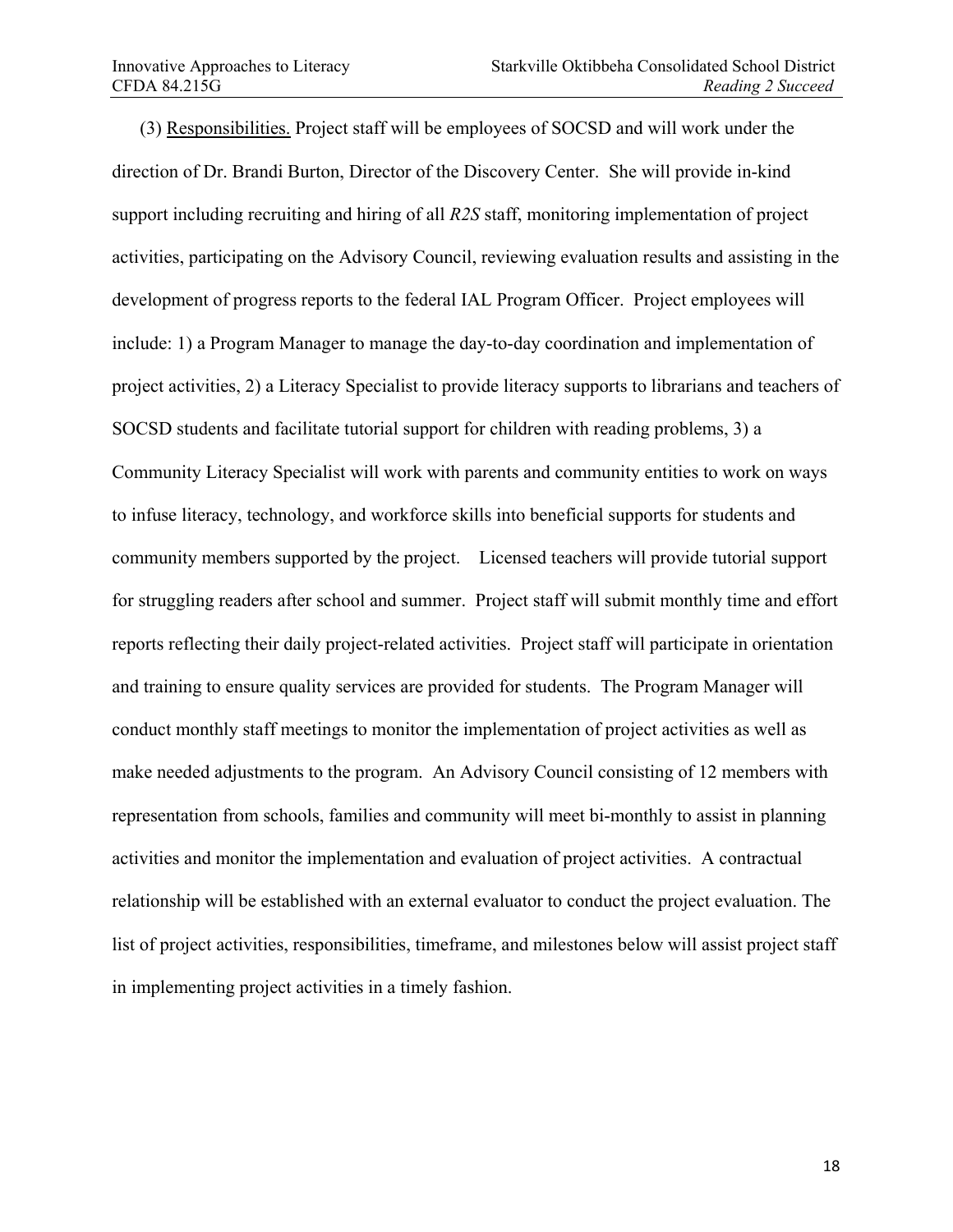(3) Responsibilities. Project staff will be employees of SOCSD and will work under the direction of Dr. Brandi Burton, Director of the Discovery Center. She will provide in-kind support including recruiting and hiring of all *R2S* staff, monitoring implementation of project activities, participating on the Advisory Council, reviewing evaluation results and assisting in the development of progress reports to the federal IAL Program Officer. Project employees will include: 1) a Program Manager to manage the day-to-day coordination and implementation of project activities, 2) a Literacy Specialist to provide literacy supports to librarians and teachers of SOCSD students and facilitate tutorial support for children with reading problems, 3) a Community Literacy Specialist will work with parents and community entities to work on ways to infuse literacy, technology, and workforce skills into beneficial supports for students and community members supported by the project. Licensed teachers will provide tutorial support for struggling readers after school and summer. Project staff will submit monthly time and effort reports reflecting their daily project-related activities. Project staff will participate in orientation and training to ensure quality services are provided for students. The Program Manager will conduct monthly staff meetings to monitor the implementation of project activities as well as make needed adjustments to the program. An Advisory Council consisting of 12 members with representation from schools, families and community will meet bi-monthly to assist in planning activities and monitor the implementation and evaluation of project activities. A contractual relationship will be established with an external evaluator to conduct the project evaluation. The list of project activities, responsibilities, timeframe, and milestones below will assist project staff in implementing project activities in a timely fashion.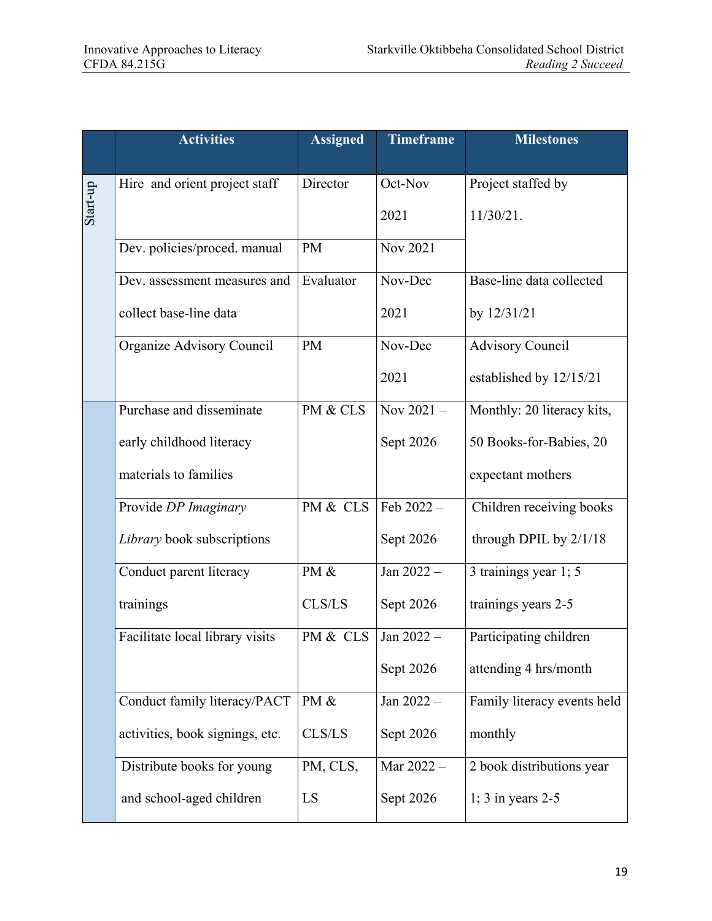| | Activities | Assigned | Timeframe | Milestones |
|---|---|---|---|---|
| Start-up | Hire and orient project staff | Director | Oct-Nov 2021 | Project staffed by 11/30/21. |
| | Dev. policies/proced. manual | PM | Nov 2021 | |
| | Dev. assessment measures and collect base-line data | Evaluator | Nov-Dec 2021 | Base-line data collected by 12/31/21 |
| | Organize Advisory Council | PM | Nov-Dec 2021 | Advisory Council established by 12/15/21 |
| | Purchase and disseminate early childhood literacy materials to families | PM & CLS | Nov 2021 – Sept 2026 | Monthly: 20 literacy kits, 50 Books-for-Babies, 20 expectant mothers |
| | Provide *DP Imaginary Library* book subscriptions | PM & CLS | Feb 2022 – Sept 2026 | Children receiving books through DPIL by 2/1/18 |
| | Conduct parent literacy trainings | PM & CLS/LS | Jan 2022 – Sept 2026 | 3 trainings year 1; 5 trainings years 2-5 |
| | Facilitate local library visits | PM & CLS | Jan 2022 – Sept 2026 | Participating children attending 4 hrs/month |
| | Conduct family literacy/PACT activities, book signings, etc. | PM & CLS/LS | Jan 2022 – Sept 2026 | Family literacy events held monthly |
| | Distribute books for young and school-aged children | PM, CLS, LS | Mar 2022 – Sept 2026 | 2 book distributions year 1; 3 in years 2-5 |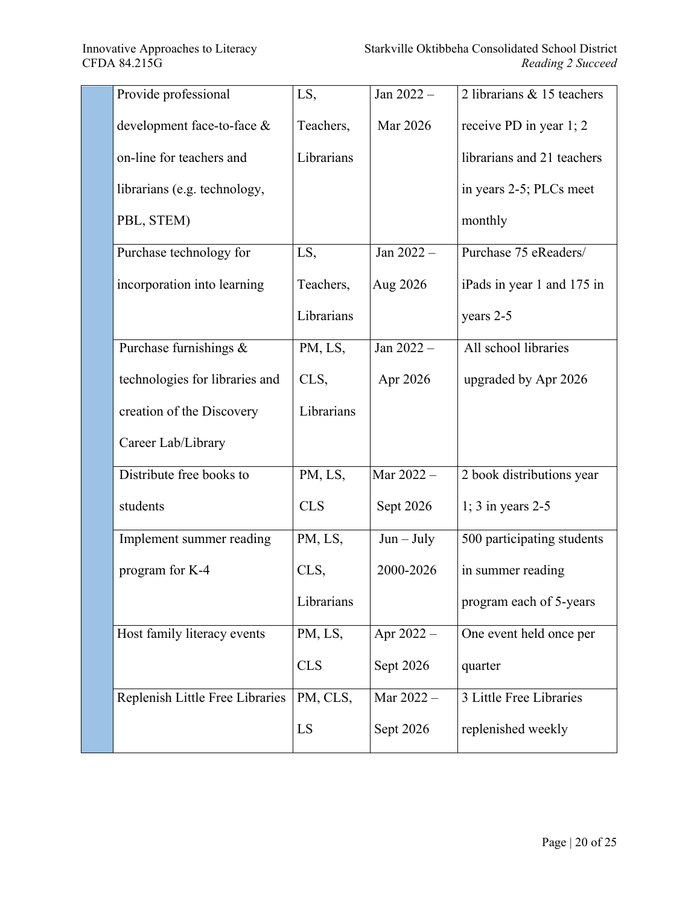| | Activity | Responsible | Timeline | Milestones |
|---|---|---|---|---|
| | Provide professional development face-to-face & on-line for teachers and librarians (e.g. technology, PBL, STEM) | LS, Teachers, Librarians | Jan 2022 – Mar 2026 | 2 librarians & 15 teachers receive PD in year 1; 2 librarians and 21 teachers in years 2-5; PLCs meet monthly |
| | Purchase technology for incorporation into learning | LS, Teachers, Librarians | Jan 2022 – Aug 2026 | Purchase 75 eReaders/ iPads in year 1 and 175 in years 2-5 |
| | Purchase furnishings & technologies for libraries and creation of the Discovery Career Lab/Library | PM, LS, CLS, Librarians | Jan 2022 – Apr 2026 | All school libraries upgraded by Apr 2026 |
| | Distribute free books to students | PM, LS, CLS | Mar 2022 – Sept 2026 | 2 book distributions year 1; 3 in years 2-5 |
| | Implement summer reading program for K-4 | PM, LS, CLS, Librarians | Jun – July 2000-2026 | 500 participating students in summer reading program each of 5-years |
| | Host family literacy events | PM, LS, CLS | Apr 2022 – Sept 2026 | One event held once per quarter |
| | Replenish Little Free Libraries | PM, CLS, LS | Mar 2022 – Sept 2026 | 3 Little Free Libraries replenished weekly |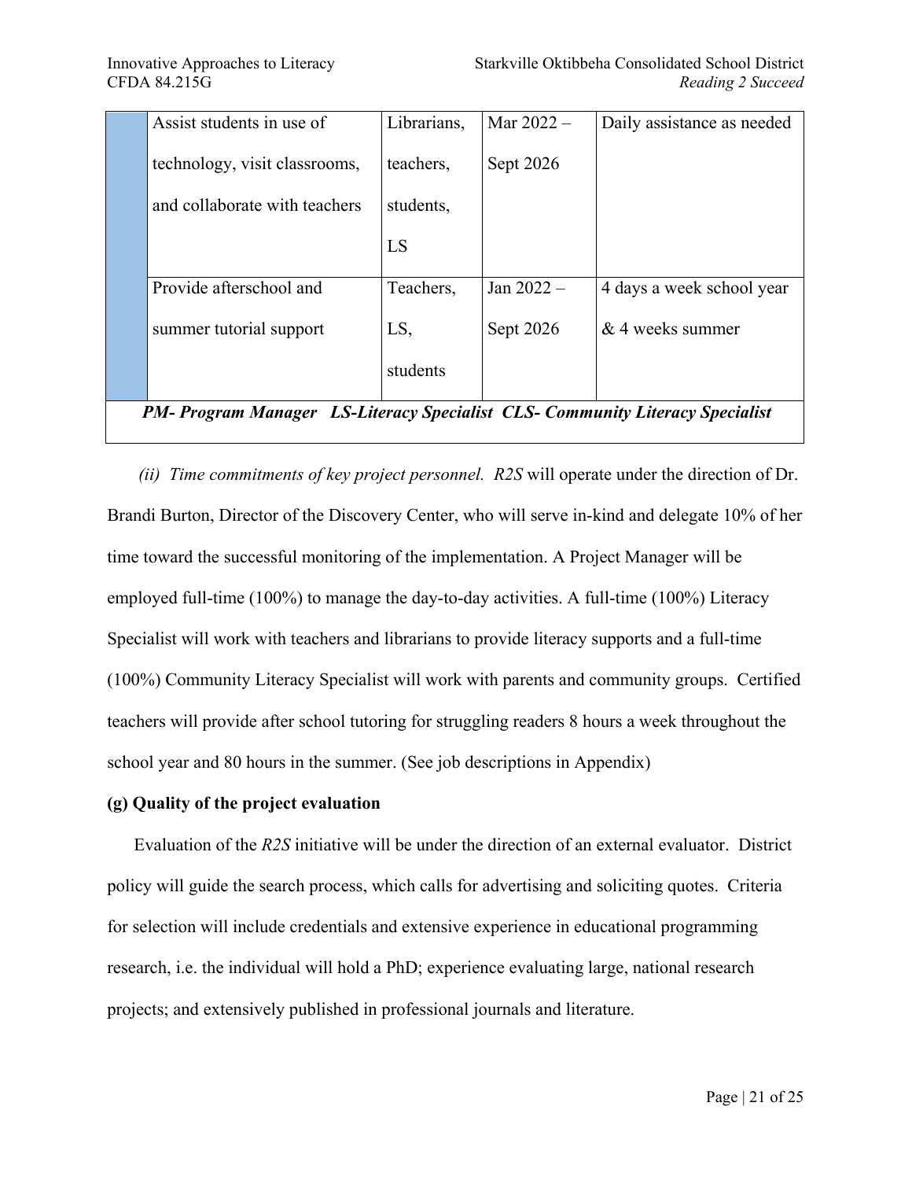| | Activity | Responsible | Timeline | Frequency |
|---|---|---|---|---|
| | Assist students in use of technology, visit classrooms, and collaborate with teachers | Librarians, teachers, students, LS | Mar 2022 – Sept 2026 | Daily assistance as needed |
| | Provide afterschool and summer tutorial support | Teachers, LS, students | Jan 2022 – Sept 2026 | 4 days a week school year & 4 weeks summer |

***PM- Program Manager LS-Literacy Specialist CLS- Community Literacy Specialist***

*(ii) Time commitments of key project personnel. R2S* will operate under the direction of Dr. Brandi Burton, Director of the Discovery Center, who will serve in-kind and delegate 10% of her time toward the successful monitoring of the implementation. A Project Manager will be employed full-time (100%) to manage the day-to-day activities. A full-time (100%) Literacy Specialist will work with teachers and librarians to provide literacy supports and a full-time (100%) Community Literacy Specialist will work with parents and community groups. Certified teachers will provide after school tutoring for struggling readers 8 hours a week throughout the school year and 80 hours in the summer. (See job descriptions in Appendix)

**(g) Quality of the project evaluation**

Evaluation of the *R2S* initiative will be under the direction of an external evaluator. District policy will guide the search process, which calls for advertising and soliciting quotes. Criteria for selection will include credentials and extensive experience in educational programming research, i.e. the individual will hold a PhD; experience evaluating large, national research projects; and extensively published in professional journals and literature.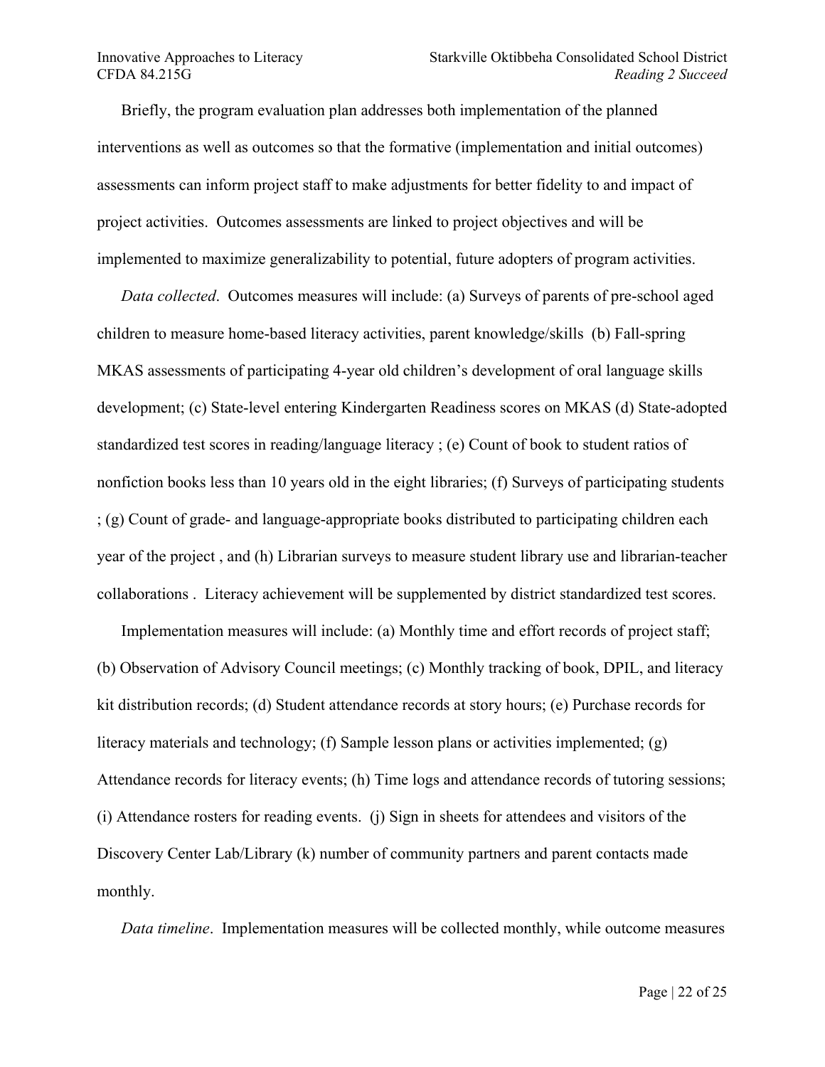Briefly, the program evaluation plan addresses both implementation of the planned interventions as well as outcomes so that the formative (implementation and initial outcomes) assessments can inform project staff to make adjustments for better fidelity to and impact of project activities. Outcomes assessments are linked to project objectives and will be implemented to maximize generalizability to potential, future adopters of program activities.

*Data collected*. Outcomes measures will include: (a) Surveys of parents of pre-school aged children to measure home-based literacy activities, parent knowledge/skills (b) Fall-spring MKAS assessments of participating 4-year old children's development of oral language skills development; (c) State-level entering Kindergarten Readiness scores on MKAS (d) State-adopted standardized test scores in reading/language literacy ; (e) Count of book to student ratios of nonfiction books less than 10 years old in the eight libraries; (f) Surveys of participating students ; (g) Count of grade- and language-appropriate books distributed to participating children each year of the project , and (h) Librarian surveys to measure student library use and librarian-teacher collaborations . Literacy achievement will be supplemented by district standardized test scores.

Implementation measures will include: (a) Monthly time and effort records of project staff; (b) Observation of Advisory Council meetings; (c) Monthly tracking of book, DPIL, and literacy kit distribution records; (d) Student attendance records at story hours; (e) Purchase records for literacy materials and technology; (f) Sample lesson plans or activities implemented; (g) Attendance records for literacy events; (h) Time logs and attendance records of tutoring sessions; (i) Attendance rosters for reading events. (j) Sign in sheets for attendees and visitors of the Discovery Center Lab/Library (k) number of community partners and parent contacts made monthly.

*Data timeline*. Implementation measures will be collected monthly, while outcome measures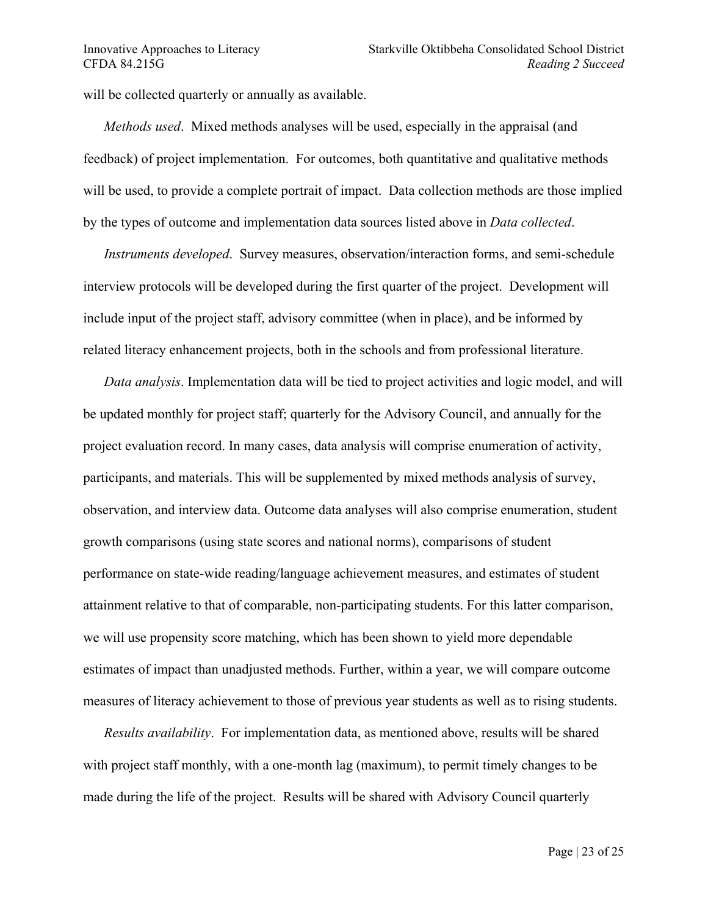will be collected quarterly or annually as available.

*Methods used*. Mixed methods analyses will be used, especially in the appraisal (and feedback) of project implementation. For outcomes, both quantitative and qualitative methods will be used, to provide a complete portrait of impact. Data collection methods are those implied by the types of outcome and implementation data sources listed above in *Data collected*.

*Instruments developed*. Survey measures, observation/interaction forms, and semi-schedule interview protocols will be developed during the first quarter of the project. Development will include input of the project staff, advisory committee (when in place), and be informed by related literacy enhancement projects, both in the schools and from professional literature.

*Data analysis*. Implementation data will be tied to project activities and logic model, and will be updated monthly for project staff; quarterly for the Advisory Council, and annually for the project evaluation record. In many cases, data analysis will comprise enumeration of activity, participants, and materials. This will be supplemented by mixed methods analysis of survey, observation, and interview data. Outcome data analyses will also comprise enumeration, student growth comparisons (using state scores and national norms), comparisons of student performance on state-wide reading/language achievement measures, and estimates of student attainment relative to that of comparable, non-participating students. For this latter comparison, we will use propensity score matching, which has been shown to yield more dependable estimates of impact than unadjusted methods. Further, within a year, we will compare outcome measures of literacy achievement to those of previous year students as well as to rising students.

*Results availability*. For implementation data, as mentioned above, results will be shared with project staff monthly, with a one-month lag (maximum), to permit timely changes to be made during the life of the project. Results will be shared with Advisory Council quarterly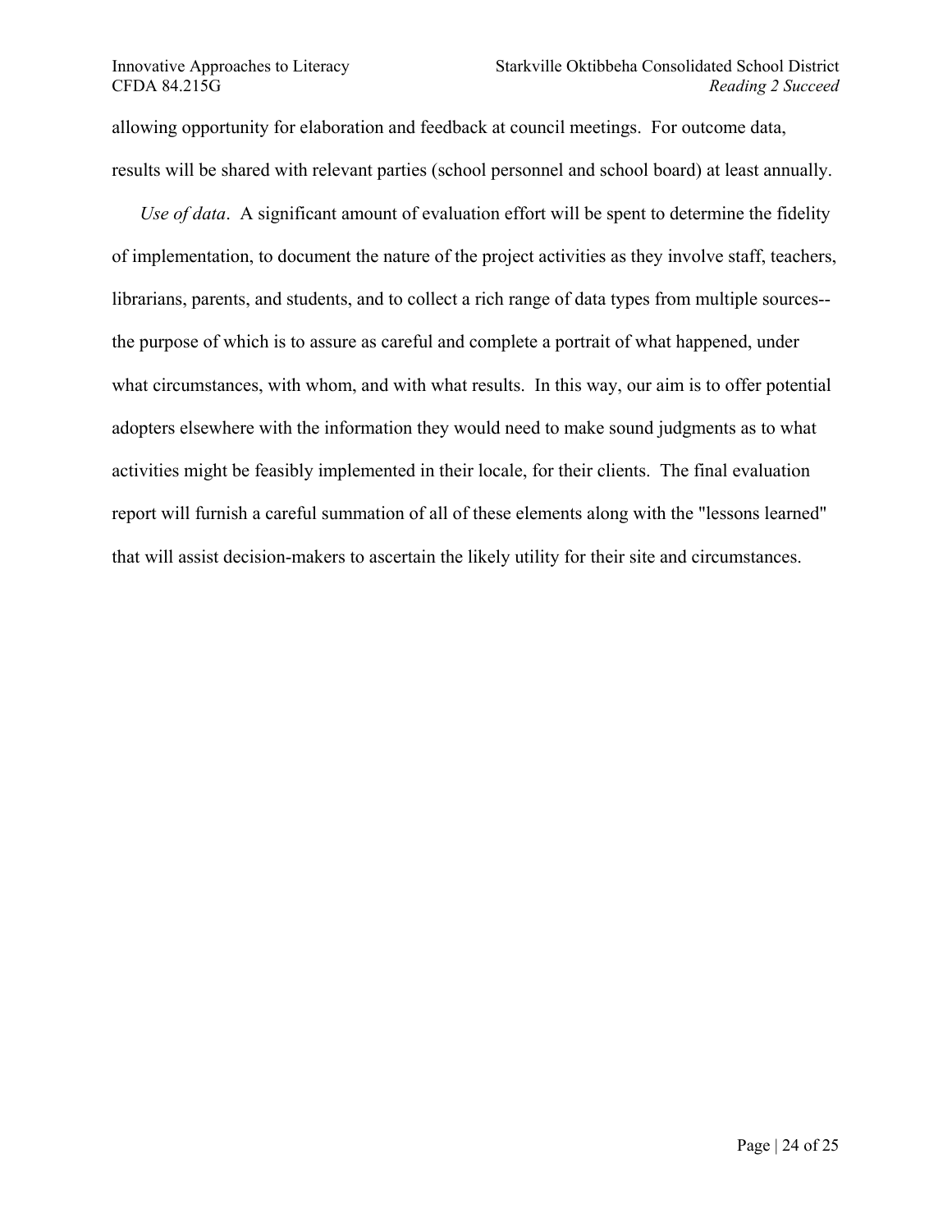allowing opportunity for elaboration and feedback at council meetings. For outcome data, results will be shared with relevant parties (school personnel and school board) at least annually.

*Use of data*. A significant amount of evaluation effort will be spent to determine the fidelity of implementation, to document the nature of the project activities as they involve staff, teachers, librarians, parents, and students, and to collect a rich range of data types from multiple sources--the purpose of which is to assure as careful and complete a portrait of what happened, under what circumstances, with whom, and with what results. In this way, our aim is to offer potential adopters elsewhere with the information they would need to make sound judgments as to what activities might be feasibly implemented in their locale, for their clients. The final evaluation report will furnish a careful summation of all of these elements along with the "lessons learned" that will assist decision-makers to ascertain the likely utility for their site and circumstances.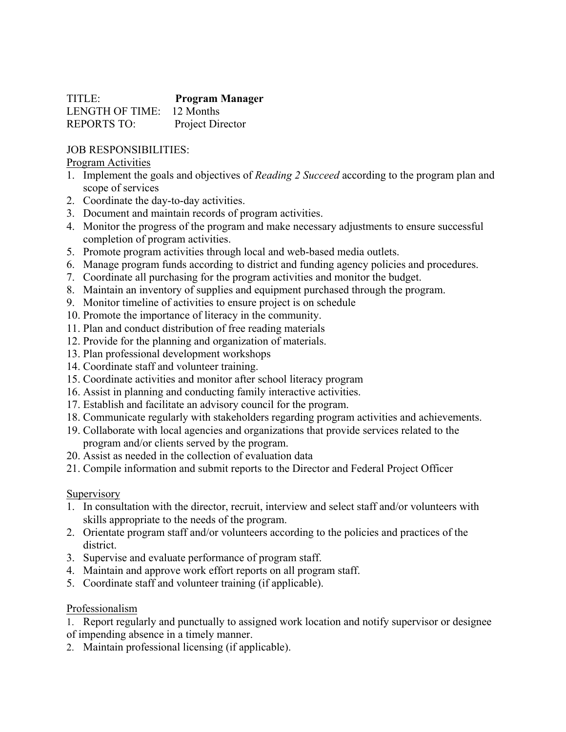TITLE: **Program Manager**
LENGTH OF TIME: 12 Months
REPORTS TO: Project Director

JOB RESPONSIBILITIES:

Program Activities

1. Implement the goals and objectives of *Reading 2 Succeed* according to the program plan and scope of services
2. Coordinate the day-to-day activities.
3. Document and maintain records of program activities.
4. Monitor the progress of the program and make necessary adjustments to ensure successful completion of program activities.
5. Promote program activities through local and web-based media outlets.
6. Manage program funds according to district and funding agency policies and procedures.
7. Coordinate all purchasing for the program activities and monitor the budget.
8. Maintain an inventory of supplies and equipment purchased through the program.
9. Monitor timeline of activities to ensure project is on schedule
10. Promote the importance of literacy in the community.
11. Plan and conduct distribution of free reading materials
12. Provide for the planning and organization of materials.
13. Plan professional development workshops
14. Coordinate staff and volunteer training.
15. Coordinate activities and monitor after school literacy program
16. Assist in planning and conducting family interactive activities.
17. Establish and facilitate an advisory council for the program.
18. Communicate regularly with stakeholders regarding program activities and achievements.
19. Collaborate with local agencies and organizations that provide services related to the program and/or clients served by the program.
20. Assist as needed in the collection of evaluation data
21. Compile information and submit reports to the Director and Federal Project Officer

Supervisory

1. In consultation with the director, recruit, interview and select staff and/or volunteers with skills appropriate to the needs of the program.
2. Orientate program staff and/or volunteers according to the policies and practices of the district.
3. Supervise and evaluate performance of program staff.
4. Maintain and approve work effort reports on all program staff.
5. Coordinate staff and volunteer training (if applicable).

Professionalism

1. Report regularly and punctually to assigned work location and notify supervisor or designee of impending absence in a timely manner.
2. Maintain professional licensing (if applicable).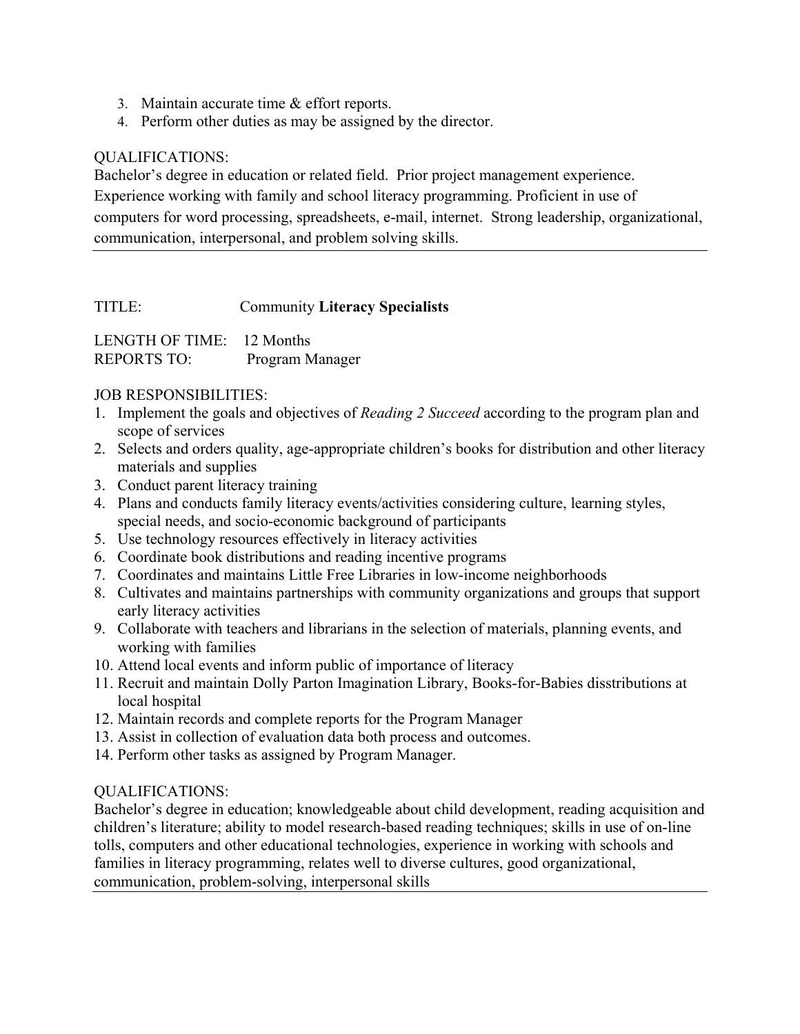3. Maintain accurate time & effort reports.
4. Perform other duties as may be assigned by the director.

QUALIFICATIONS:
Bachelor's degree in education or related field. Prior project management experience. Experience working with family and school literacy programming. Proficient in use of computers for word processing, spreadsheets, e-mail, internet. Strong leadership, organizational, communication, interpersonal, and problem solving skills.

---

TITLE: Community **Literacy Specialists**

LENGTH OF TIME: 12 Months
REPORTS TO: Program Manager

JOB RESPONSIBILITIES:

1. Implement the goals and objectives of *Reading 2 Succeed* according to the program plan and scope of services
2. Selects and orders quality, age-appropriate children's books for distribution and other literacy materials and supplies
3. Conduct parent literacy training
4. Plans and conducts family literacy events/activities considering culture, learning styles, special needs, and socio-economic background of participants
5. Use technology resources effectively in literacy activities
6. Coordinate book distributions and reading incentive programs
7. Coordinates and maintains Little Free Libraries in low-income neighborhoods
8. Cultivates and maintains partnerships with community organizations and groups that support early literacy activities
9. Collaborate with teachers and librarians in the selection of materials, planning events, and working with families
10. Attend local events and inform public of importance of literacy
11. Recruit and maintain Dolly Parton Imagination Library, Books-for-Babies disstributions at local hospital
12. Maintain records and complete reports for the Program Manager
13. Assist in collection of evaluation data both process and outcomes.
14. Perform other tasks as assigned by Program Manager.

QUALIFICATIONS:
Bachelor's degree in education; knowledgeable about child development, reading acquisition and children's literature; ability to model research-based reading techniques; skills in use of on-line tolls, computers and other educational technologies, experience in working with schools and families in literacy programming, relates well to diverse cultures, good organizational, communication, problem-solving, interpersonal skills

---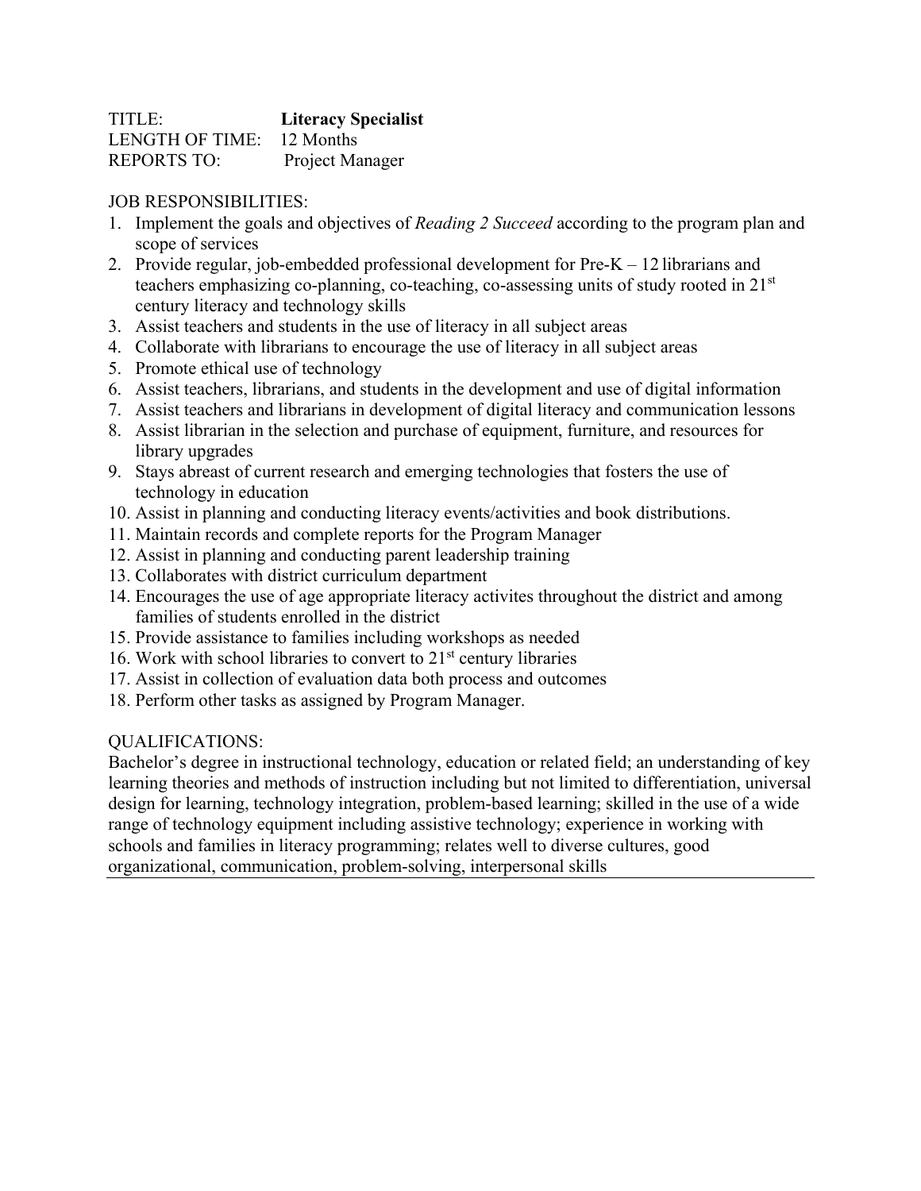TITLE: **Literacy Specialist**
LENGTH OF TIME: 12 Months
REPORTS TO: Project Manager

JOB RESPONSIBILITIES:

1. Implement the goals and objectives of *Reading 2 Succeed* according to the program plan and scope of services
2. Provide regular, job-embedded professional development for Pre-K – 12 librarians and teachers emphasizing co-planning, co-teaching, co-assessing units of study rooted in 21st century literacy and technology skills
3. Assist teachers and students in the use of literacy in all subject areas
4. Collaborate with librarians to encourage the use of literacy in all subject areas
5. Promote ethical use of technology
6. Assist teachers, librarians, and students in the development and use of digital information
7. Assist teachers and librarians in development of digital literacy and communication lessons
8. Assist librarian in the selection and purchase of equipment, furniture, and resources for library upgrades
9. Stays abreast of current research and emerging technologies that fosters the use of technology in education
10. Assist in planning and conducting literacy events/activities and book distributions.
11. Maintain records and complete reports for the Program Manager
12. Assist in planning and conducting parent leadership training
13. Collaborates with district curriculum department
14. Encourages the use of age appropriate literacy activites throughout the district and among families of students enrolled in the district
15. Provide assistance to families including workshops as needed
16. Work with school libraries to convert to 21st century libraries
17. Assist in collection of evaluation data both process and outcomes
18. Perform other tasks as assigned by Program Manager.

QUALIFICATIONS:

Bachelor's degree in instructional technology, education or related field; an understanding of key learning theories and methods of instruction including but not limited to differentiation, universal design for learning, technology integration, problem-based learning; skilled in the use of a wide range of technology equipment including assistive technology; experience in working with schools and families in literacy programming; relates well to diverse cultures, good organizational, communication, problem-solving, interpersonal skills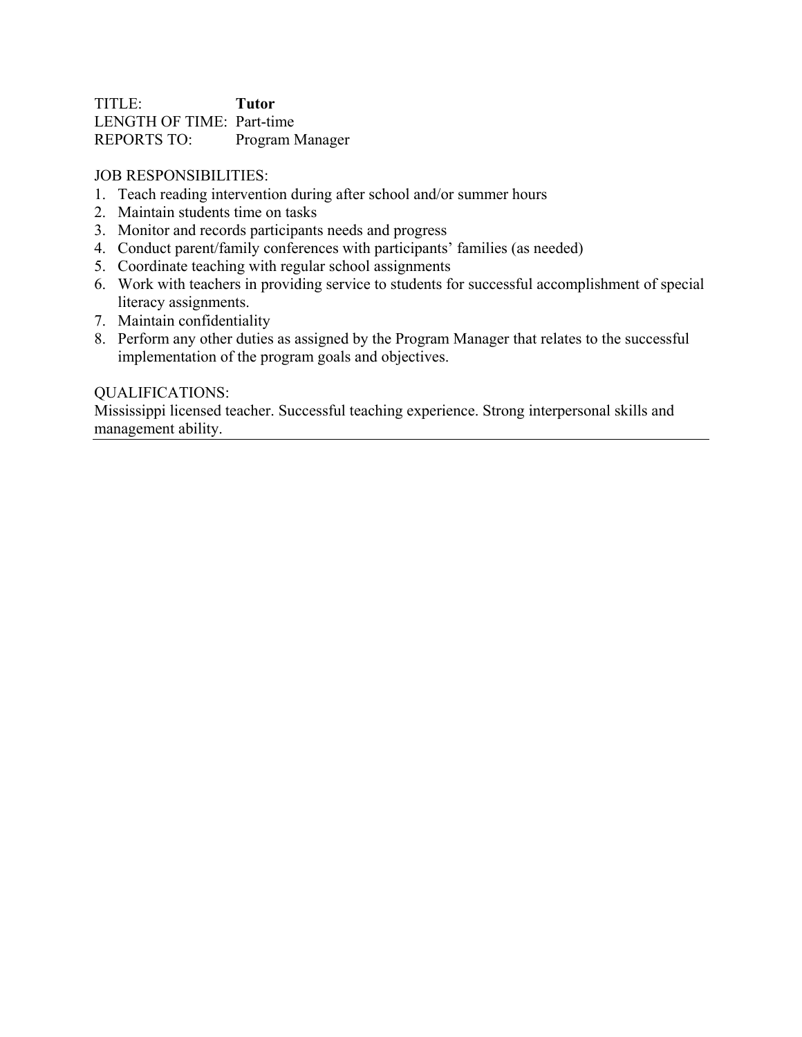TITLE: **Tutor**
LENGTH OF TIME: Part-time
REPORTS TO: Program Manager

JOB RESPONSIBILITIES:

1. Teach reading intervention during after school and/or summer hours
2. Maintain students time on tasks
3. Monitor and records participants needs and progress
4. Conduct parent/family conferences with participants' families (as needed)
5. Coordinate teaching with regular school assignments
6. Work with teachers in providing service to students for successful accomplishment of special literacy assignments.
7. Maintain confidentiality
8. Perform any other duties as assigned by the Program Manager that relates to the successful implementation of the program goals and objectives.

QUALIFICATIONS:
Mississippi licensed teacher. Successful teaching experience. Strong interpersonal skills and management ability.

---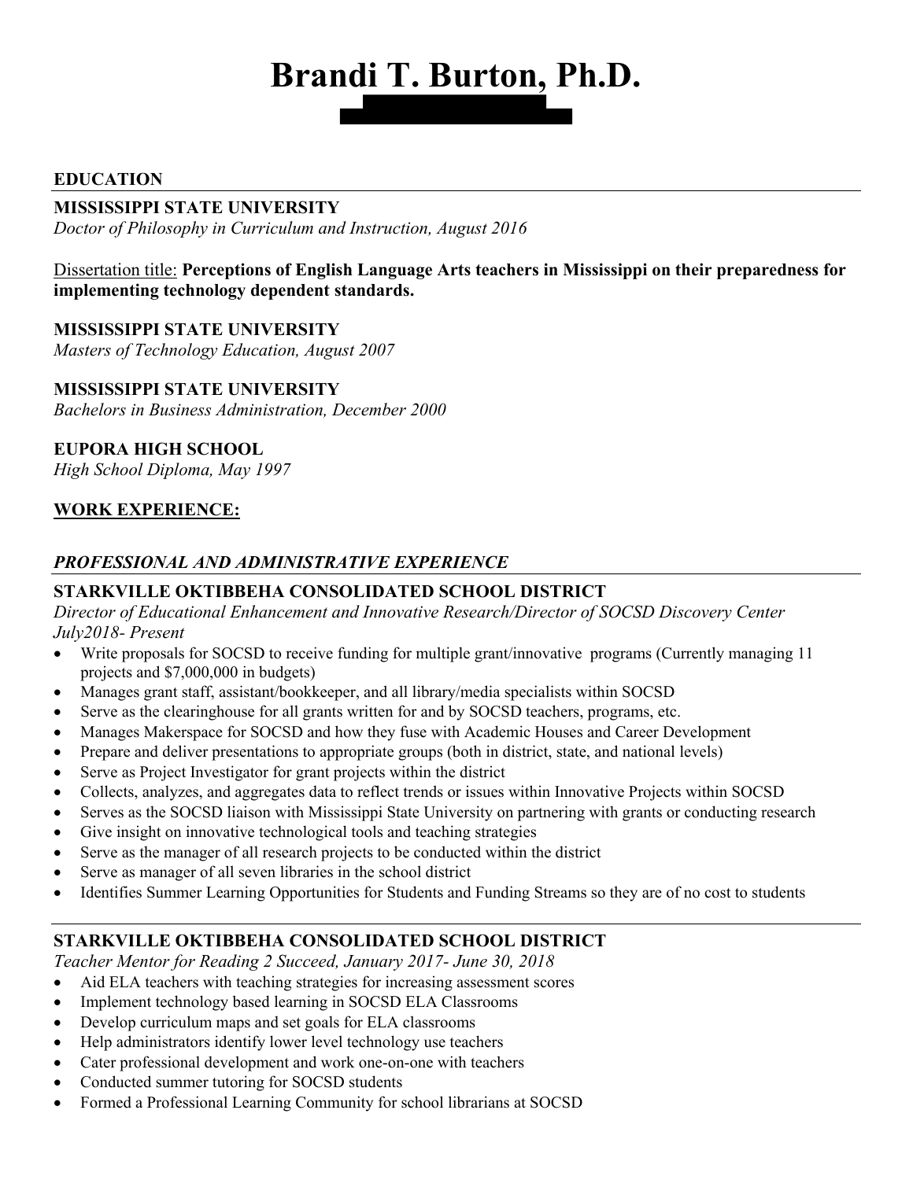# Brandi T. Burton, Ph.D.

## EDUCATION

**MISSISSIPPI STATE UNIVERSITY**
*Doctor of Philosophy in Curriculum and Instruction, August 2016*

Dissertation title: **Perceptions of English Language Arts teachers in Mississippi on their preparedness for implementing technology dependent standards.**

**MISSISSIPPI STATE UNIVERSITY**
*Masters of Technology Education, August 2007*

**MISSISSIPPI STATE UNIVERSITY**
*Bachelors in Business Administration, December 2000*

**EUPORA HIGH SCHOOL**
*High School Diploma, May 1997*

## WORK EXPERIENCE:

### *PROFESSIONAL AND ADMINISTRATIVE EXPERIENCE*

**STARKVILLE OKTIBBEHA CONSOLIDATED SCHOOL DISTRICT**
*Director of Educational Enhancement and Innovative Research/Director of SOCSD Discovery Center July2018- Present*

- Write proposals for SOCSD to receive funding for multiple grant/innovative programs (Currently managing 11 projects and $7,000,000 in budgets)
- Manages grant staff, assistant/bookkeeper, and all library/media specialists within SOCSD
- Serve as the clearinghouse for all grants written for and by SOCSD teachers, programs, etc.
- Manages Makerspace for SOCSD and how they fuse with Academic Houses and Career Development
- Prepare and deliver presentations to appropriate groups (both in district, state, and national levels)
- Serve as Project Investigator for grant projects within the district
- Collects, analyzes, and aggregates data to reflect trends or issues within Innovative Projects within SOCSD
- Serves as the SOCSD liaison with Mississippi State University on partnering with grants or conducting research
- Give insight on innovative technological tools and teaching strategies
- Serve as the manager of all research projects to be conducted within the district
- Serve as manager of all seven libraries in the school district
- Identifies Summer Learning Opportunities for Students and Funding Streams so they are of no cost to students

---

**STARKVILLE OKTIBBEHA CONSOLIDATED SCHOOL DISTRICT**
*Teacher Mentor for Reading 2 Succeed, January 2017- June 30, 2018*

- Aid ELA teachers with teaching strategies for increasing assessment scores
- Implement technology based learning in SOCSD ELA Classrooms
- Develop curriculum maps and set goals for ELA classrooms
- Help administrators identify lower level technology use teachers
- Cater professional development and work one-on-one with teachers
- Conducted summer tutoring for SOCSD students
- Formed a Professional Learning Community for school librarians at SOCSD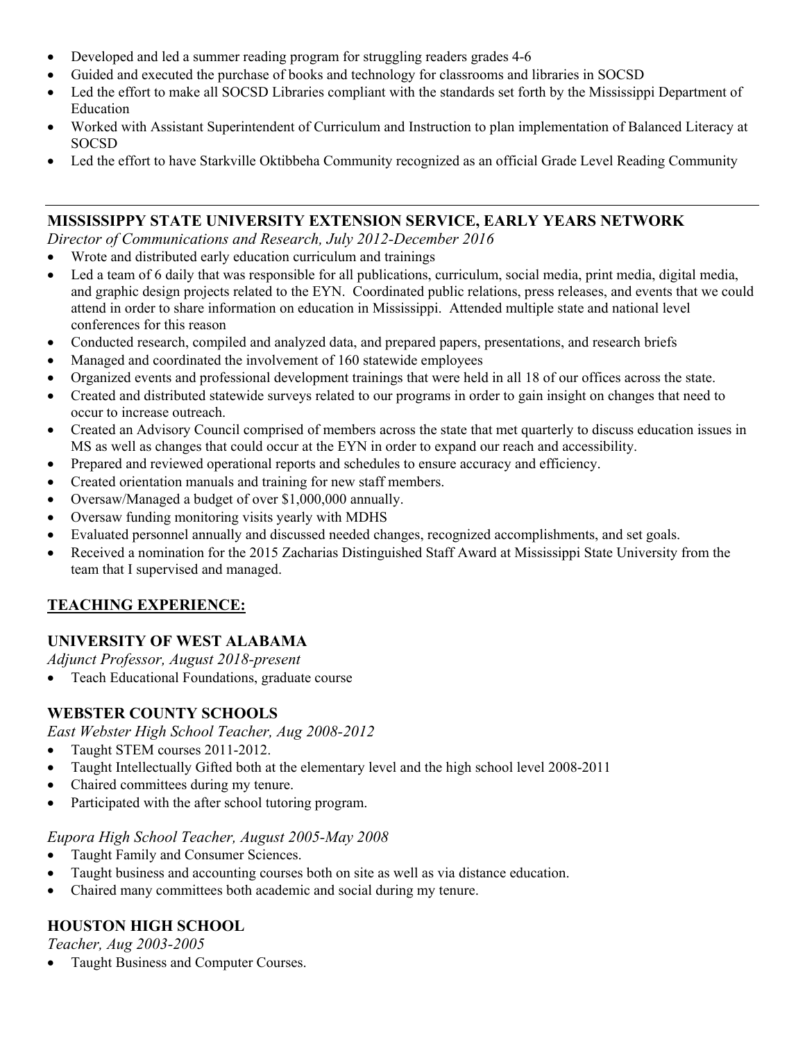- Developed and led a summer reading program for struggling readers grades 4-6
- Guided and executed the purchase of books and technology for classrooms and libraries in SOCSD
- Led the effort to make all SOCSD Libraries compliant with the standards set forth by the Mississippi Department of Education
- Worked with Assistant Superintendent of Curriculum and Instruction to plan implementation of Balanced Literacy at SOCSD
- Led the effort to have Starkville Oktibbeha Community recognized as an official Grade Level Reading Community

---

### MISSISSIPPY STATE UNIVERSITY EXTENSION SERVICE, EARLY YEARS NETWORK

*Director of Communications and Research, July 2012-December 2016*

- Wrote and distributed early education curriculum and trainings
- Led a team of 6 daily that was responsible for all publications, curriculum, social media, print media, digital media, and graphic design projects related to the EYN. Coordinated public relations, press releases, and events that we could attend in order to share information on education in Mississippi. Attended multiple state and national level conferences for this reason
- Conducted research, compiled and analyzed data, and prepared papers, presentations, and research briefs
- Managed and coordinated the involvement of 160 statewide employees
- Organized events and professional development trainings that were held in all 18 of our offices across the state.
- Created and distributed statewide surveys related to our programs in order to gain insight on changes that need to occur to increase outreach.
- Created an Advisory Council comprised of members across the state that met quarterly to discuss education issues in MS as well as changes that could occur at the EYN in order to expand our reach and accessibility.
- Prepared and reviewed operational reports and schedules to ensure accuracy and efficiency.
- Created orientation manuals and training for new staff members.
- Oversaw/Managed a budget of over $1,000,000 annually.
- Oversaw funding monitoring visits yearly with MDHS
- Evaluated personnel annually and discussed needed changes, recognized accomplishments, and set goals.
- Received a nomination for the 2015 Zacharias Distinguished Staff Award at Mississippi State University from the team that I supervised and managed.

## TEACHING EXPERIENCE:

### UNIVERSITY OF WEST ALABAMA

*Adjunct Professor, August 2018-present*

- Teach Educational Foundations, graduate course

### WEBSTER COUNTY SCHOOLS

*East Webster High School Teacher, Aug 2008-2012*

- Taught STEM courses 2011-2012.
- Taught Intellectually Gifted both at the elementary level and the high school level 2008-2011
- Chaired committees during my tenure.
- Participated with the after school tutoring program.

*Eupora High School Teacher, August 2005-May 2008*

- Taught Family and Consumer Sciences.
- Taught business and accounting courses both on site as well as via distance education.
- Chaired many committees both academic and social during my tenure.

### HOUSTON HIGH SCHOOL

*Teacher, Aug 2003-2005*

- Taught Business and Computer Courses.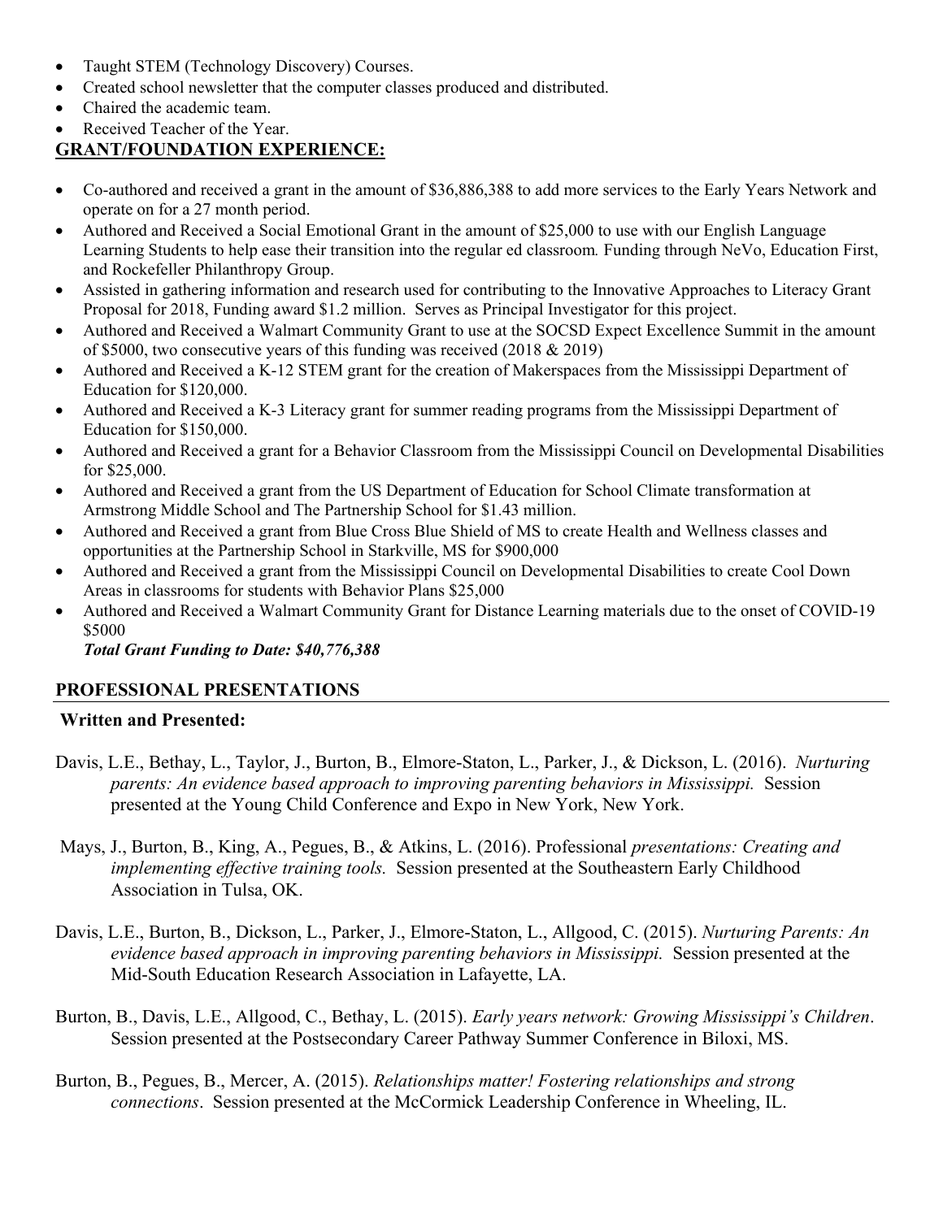- Taught STEM (Technology Discovery) Courses.
- Created school newsletter that the computer classes produced and distributed.
- Chaired the academic team.
- Received Teacher of the Year.

## GRANT/FOUNDATION EXPERIENCE:

- Co-authored and received a grant in the amount of $36,886,388 to add more services to the Early Years Network and operate on for a 27 month period.
- Authored and Received a Social Emotional Grant in the amount of $25,000 to use with our English Language Learning Students to help ease their transition into the regular ed classroom. Funding through NeVo, Education First, and Rockefeller Philanthropy Group.
- Assisted in gathering information and research used for contributing to the Innovative Approaches to Literacy Grant Proposal for 2018, Funding award $1.2 million. Serves as Principal Investigator for this project.
- Authored and Received a Walmart Community Grant to use at the SOCSD Expect Excellence Summit in the amount of $5000, two consecutive years of this funding was received (2018 & 2019)
- Authored and Received a K-12 STEM grant for the creation of Makerspaces from the Mississippi Department of Education for $120,000.
- Authored and Received a K-3 Literacy grant for summer reading programs from the Mississippi Department of Education for $150,000.
- Authored and Received a grant for a Behavior Classroom from the Mississippi Council on Developmental Disabilities for $25,000.
- Authored and Received a grant from the US Department of Education for School Climate transformation at Armstrong Middle School and The Partnership School for $1.43 million.
- Authored and Received a grant from Blue Cross Blue Shield of MS to create Health and Wellness classes and opportunities at the Partnership School in Starkville, MS for $900,000
- Authored and Received a grant from the Mississippi Council on Developmental Disabilities to create Cool Down Areas in classrooms for students with Behavior Plans $25,000
- Authored and Received a Walmart Community Grant for Distance Learning materials due to the onset of COVID-19 $5000

***Total Grant Funding to Date: $40,776,388***

## PROFESSIONAL PRESENTATIONS

### Written and Presented:

Davis, L.E., Bethay, L., Taylor, J., Burton, B., Elmore-Staton, L., Parker, J., & Dickson, L. (2016). *Nurturing parents: An evidence based approach to improving parenting behaviors in Mississippi.* Session presented at the Young Child Conference and Expo in New York, New York.

Mays, J., Burton, B., King, A., Pegues, B., & Atkins, L. (2016). Professional *presentations: Creating and implementing effective training tools.* Session presented at the Southeastern Early Childhood Association in Tulsa, OK.

Davis, L.E., Burton, B., Dickson, L., Parker, J., Elmore-Staton, L., Allgood, C. (2015). *Nurturing Parents: An evidence based approach in improving parenting behaviors in Mississippi.* Session presented at the Mid-South Education Research Association in Lafayette, LA.

Burton, B., Davis, L.E., Allgood, C., Bethay, L. (2015). *Early years network: Growing Mississippi's Children*. Session presented at the Postsecondary Career Pathway Summer Conference in Biloxi, MS.

Burton, B., Pegues, B., Mercer, A. (2015). *Relationships matter! Fostering relationships and strong connections*. Session presented at the McCormick Leadership Conference in Wheeling, IL.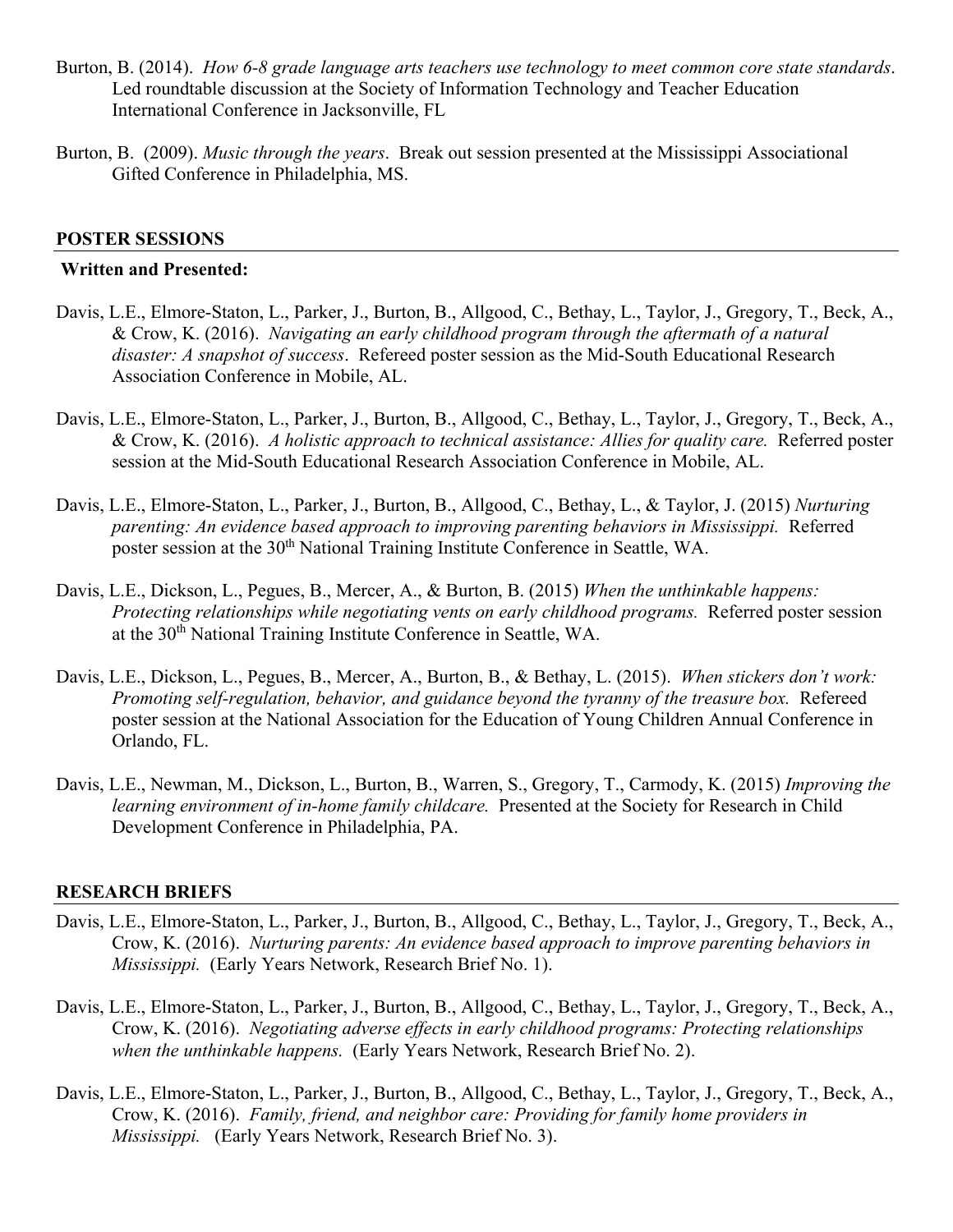Burton, B. (2014). *How 6-8 grade language arts teachers use technology to meet common core state standards*. Led roundtable discussion at the Society of Information Technology and Teacher Education International Conference in Jacksonville, FL

Burton, B. (2009). *Music through the years*. Break out session presented at the Mississippi Associational Gifted Conference in Philadelphia, MS.

## POSTER SESSIONS

**Written and Presented:**

Davis, L.E., Elmore-Staton, L., Parker, J., Burton, B., Allgood, C., Bethay, L., Taylor, J., Gregory, T., Beck, A., & Crow, K. (2016). *Navigating an early childhood program through the aftermath of a natural disaster: A snapshot of success*. Refereed poster session as the Mid-South Educational Research Association Conference in Mobile, AL.

Davis, L.E., Elmore-Staton, L., Parker, J., Burton, B., Allgood, C., Bethay, L., Taylor, J., Gregory, T., Beck, A., & Crow, K. (2016). *A holistic approach to technical assistance: Allies for quality care.* Referred poster session at the Mid-South Educational Research Association Conference in Mobile, AL.

Davis, L.E., Elmore-Staton, L., Parker, J., Burton, B., Allgood, C., Bethay, L., & Taylor, J. (2015) *Nurturing parenting: An evidence based approach to improving parenting behaviors in Mississippi.* Referred poster session at the 30th National Training Institute Conference in Seattle, WA.

Davis, L.E., Dickson, L., Pegues, B., Mercer, A., & Burton, B. (2015) *When the unthinkable happens: Protecting relationships while negotiating vents on early childhood programs.* Referred poster session at the 30th National Training Institute Conference in Seattle, WA.

Davis, L.E., Dickson, L., Pegues, B., Mercer, A., Burton, B., & Bethay, L. (2015). *When stickers don't work: Promoting self-regulation, behavior, and guidance beyond the tyranny of the treasure box.* Refereed poster session at the National Association for the Education of Young Children Annual Conference in Orlando, FL.

Davis, L.E., Newman, M., Dickson, L., Burton, B., Warren, S., Gregory, T., Carmody, K. (2015) *Improving the learning environment of in-home family childcare.* Presented at the Society for Research in Child Development Conference in Philadelphia, PA.

## RESEARCH BRIEFS

Davis, L.E., Elmore-Staton, L., Parker, J., Burton, B., Allgood, C., Bethay, L., Taylor, J., Gregory, T., Beck, A., Crow, K. (2016). *Nurturing parents: An evidence based approach to improve parenting behaviors in Mississippi.* (Early Years Network, Research Brief No. 1).

Davis, L.E., Elmore-Staton, L., Parker, J., Burton, B., Allgood, C., Bethay, L., Taylor, J., Gregory, T., Beck, A., Crow, K. (2016). *Negotiating adverse effects in early childhood programs: Protecting relationships when the unthinkable happens.* (Early Years Network, Research Brief No. 2).

Davis, L.E., Elmore-Staton, L., Parker, J., Burton, B., Allgood, C., Bethay, L., Taylor, J., Gregory, T., Beck, A., Crow, K. (2016). *Family, friend, and neighbor care: Providing for family home providers in Mississippi.* (Early Years Network, Research Brief No. 3).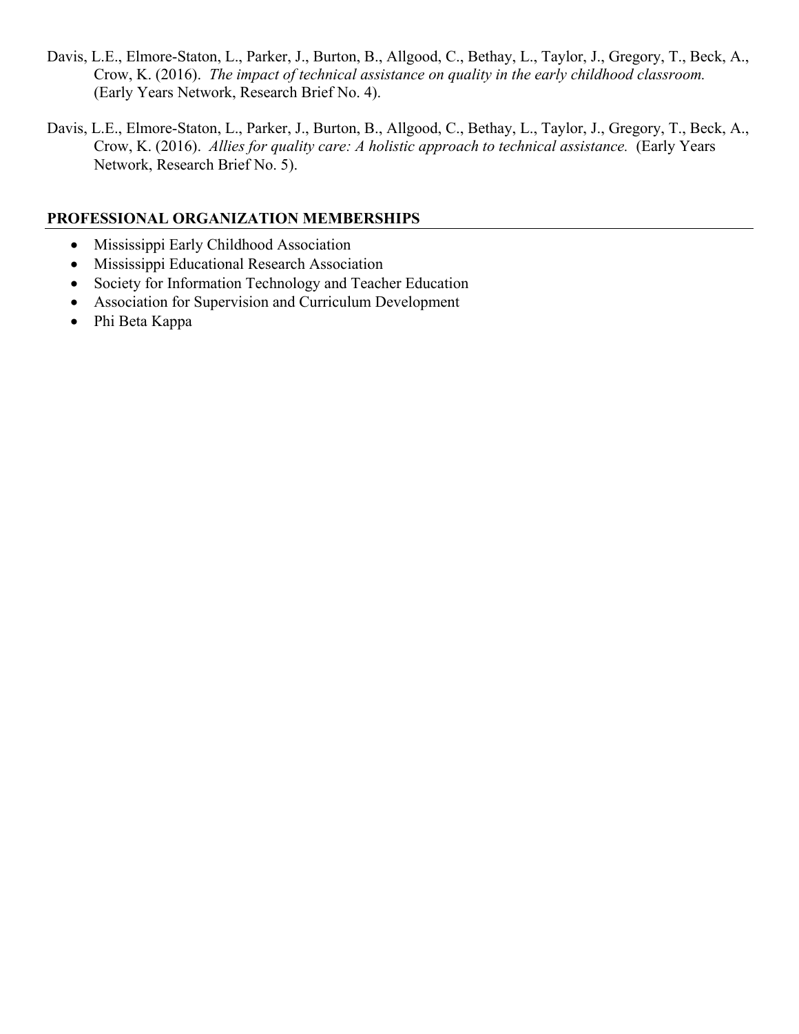Davis, L.E., Elmore-Staton, L., Parker, J., Burton, B., Allgood, C., Bethay, L., Taylor, J., Gregory, T., Beck, A., Crow, K. (2016). *The impact of technical assistance on quality in the early childhood classroom.* (Early Years Network, Research Brief No. 4).

Davis, L.E., Elmore-Staton, L., Parker, J., Burton, B., Allgood, C., Bethay, L., Taylor, J., Gregory, T., Beck, A., Crow, K. (2016). *Allies for quality care: A holistic approach to technical assistance.* (Early Years Network, Research Brief No. 5).

## PROFESSIONAL ORGANIZATION MEMBERSHIPS

- Mississippi Early Childhood Association
- Mississippi Educational Research Association
- Society for Information Technology and Teacher Education
- Association for Supervision and Curriculum Development
- Phi Beta Kappa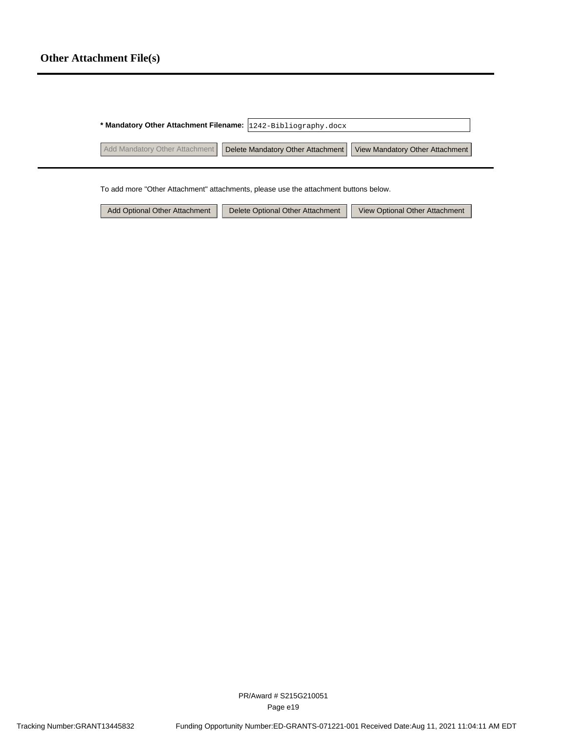## Other Attachment File(s)

**\* Mandatory Other Attachment Filename:** 1242-Bibliography.docx

Add Mandatory Other Attachment | Delete Mandatory Other Attachment | View Mandatory Other Attachment

To add more "Other Attachment" attachments, please use the attachment buttons below.

Add Optional Other Attachment | Delete Optional Other Attachment | View Optional Other Attachment

PR/Award # S215G210051

Tracking Number:GRANT13445832 Funding Opportunity Number:ED-GRANTS-071221-001 Received Date:Aug 11, 2021 11:04:11 AM EDT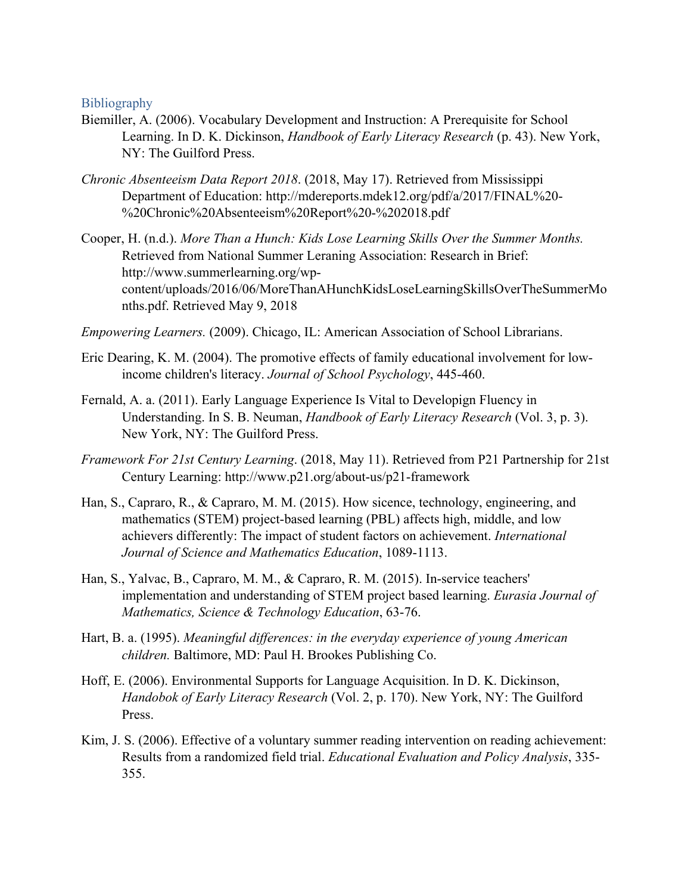## Bibliography

Biemiller, A. (2006). Vocabulary Development and Instruction: A Prerequisite for School Learning. In D. K. Dickinson, *Handbook of Early Literacy Research* (p. 43). New York, NY: The Guilford Press.

*Chronic Absenteeism Data Report 2018*. (2018, May 17). Retrieved from Mississippi Department of Education: http://mdereports.mdek12.org/pdf/a/2017/FINAL%20-%20Chronic%20Absenteeism%20Report%20-%202018.pdf

Cooper, H. (n.d.). *More Than a Hunch: Kids Lose Learning Skills Over the Summer Months.* Retrieved from National Summer Leraning Association: Research in Brief: http://www.summerlearning.org/wp-content/uploads/2016/06/MoreThanAHunchKidsLoseLearningSkillsOverTheSummerMonths.pdf. Retrieved May 9, 2018

*Empowering Learners.* (2009). Chicago, IL: American Association of School Librarians.

Eric Dearing, K. M. (2004). The promotive effects of family educational involvement for low-income children's literacy. *Journal of School Psychology*, 445-460.

Fernald, A. a. (2011). Early Language Experience Is Vital to Developign Fluency in Understanding. In S. B. Neuman, *Handbook of Early Literacy Research* (Vol. 3, p. 3). New York, NY: The Guilford Press.

*Framework For 21st Century Learning*. (2018, May 11). Retrieved from P21 Partnership for 21st Century Learning: http://www.p21.org/about-us/p21-framework

Han, S., Capraro, R., & Capraro, M. M. (2015). How sicence, technology, engineering, and mathematics (STEM) project-based learning (PBL) affects high, middle, and low achievers differently: The impact of student factors on achievement. *International Journal of Science and Mathematics Education*, 1089-1113.

Han, S., Yalvac, B., Capraro, M. M., & Capraro, R. M. (2015). In-service teachers' implementation and understanding of STEM project based learning. *Eurasia Journal of Mathematics, Science & Technology Education*, 63-76.

Hart, B. a. (1995). *Meaningful differences: in the everyday experience of young American children.* Baltimore, MD: Paul H. Brookes Publishing Co.

Hoff, E. (2006). Environmental Supports for Language Acquisition. In D. K. Dickinson, *Handobok of Early Literacy Research* (Vol. 2, p. 170). New York, NY: The Guilford Press.

Kim, J. S. (2006). Effective of a voluntary summer reading intervention on reading achievement: Results from a randomized field trial. *Educational Evaluation and Policy Analysis*, 335-355.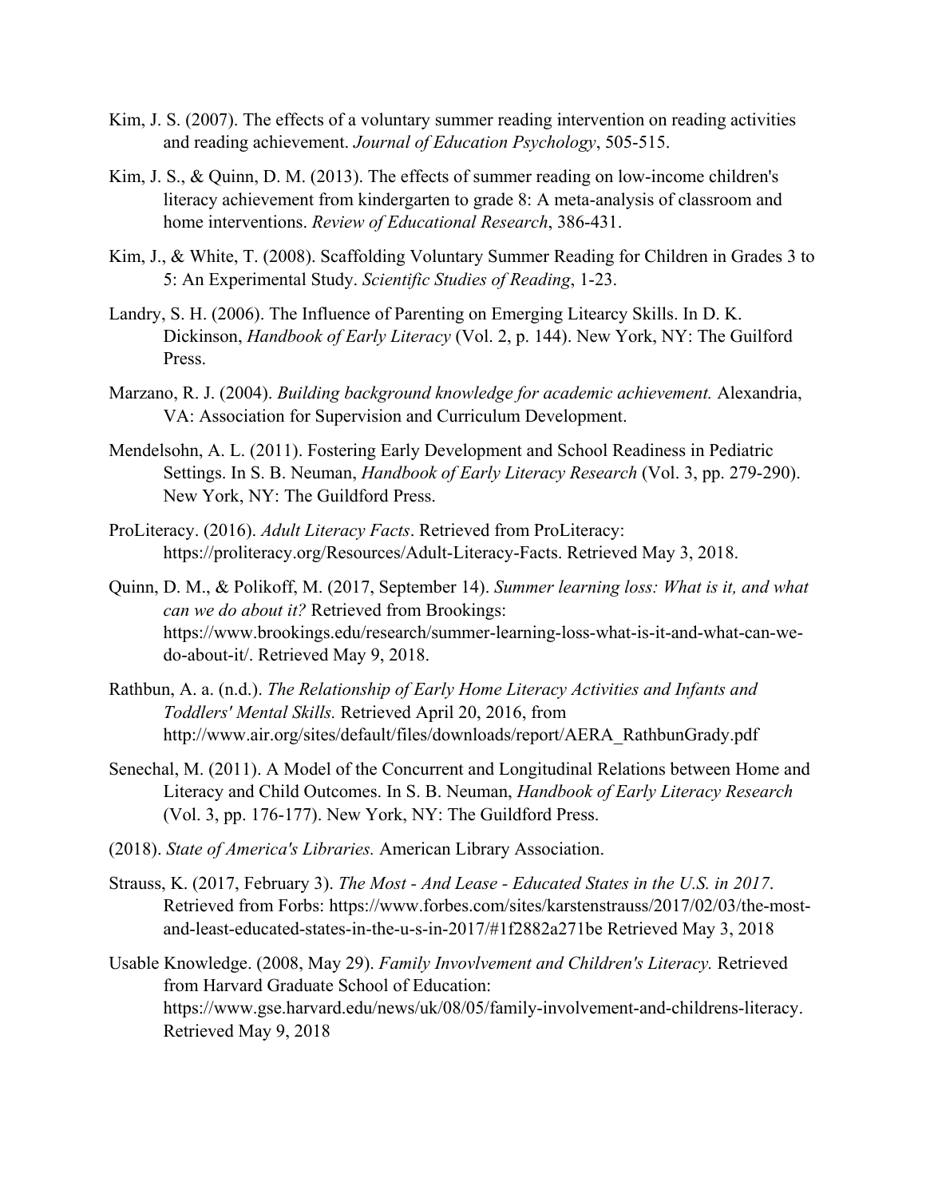Kim, J. S. (2007). The effects of a voluntary summer reading intervention on reading activities and reading achievement. *Journal of Education Psychology*, 505-515.

Kim, J. S., & Quinn, D. M. (2013). The effects of summer reading on low-income children's literacy achievement from kindergarten to grade 8: A meta-analysis of classroom and home interventions. *Review of Educational Research*, 386-431.

Kim, J., & White, T. (2008). Scaffolding Voluntary Summer Reading for Children in Grades 3 to 5: An Experimental Study. *Scientific Studies of Reading*, 1-23.

Landry, S. H. (2006). The Influence of Parenting on Emerging Litearcy Skills. In D. K. Dickinson, *Handbook of Early Literacy* (Vol. 2, p. 144). New York, NY: The Guilford Press.

Marzano, R. J. (2004). *Building background knowledge for academic achievement.* Alexandria, VA: Association for Supervision and Curriculum Development.

Mendelsohn, A. L. (2011). Fostering Early Development and School Readiness in Pediatric Settings. In S. B. Neuman, *Handbook of Early Literacy Research* (Vol. 3, pp. 279-290). New York, NY: The Guildford Press.

ProLiteracy. (2016). *Adult Literacy Facts*. Retrieved from ProLiteracy: https://proliteracy.org/Resources/Adult-Literacy-Facts. Retrieved May 3, 2018.

Quinn, D. M., & Polikoff, M. (2017, September 14). *Summer learning loss: What is it, and what can we do about it?* Retrieved from Brookings: https://www.brookings.edu/research/summer-learning-loss-what-is-it-and-what-can-we-do-about-it/. Retrieved May 9, 2018.

Rathbun, A. a. (n.d.). *The Relationship of Early Home Literacy Activities and Infants and Toddlers' Mental Skills.* Retrieved April 20, 2016, from http://www.air.org/sites/default/files/downloads/report/AERA_RathbunGrady.pdf

Senechal, M. (2011). A Model of the Concurrent and Longitudinal Relations between Home and Literacy and Child Outcomes. In S. B. Neuman, *Handbook of Early Literacy Research* (Vol. 3, pp. 176-177). New York, NY: The Guildford Press.

(2018). *State of America's Libraries.* American Library Association.

Strauss, K. (2017, February 3). *The Most - And Lease - Educated States in the U.S. in 2017*. Retrieved from Forbs: https://www.forbes.com/sites/karstenstrauss/2017/02/03/the-most-and-least-educated-states-in-the-u-s-in-2017/#1f2882a271be Retrieved May 3, 2018

Usable Knowledge. (2008, May 29). *Family Invovlvement and Children's Literacy.* Retrieved from Harvard Graduate School of Education: https://www.gse.harvard.edu/news/uk/08/05/family-involvement-and-childrens-literacy. Retrieved May 9, 2018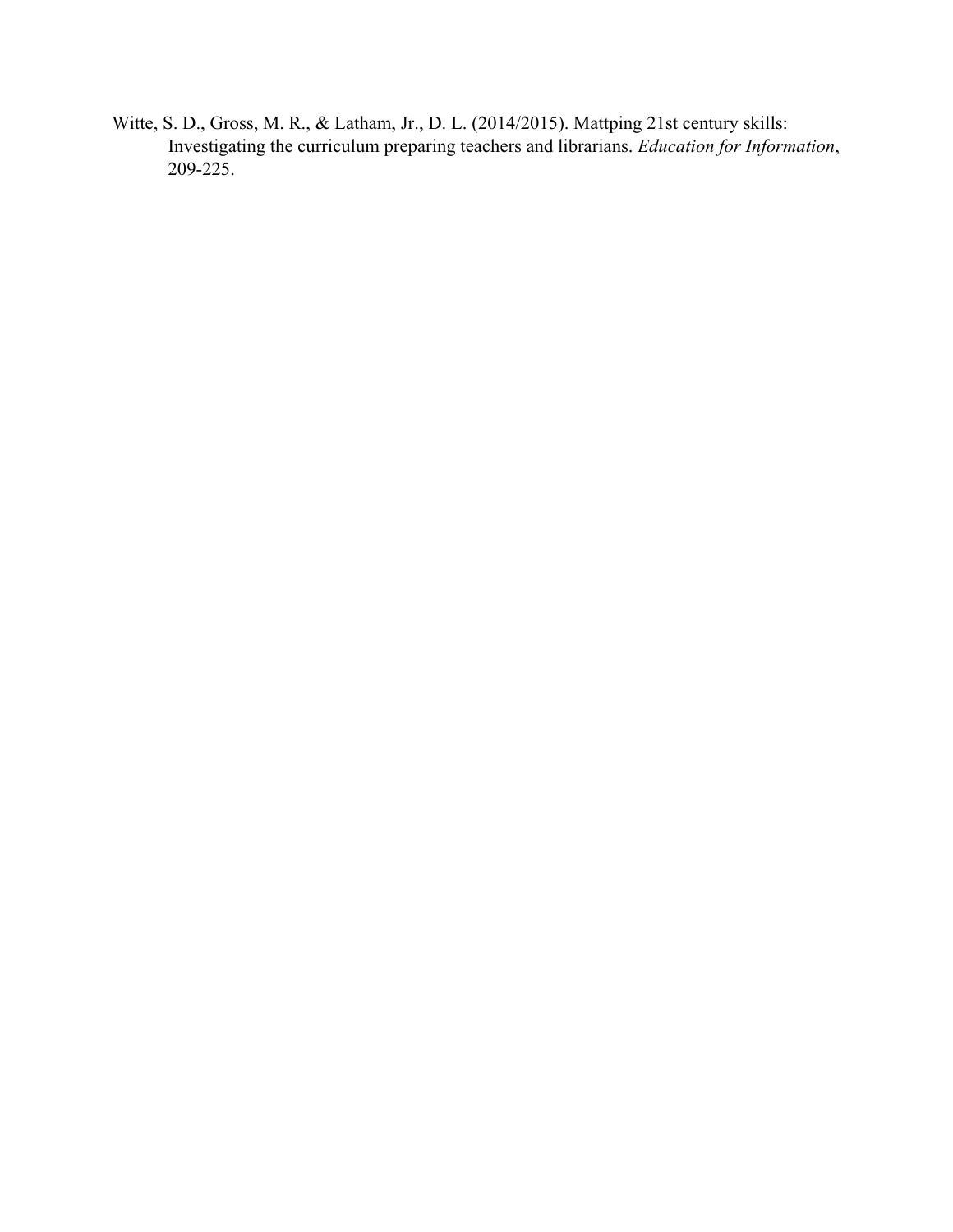Witte, S. D., Gross, M. R., & Latham, Jr., D. L. (2014/2015). Mattping 21st century skills: Investigating the curriculum preparing teachers and librarians. *Education for Information*, 209-225.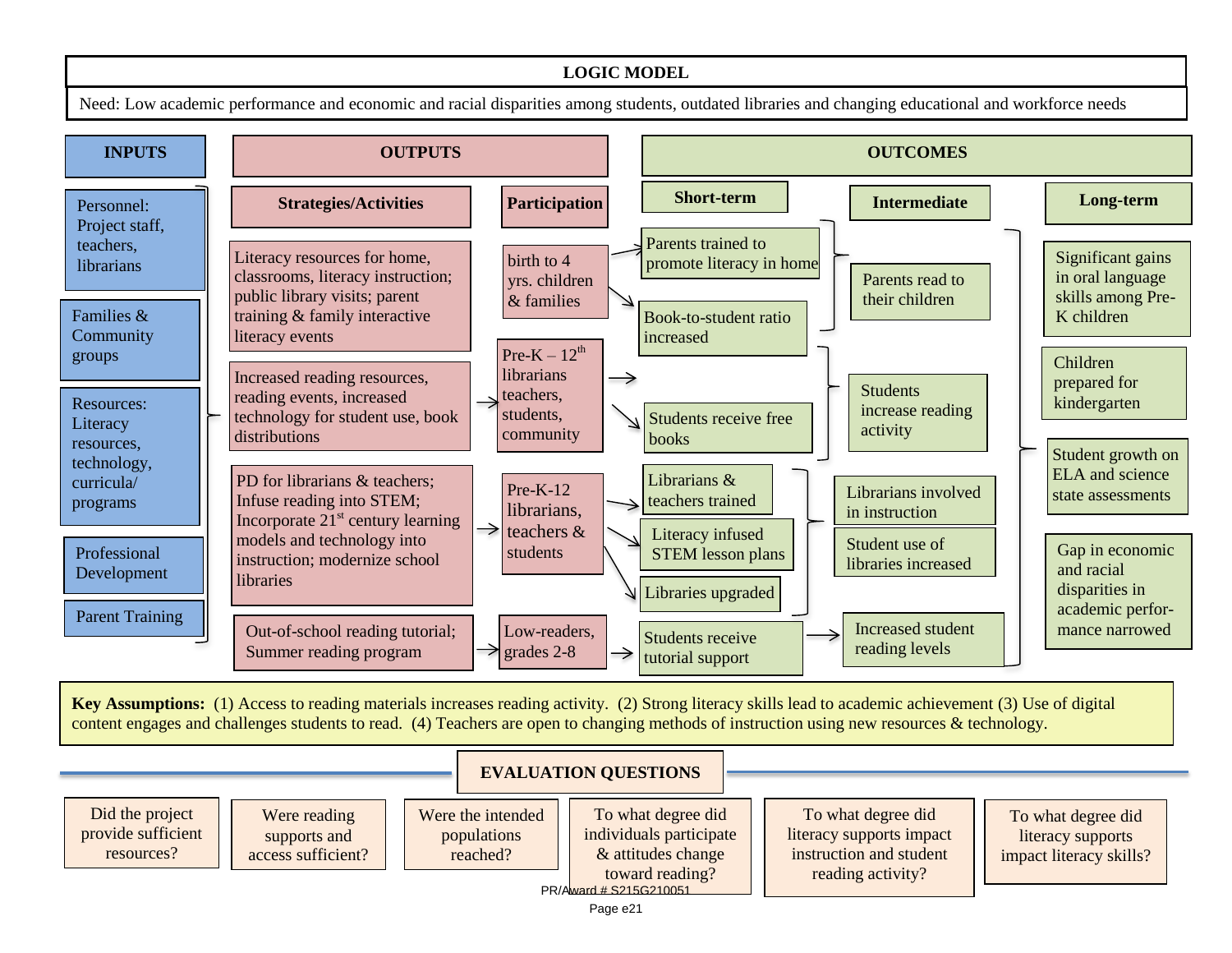# LOGIC MODEL

Need: Low academic performance and economic and racial disparities among students, outdated libraries and changing educational and workforce needs

## INPUTS

- Personnel: Project staff, teachers, librarians
- Families & Community groups
- Resources: Literacy resources, technology, curricula/ programs
- Professional Development
- Parent Training

## OUTPUTS

| Strategies/Activities | Participation |
|---|---|
| Literacy resources for home, classrooms, literacy instruction; public library visits; parent training & family interactive literacy events | birth to 4 yrs. children & families |
| Increased reading resources, reading events, increased technology for student use, book distributions | Pre-K – 12th librarians teachers, students, community |
| PD for librarians & teachers; Infuse reading into STEM; Incorporate 21st century learning models and technology into instruction; modernize school libraries | Pre-K-12 librarians, teachers & students |
| Out-of-school reading tutorial; Summer reading program | Low-readers, grades 2-8 |

## OUTCOMES

| Short-term | Intermediate | Long-term |
|---|---|---|
| Parents trained to promote literacy in home; Book-to-student ratio increased | Parents read to their children | Significant gains in oral language skills among Pre-K children |
| Students receive free books | Students increase reading activity | Children prepared for kindergarten |
| Librarians & teachers trained; Literacy infused STEM lesson plans; Libraries upgraded | Librarians involved in instruction; Student use of libraries increased | Student growth on ELA and science state assessments |
| Students receive tutorial support | Increased student reading levels | Gap in economic and racial disparities in academic performance narrowed |

**Key Assumptions:** (1) Access to reading materials increases reading activity. (2) Strong literacy skills lead to academic achievement (3) Use of digital content engages and challenges students to read. (4) Teachers are open to changing methods of instruction using new resources & technology.

## EVALUATION QUESTIONS

- Did the project provide sufficient resources?
- Were reading supports and access sufficient?
- Were the intended populations reached?
- To what degree did individuals participate & attitudes change toward reading?
- To what degree did literacy supports impact instruction and student reading activity?
- To what degree did literacy supports impact literacy skills?

PR/Award # S215G210051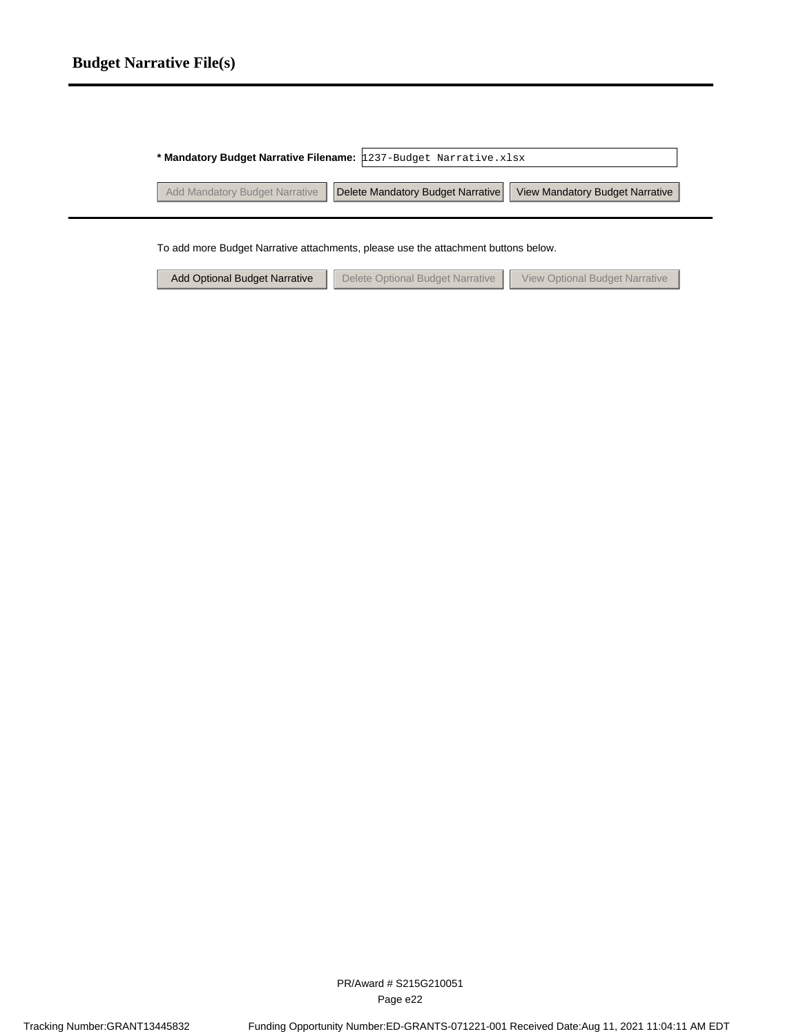# Budget Narrative File(s)

**\* Mandatory Budget Narrative Filename:** 1237-Budget Narrative.xlsx

Add Mandatory Budget Narrative | Delete Mandatory Budget Narrative | View Mandatory Budget Narrative

To add more Budget Narrative attachments, please use the attachment buttons below.

Add Optional Budget Narrative | Delete Optional Budget Narrative | View Optional Budget Narrative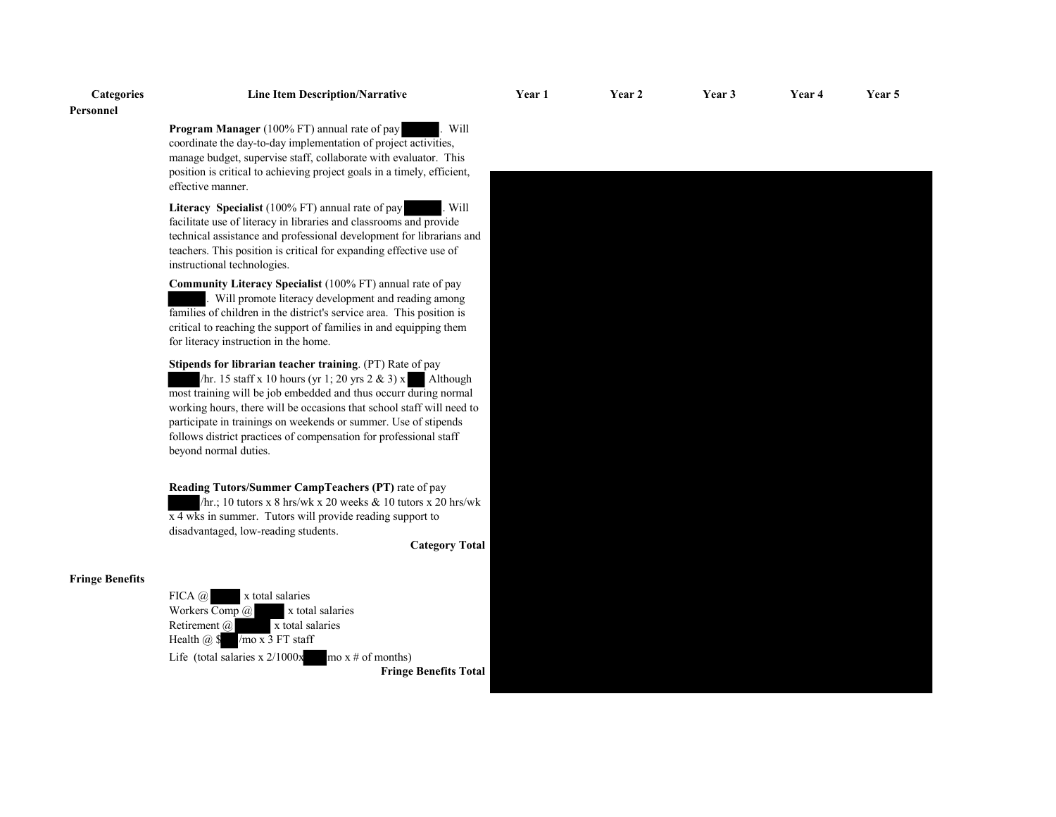| Categories | Line Item Description/Narrative | Year 1 | Year 2 | Year 3 | Year 4 | Year 5 |
|---|---|---|---|---|---|---|
| **Personnel** | | | | | | |
| | **Program Manager** (100% FT) annual rate of pay . Will coordinate the day-to-day implementation of project activities, manage budget, supervise staff, collaborate with evaluator. This position is critical to achieving project goals in a timely, efficient, effective manner. | | | | | |
| | **Literacy Specialist** (100% FT) annual rate of pay . Will facilitate use of literacy in libraries and classrooms and provide technical assistance and professional development for librarians and teachers. This position is critical for expanding effective use of instructional technologies. | | | | | |
| | **Community Literacy Specialist** (100% FT) annual rate of pay . Will promote literacy development and reading among families of children in the district's service area. This position is critical to reaching the support of families in and equipping them for literacy instruction in the home. | | | | | |
| | **Stipends for librarian teacher training**. (PT) Rate of pay /hr. 15 staff x 10 hours (yr 1; 20 yrs 2 & 3) x Although most training will be job embedded and thus occurr during normal working hours, there will be occasions that school staff will need to participate in trainings on weekends or summer. Use of stipends follows district practices of compensation for professional staff beyond normal duties. | | | | | |
| | **Reading Tutors/Summer CampTeachers (PT)** rate of pay /hr.; 10 tutors x 8 hrs/wk x 20 weeks & 10 tutors x 20 hrs/wk x 4 wks in summer. Tutors will provide reading support to disadvantaged, low-reading students. | | | | | |
| | **Category Total** | | | | | |
| **Fringe Benefits** | | | | | | |
| | FICA @ x total salaries | | | | | |
| | Workers Comp @ x total salaries | | | | | |
| | Retirement @ x total salaries | | | | | |
| | Health @ $ /mo x 3 FT staff | | | | | |
| | Life (total salaries x 2/1000x mo x # of months) | | | | | |
| | **Fringe Benefits Total** | | | | | |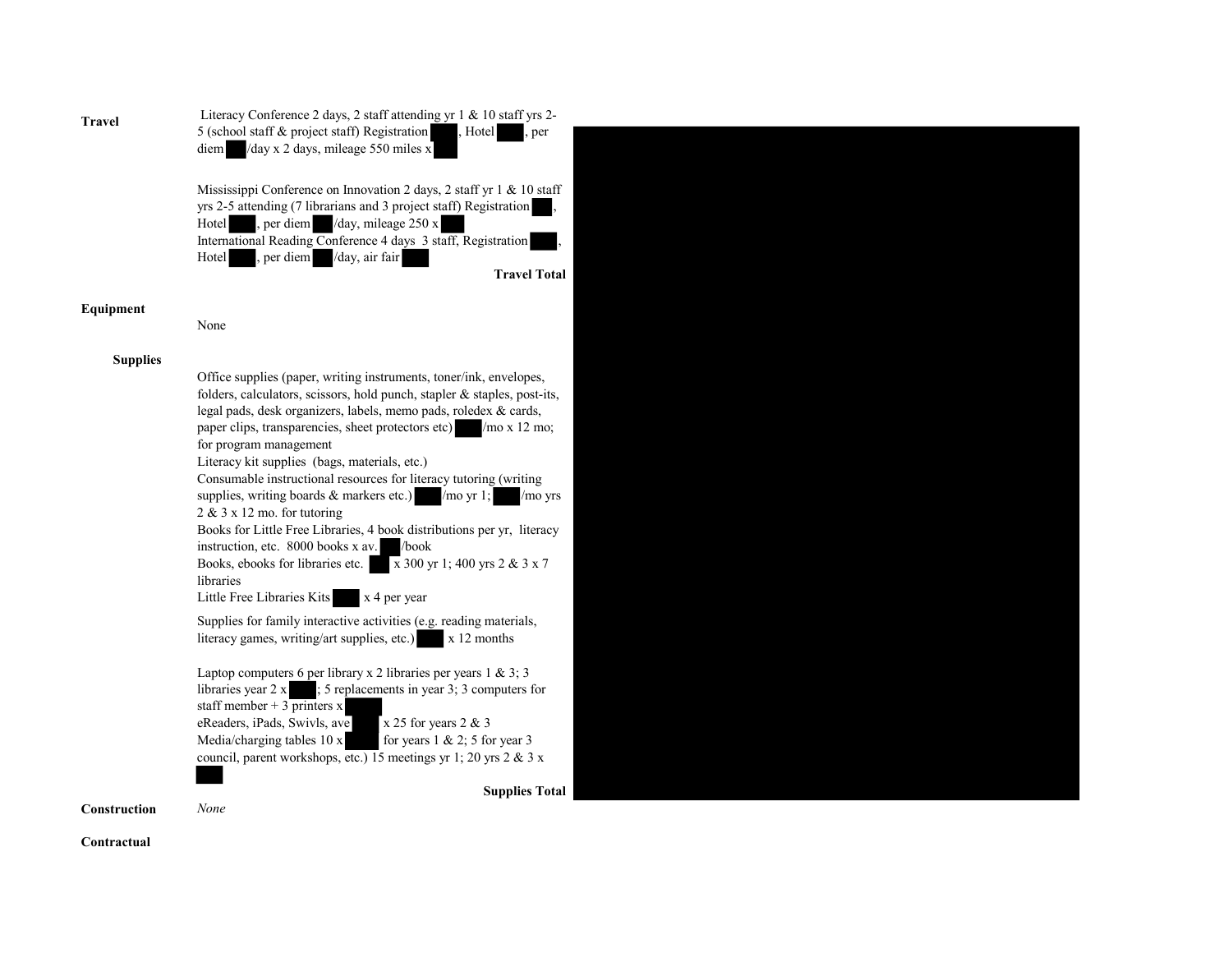**Travel**

Literacy Conference 2 days, 2 staff attending yr 1 & 10 staff yrs 2-5 (school staff & project staff) Registration ████, Hotel ████, per diem ███/day x 2 days, mileage 550 miles x ████

Mississippi Conference on Innovation 2 days, 2 staff yr 1 & 10 staff yrs 2-5 attending (7 librarians and 3 project staff) Registration ███, Hotel ███, per diem ███/day, mileage 250 x ███

International Reading Conference 4 days 3 staff, Registration ████, Hotel ███, per diem ███/day, air fair ████

**Travel Total**

**Equipment**

None

**Supplies**

Office supplies (paper, writing instruments, toner/ink, envelopes, folders, calculators, scissors, hold punch, stapler & staples, post-its, legal pads, desk organizers, labels, memo pads, roledex & cards, paper clips, transparencies, sheet protectors etc) ████/mo x 12 mo; for program management

Literacy kit supplies (bags, materials, etc.)

Consumable instructional resources for literacy tutoring (writing supplies, writing boards & markers etc.) ████/mo yr 1; ████/mo yrs 2 & 3 x 12 mo. for tutoring

Books for Little Free Libraries, 4 book distributions per yr, literacy instruction, etc. 8000 books x av. ███/book

Books, ebooks for libraries etc. ███ x 300 yr 1; 400 yrs 2 & 3 x 7 libraries

Little Free Libraries Kits ████ x 4 per year

Supplies for family interactive activities (e.g. reading materials, literacy games, writing/art supplies, etc.) ████ x 12 months

Laptop computers 6 per library x 2 libraries per years 1 & 3; 3 libraries year 2 x ████; 5 replacements in year 3; 3 computers for staff member + 3 printers x █████

eReaders, iPads, Swivls, ave ████ x 25 for years 2 & 3

Media/charging tables 10 x █████ for years 1 & 2; 5 for year 3

council, parent workshops, etc.) 15 meetings yr 1; 20 yrs 2 & 3 x ████

**Supplies Total**

**Construction**

*None*

**Contractual**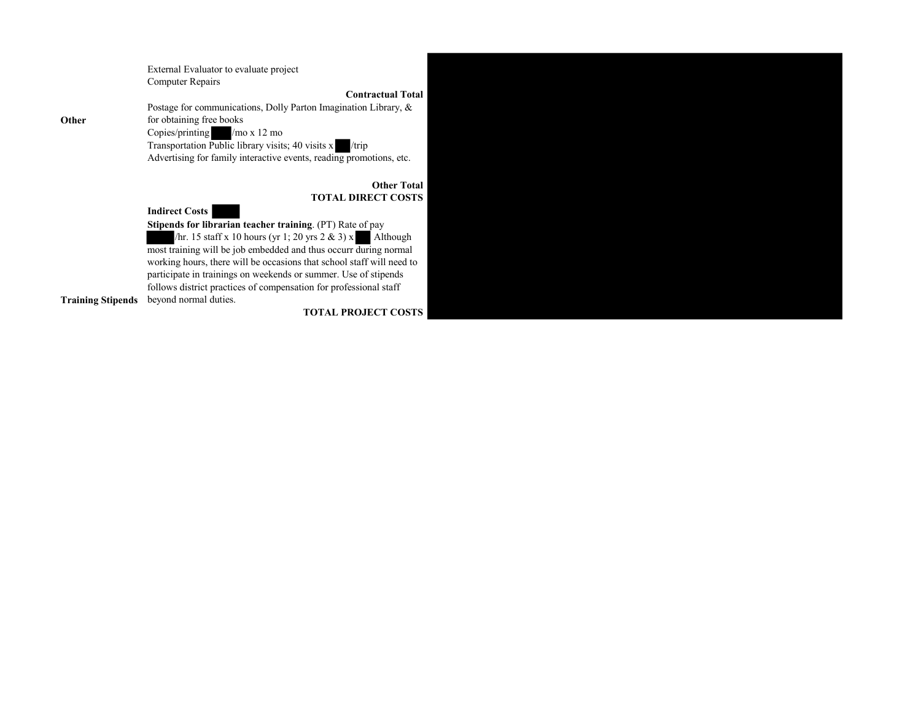| | | |
|---|---|---|
| | External Evaluator to evaluate project | |
| | Computer Repairs | |
| | **Contractual Total** | |
| **Other** | Postage for communications, Dolly Parton Imagination Library, & for obtaining free books | |
| | Copies/printing /mo x 12 mo | |
| | Transportation Public library visits; 40 visits x /trip | |
| | Advertising for family interactive events, reading promotions, etc. | |
| | **Other Total** | |
| | **TOTAL DIRECT COSTS** | |
| | **Indirect Costs** | |
| **Training Stipends** | **Stipends for librarian teacher training**. (PT) Rate of pay /hr. 15 staff x 10 hours (yr 1; 20 yrs 2 & 3) x Although most training will be job embedded and thus occurr during normal working hours, there will be occasions that school staff will need to participate in trainings on weekends or summer. Use of stipends follows district practices of compensation for professional staff beyond normal duties. | |
| | **TOTAL PROJECT COSTS** | |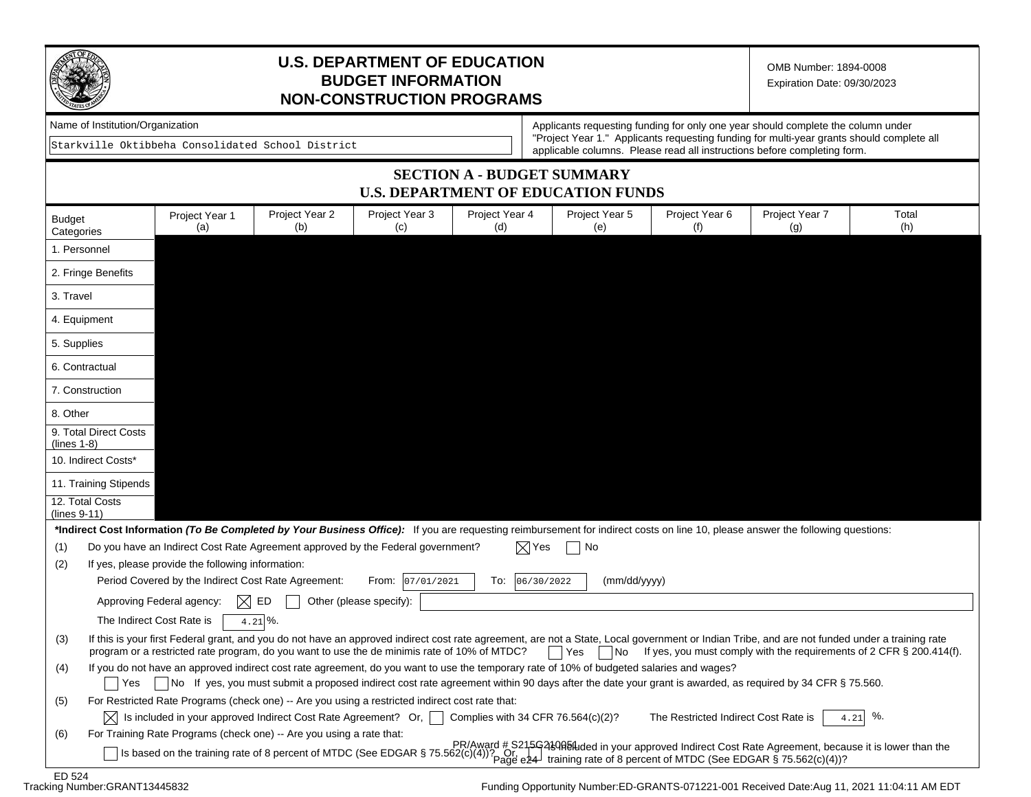# U.S. DEPARTMENT OF EDUCATION
# BUDGET INFORMATION
# NON-CONSTRUCTION PROGRAMS

OMB Number: 1894-0008
Expiration Date: 09/30/2023

Name of Institution/Organization

Starkville Oktibbeha Consolidated School District

Applicants requesting funding for only one year should complete the column under "Project Year 1." Applicants requesting funding for multi-year grants should complete all applicable columns. Please read all instructions before completing form.

## SECTION A - BUDGET SUMMARY
## U.S. DEPARTMENT OF EDUCATION FUNDS

| Budget Categories | Project Year 1 (a) | Project Year 2 (b) | Project Year 3 (c) | Project Year 4 (d) | Project Year 5 (e) | Project Year 6 (f) | Project Year 7 (g) | Total (h) |
|---|---|---|---|---|---|---|---|---|
| 1. Personnel | | | | | | | | |
| 2. Fringe Benefits | | | | | | | | |
| 3. Travel | | | | | | | | |
| 4. Equipment | | | | | | | | |
| 5. Supplies | | | | | | | | |
| 6. Contractual | | | | | | | | |
| 7. Construction | | | | | | | | |
| 8. Other | | | | | | | | |
| 9. Total Direct Costs (lines 1-8) | | | | | | | | |
| 10. Indirect Costs* | | | | | | | | |
| 11. Training Stipends | | | | | | | | |
| 12. Total Costs (lines 9-11) | | | | | | | | |

***Indirect Cost Information** ***(To Be Completed by Your Business Office):*** If you are requesting reimbursement for indirect costs on line 10, please answer the following questions:

(1) Do you have an Indirect Cost Rate Agreement approved by the Federal government? [X] Yes [ ] No

(2) If yes, please provide the following information:

Period Covered by the Indirect Cost Rate Agreement: From: 07/01/2021 To: 06/30/2022 (mm/dd/yyyy)

Approving Federal agency: [X] ED [ ] Other (please specify):

The Indirect Cost Rate is 4.21 %.

(3) If this is your first Federal grant, and you do not have an approved indirect cost rate agreement, are not a State, Local government or Indian Tribe, and are not funded under a training rate program or a restricted rate program, do you want to use the de minimis rate of 10% of MTDC? [ ] Yes [ ] No If yes, you must comply with the requirements of 2 CFR § 200.414(f).

(4) If you do not have an approved indirect cost rate agreement, do you want to use the temporary rate of 10% of budgeted salaries and wages?

[ ] Yes [ ] No If yes, you must submit a proposed indirect cost rate agreement within 90 days after the date your grant is awarded, as required by 34 CFR § 75.560.

(5) For Restricted Rate Programs (check one) -- Are you using a restricted indirect cost rate that:

[X] Is included in your approved Indirect Cost Rate Agreement? Or, [ ] Complies with 34 CFR 76.564(c)(2)? The Restricted Indirect Cost Rate is 4.21 %.

(6) For Training Rate Programs (check one) -- Are you using a rate that:

[ ] Is based on the training rate of 8 percent of MTDC (See EDGAR § 75.562(c)(4))? Or, [ ] Is included in your approved Indirect Cost Rate Agreement, because it is lower than the training rate of 8 percent of MTDC (See EDGAR § 75.562(c)(4))?

PR/Award # S215G210051

ED 524

Tracking Number:GRANT13445832

Funding Opportunity Number:ED-GRANTS-071221-001 Received Date:Aug 11, 2021 11:04:11 AM EDT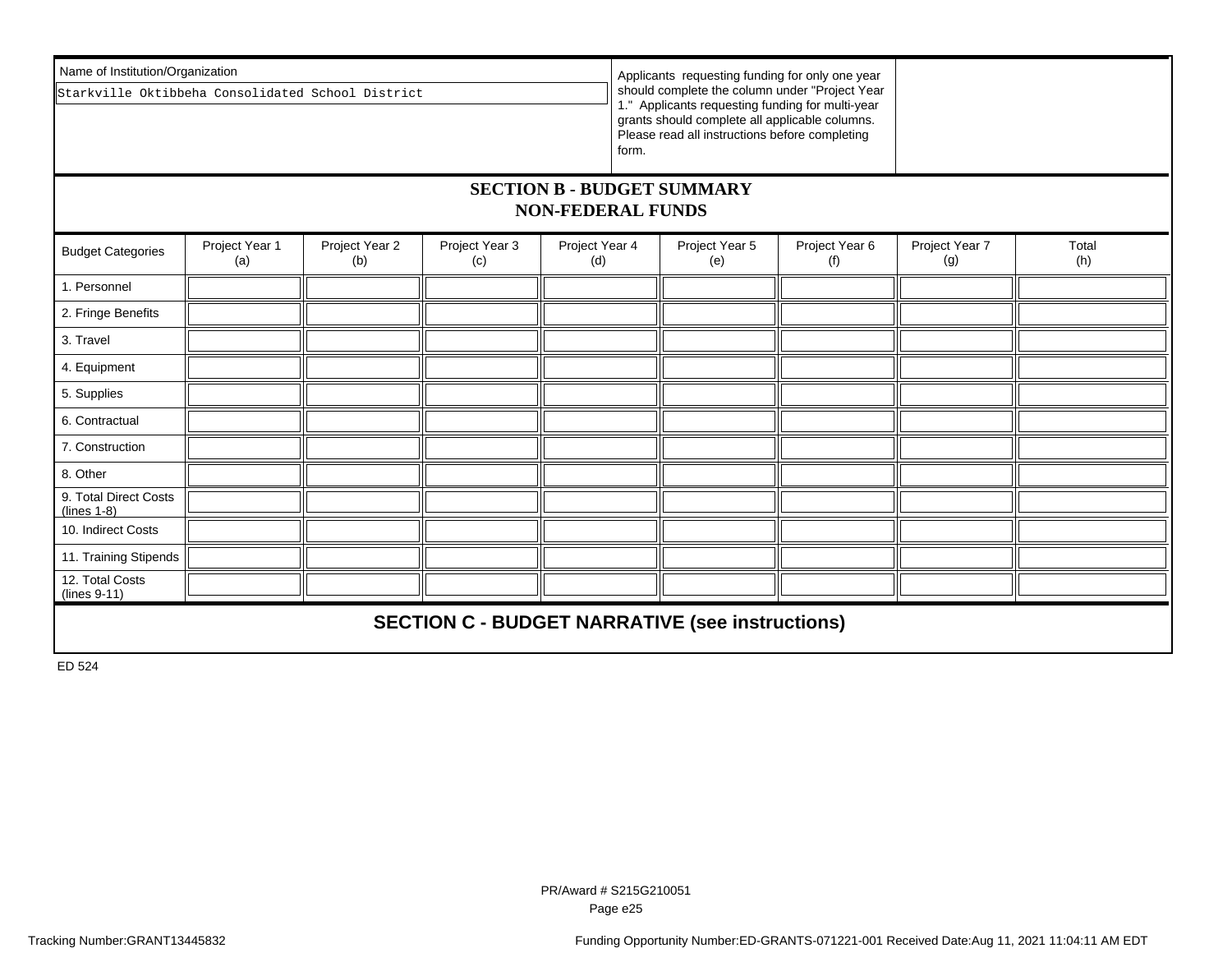Name of Institution/Organization

Starkville Oktibbeha Consolidated School District

Applicants requesting funding for only one year should complete the column under "Project Year 1." Applicants requesting funding for multi-year grants should complete all applicable columns. Please read all instructions before completing form.

## SECTION B - BUDGET SUMMARY
## NON-FEDERAL FUNDS

| Budget Categories | Project Year 1 (a) | Project Year 2 (b) | Project Year 3 (c) | Project Year 4 (d) | Project Year 5 (e) | Project Year 6 (f) | Project Year 7 (g) | Total (h) |
|---|---|---|---|---|---|---|---|---|
| 1. Personnel | | | | | | | | |
| 2. Fringe Benefits | | | | | | | | |
| 3. Travel | | | | | | | | |
| 4. Equipment | | | | | | | | |
| 5. Supplies | | | | | | | | |
| 6. Contractual | | | | | | | | |
| 7. Construction | | | | | | | | |
| 8. Other | | | | | | | | |
| 9. Total Direct Costs (lines 1-8) | | | | | | | | |
| 10. Indirect Costs | | | | | | | | |
| 11. Training Stipends | | | | | | | | |
| 12. Total Costs (lines 9-11) | | | | | | | | |

## SECTION C - BUDGET NARRATIVE (see instructions)

ED 524

PR/Award # S215G210051

Tracking Number:GRANT13445832

Funding Opportunity Number:ED-GRANTS-071221-001 Received Date:Aug 11, 2021 11:04:11 AM EDT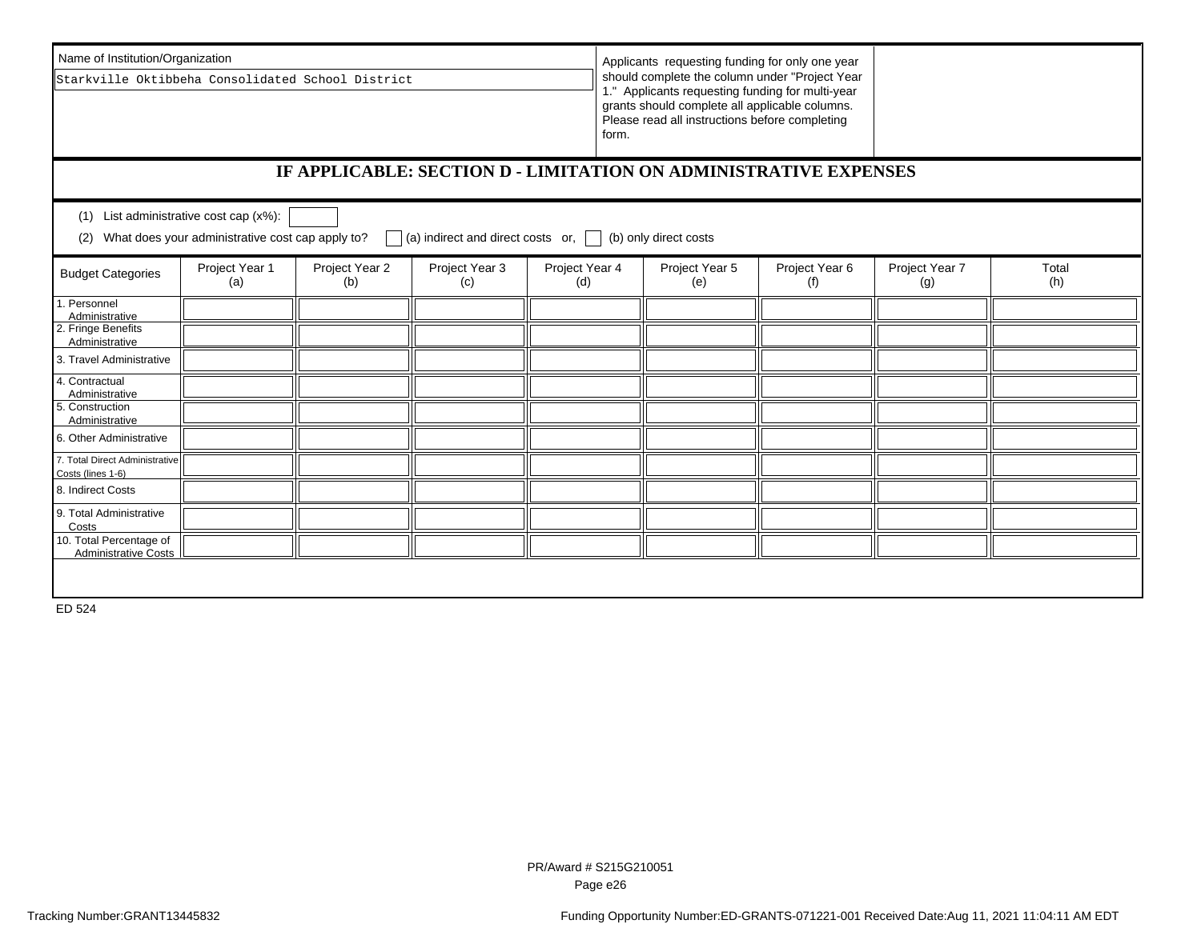Name of Institution/Organization

Starkville Oktibbeha Consolidated School District

Applicants requesting funding for only one year should complete the column under "Project Year 1." Applicants requesting funding for multi-year grants should complete all applicable columns. Please read all instructions before completing form.

## IF APPLICABLE: SECTION D - LIMITATION ON ADMINISTRATIVE EXPENSES

(1) List administrative cost cap (x%): 

(2) What does your administrative cost cap apply to? ☐ (a) indirect and direct costs or, ☐ (b) only direct costs

| Budget Categories | Project Year 1 (a) | Project Year 2 (b) | Project Year 3 (c) | Project Year 4 (d) | Project Year 5 (e) | Project Year 6 (f) | Project Year 7 (g) | Total (h) |
|---|---|---|---|---|---|---|---|---|
| 1. Personnel Administrative | | | | | | | | |
| 2. Fringe Benefits Administrative | | | | | | | | |
| 3. Travel Administrative | | | | | | | | |
| 4. Contractual Administrative | | | | | | | | |
| 5. Construction Administrative | | | | | | | | |
| 6. Other Administrative | | | | | | | | |
| 7. Total Direct Administrative Costs (lines 1-6) | | | | | | | | |
| 8. Indirect Costs | | | | | | | | |
| 9. Total Administrative Costs | | | | | | | | |
| 10. Total Percentage of Administrative Costs | | | | | | | | |

ED 524